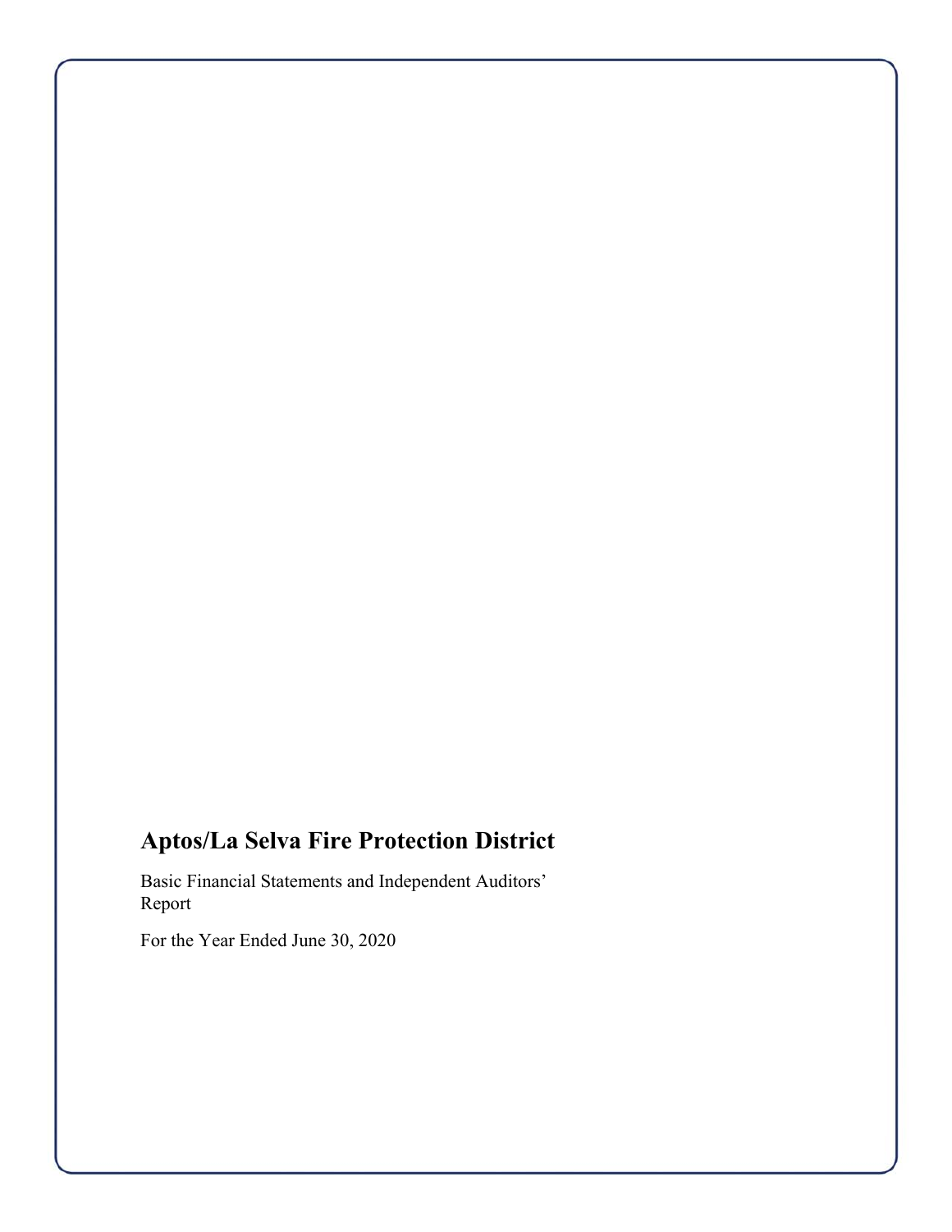# Aptos/La Selva Fire Protection District

Basic Financial Statements and Independent Auditors' Report

For the Year Ended June 30, 2020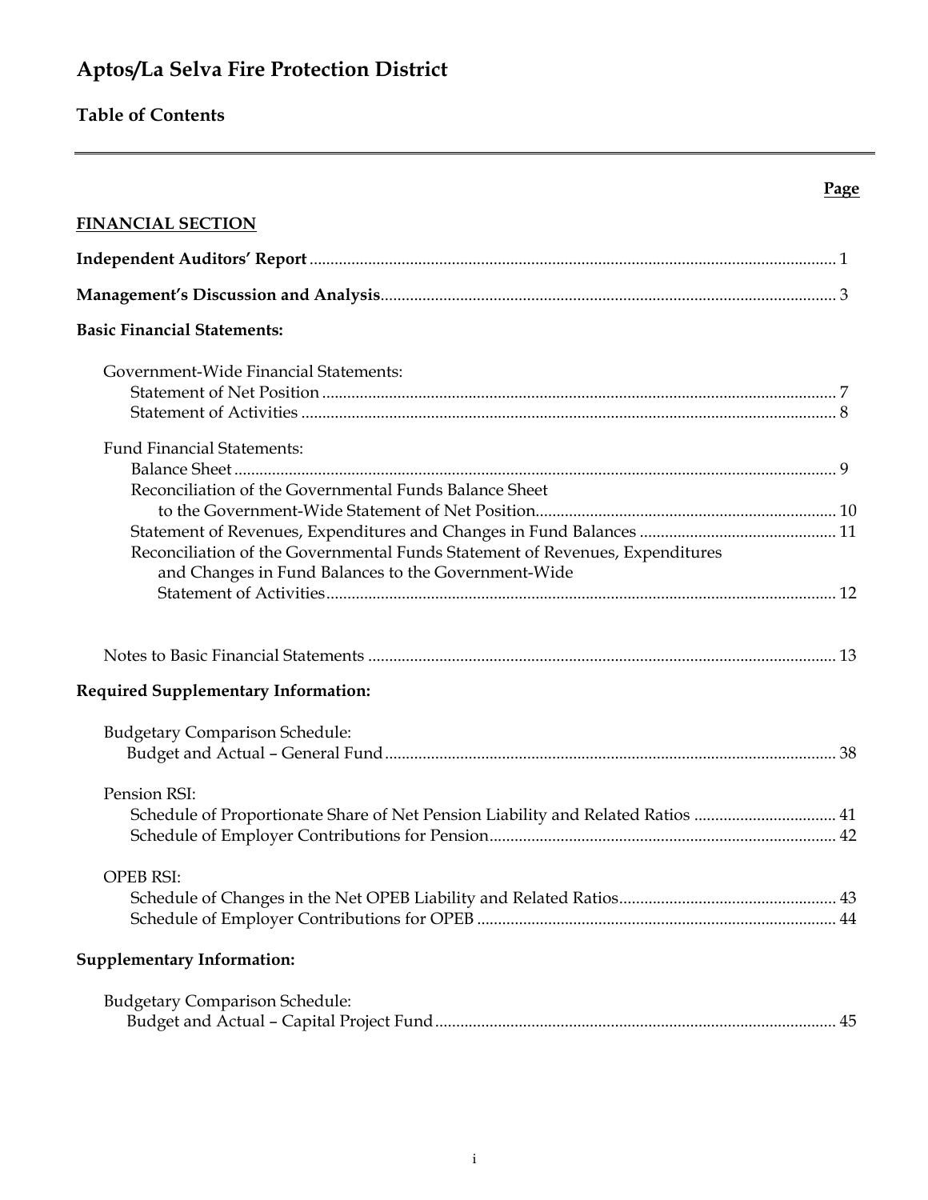# Aptos/La Selva Fire Protection District

## Table of Contents

| | Page |
|---|---|
| **FINANCIAL SECTION** | |
| **Independent Auditors' Report** | 1 |
| **Management's Discussion and Analysis** | 3 |
| **Basic Financial Statements:** | |
| Government-Wide Financial Statements: | |
| Statement of Net Position | 7 |
| Statement of Activities | 8 |
| Fund Financial Statements: | |
| Balance Sheet | 9 |
| Reconciliation of the Governmental Funds Balance Sheet to the Government-Wide Statement of Net Position | 10 |
| Statement of Revenues, Expenditures and Changes in Fund Balances | 11 |
| Reconciliation of the Governmental Funds Statement of Revenues, Expenditures and Changes in Fund Balances to the Government-Wide Statement of Activities | 12 |
| Notes to Basic Financial Statements | 13 |
| **Required Supplementary Information:** | |
| Budgetary Comparison Schedule: | |
| Budget and Actual – General Fund | 38 |
| Pension RSI: | |
| Schedule of Proportionate Share of Net Pension Liability and Related Ratios | 41 |
| Schedule of Employer Contributions for Pension | 42 |
| OPEB RSI: | |
| Schedule of Changes in the Net OPEB Liability and Related Ratios | 43 |
| Schedule of Employer Contributions for OPEB | 44 |
| **Supplementary Information:** | |
| Budgetary Comparison Schedule: | |
| Budget and Actual – Capital Project Fund | 45 |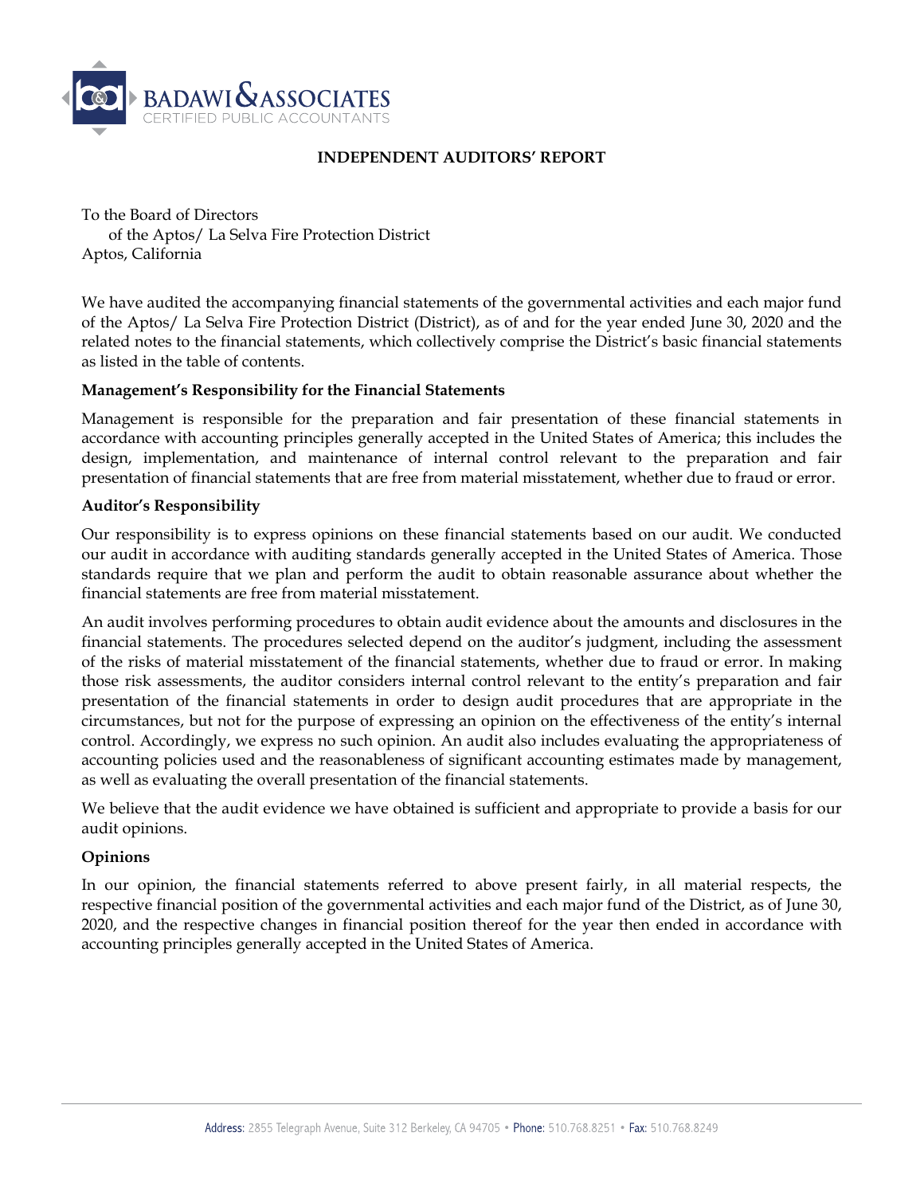BADAWI & ASSOCIATES
CERTIFIED PUBLIC ACCOUNTANTS

## INDEPENDENT AUDITORS' REPORT

To the Board of Directors
of the Aptos/ La Selva Fire Protection District
Aptos, California

We have audited the accompanying financial statements of the governmental activities and each major fund of the Aptos/ La Selva Fire Protection District (District), as of and for the year ended June 30, 2020 and the related notes to the financial statements, which collectively comprise the District's basic financial statements as listed in the table of contents.

**Management's Responsibility for the Financial Statements**

Management is responsible for the preparation and fair presentation of these financial statements in accordance with accounting principles generally accepted in the United States of America; this includes the design, implementation, and maintenance of internal control relevant to the preparation and fair presentation of financial statements that are free from material misstatement, whether due to fraud or error.

**Auditor's Responsibility**

Our responsibility is to express opinions on these financial statements based on our audit. We conducted our audit in accordance with auditing standards generally accepted in the United States of America. Those standards require that we plan and perform the audit to obtain reasonable assurance about whether the financial statements are free from material misstatement.

An audit involves performing procedures to obtain audit evidence about the amounts and disclosures in the financial statements. The procedures selected depend on the auditor's judgment, including the assessment of the risks of material misstatement of the financial statements, whether due to fraud or error. In making those risk assessments, the auditor considers internal control relevant to the entity's preparation and fair presentation of the financial statements in order to design audit procedures that are appropriate in the circumstances, but not for the purpose of expressing an opinion on the effectiveness of the entity's internal control. Accordingly, we express no such opinion. An audit also includes evaluating the appropriateness of accounting policies used and the reasonableness of significant accounting estimates made by management, as well as evaluating the overall presentation of the financial statements.

We believe that the audit evidence we have obtained is sufficient and appropriate to provide a basis for our audit opinions.

**Opinions**

In our opinion, the financial statements referred to above present fairly, in all material respects, the respective financial position of the governmental activities and each major fund of the District, as of June 30, 2020, and the respective changes in financial position thereof for the year then ended in accordance with accounting principles generally accepted in the United States of America.

Address: 2855 Telegraph Avenue, Suite 312 Berkeley, CA 94705 • Phone: 510.768.8251 • Fax: 510.768.8249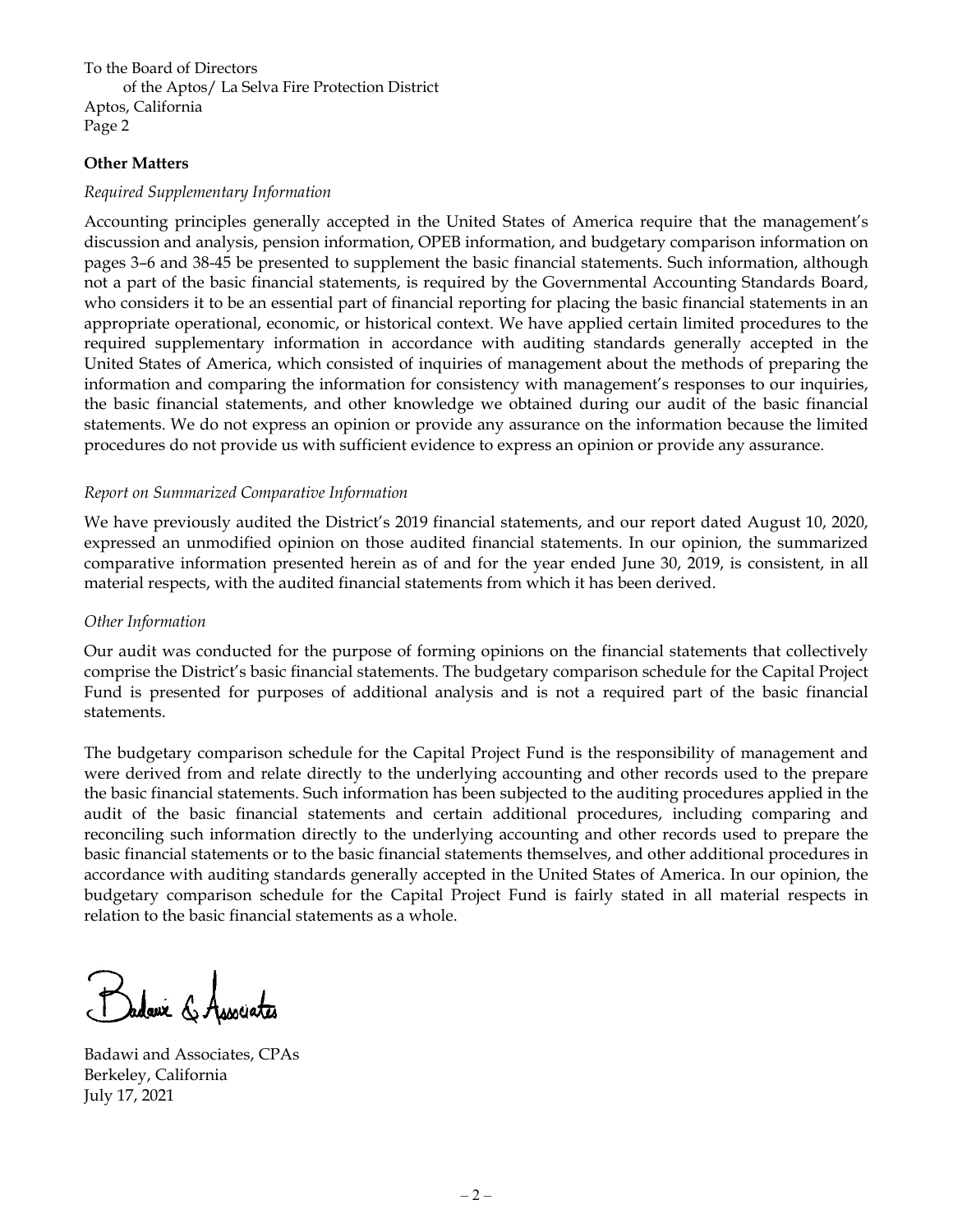To the Board of Directors
of the Aptos/ La Selva Fire Protection District
Aptos, California
Page 2

**Other Matters**

*Required Supplementary Information*

Accounting principles generally accepted in the United States of America require that the management's discussion and analysis, pension information, OPEB information, and budgetary comparison information on pages 3–6 and 38-45 be presented to supplement the basic financial statements. Such information, although not a part of the basic financial statements, is required by the Governmental Accounting Standards Board, who considers it to be an essential part of financial reporting for placing the basic financial statements in an appropriate operational, economic, or historical context. We have applied certain limited procedures to the required supplementary information in accordance with auditing standards generally accepted in the United States of America, which consisted of inquiries of management about the methods of preparing the information and comparing the information for consistency with management's responses to our inquiries, the basic financial statements, and other knowledge we obtained during our audit of the basic financial statements. We do not express an opinion or provide any assurance on the information because the limited procedures do not provide us with sufficient evidence to express an opinion or provide any assurance.

*Report on Summarized Comparative Information*

We have previously audited the District's 2019 financial statements, and our report dated August 10, 2020, expressed an unmodified opinion on those audited financial statements. In our opinion, the summarized comparative information presented herein as of and for the year ended June 30, 2019, is consistent, in all material respects, with the audited financial statements from which it has been derived.

*Other Information*

Our audit was conducted for the purpose of forming opinions on the financial statements that collectively comprise the District's basic financial statements. The budgetary comparison schedule for the Capital Project Fund is presented for purposes of additional analysis and is not a required part of the basic financial statements.

The budgetary comparison schedule for the Capital Project Fund is the responsibility of management and were derived from and relate directly to the underlying accounting and other records used to the prepare the basic financial statements. Such information has been subjected to the auditing procedures applied in the audit of the basic financial statements and certain additional procedures, including comparing and reconciling such information directly to the underlying accounting and other records used to prepare the basic financial statements or to the basic financial statements themselves, and other additional procedures in accordance with auditing standards generally accepted in the United States of America. In our opinion, the budgetary comparison schedule for the Capital Project Fund is fairly stated in all material respects in relation to the basic financial statements as a whole.

Badawi & Associates

Badawi and Associates, CPAs
Berkeley, California
July 17, 2021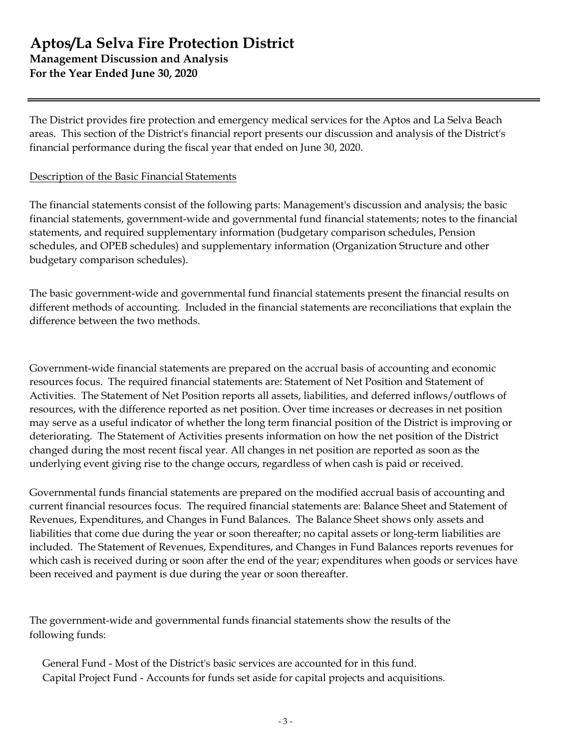# Aptos/La Selva Fire Protection District

**Management Discussion and Analysis**

**For the Year Ended June 30, 2020**

The District provides fire protection and emergency medical services for the Aptos and La Selva Beach areas. This section of the District's financial report presents our discussion and analysis of the District's financial performance during the fiscal year that ended on June 30, 2020.

Description of the Basic Financial Statements

The financial statements consist of the following parts: Management's discussion and analysis; the basic financial statements, government-wide and governmental fund financial statements; notes to the financial statements, and required supplementary information (budgetary comparison schedules, Pension schedules, and OPEB schedules) and supplementary information (Organization Structure and other budgetary comparison schedules).

The basic government-wide and governmental fund financial statements present the financial results on different methods of accounting. Included in the financial statements are reconciliations that explain the difference between the two methods.

Government-wide financial statements are prepared on the accrual basis of accounting and economic resources focus. The required financial statements are: Statement of Net Position and Statement of Activities. The Statement of Net Position reports all assets, liabilities, and deferred inflows/outflows of resources, with the difference reported as net position. Over time increases or decreases in net position may serve as a useful indicator of whether the long term financial position of the District is improving or deteriorating. The Statement of Activities presents information on how the net position of the District changed during the most recent fiscal year. All changes in net position are reported as soon as the underlying event giving rise to the change occurs, regardless of when cash is paid or received.

Governmental funds financial statements are prepared on the modified accrual basis of accounting and current financial resources focus. The required financial statements are: Balance Sheet and Statement of Revenues, Expenditures, and Changes in Fund Balances. The Balance Sheet shows only assets and liabilities that come due during the year or soon thereafter; no capital assets or long-term liabilities are included. The Statement of Revenues, Expenditures, and Changes in Fund Balances reports revenues for which cash is received during or soon after the end of the year; expenditures when goods or services have been received and payment is due during the year or soon thereafter.

The government-wide and governmental funds financial statements show the results of the following funds:

General Fund - Most of the District's basic services are accounted for in this fund.
Capital Project Fund - Accounts for funds set aside for capital projects and acquisitions.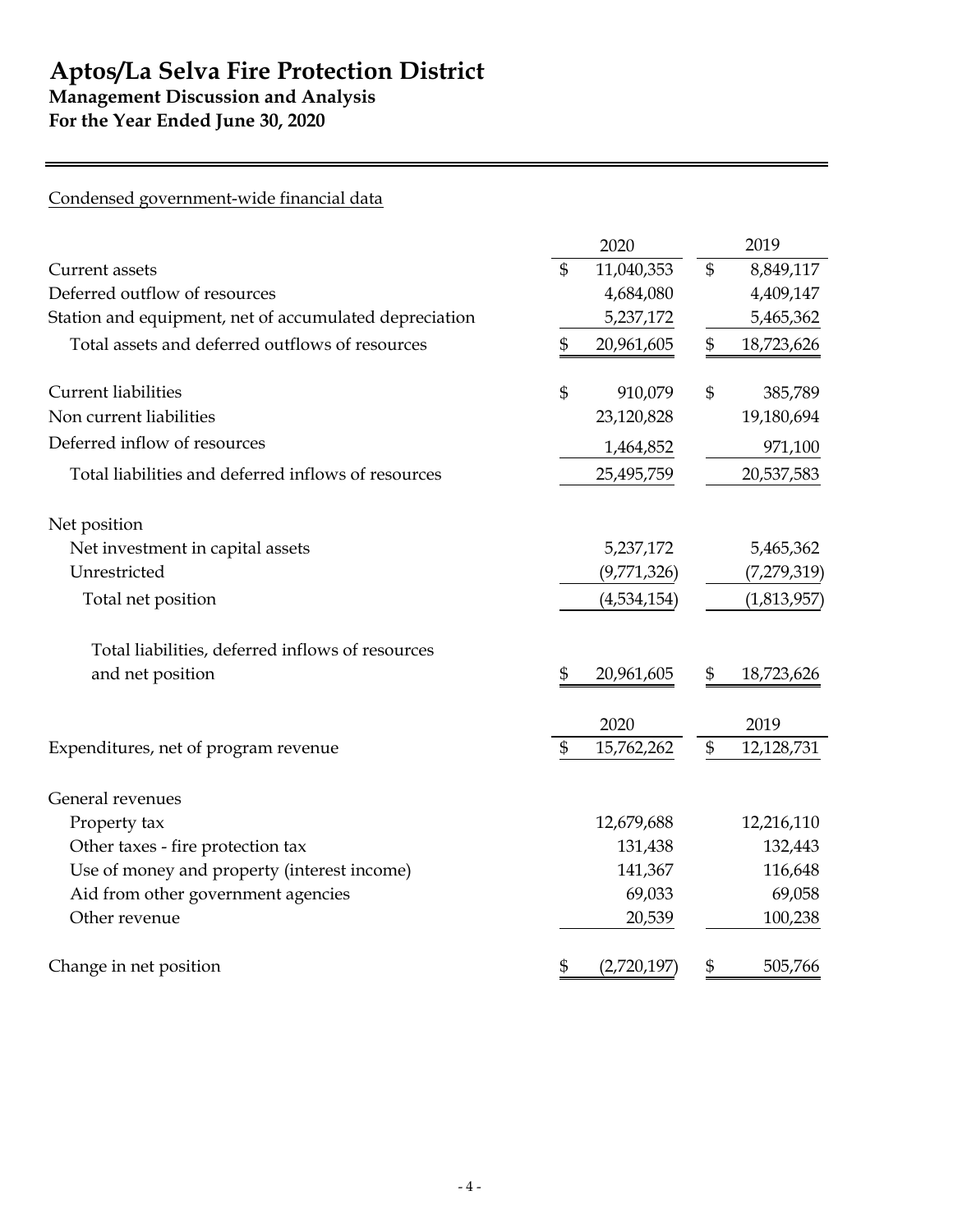# Aptos/La Selva Fire Protection District

## Management Discussion and Analysis

### For the Year Ended June 30, 2020

Condensed government-wide financial data

| | 2020 | 2019 |
|---|---|---|
| Current assets | $ 11,040,353 | $ 8,849,117 |
| Deferred outflow of resources | 4,684,080 | 4,409,147 |
| Station and equipment, net of accumulated depreciation | 5,237,172 | 5,465,362 |
| Total assets and deferred outflows of resources | $ 20,961,605 | $ 18,723,626 |
| | | |
| Current liabilities | $ 910,079 | $ 385,789 |
| Non current liabilities | 23,120,828 | 19,180,694 |
| Deferred inflow of resources | 1,464,852 | 971,100 |
| Total liabilities and deferred inflows of resources | 25,495,759 | 20,537,583 |
| | | |
| Net position | | |
| Net investment in capital assets | 5,237,172 | 5,465,362 |
| Unrestricted | (9,771,326) | (7,279,319) |
| Total net position | (4,534,154) | (1,813,957) |
| | | |
| Total liabilities, deferred inflows of resources and net position | $ 20,961,605 | $ 18,723,626 |

| | 2020 | 2019 |
|---|---|---|
| Expenditures, net of program revenue | $ 15,762,262 | $ 12,128,731 |
| | | |
| General revenues | | |
| Property tax | 12,679,688 | 12,216,110 |
| Other taxes - fire protection tax | 131,438 | 132,443 |
| Use of money and property (interest income) | 141,367 | 116,648 |
| Aid from other government agencies | 69,033 | 69,058 |
| Other revenue | 20,539 | 100,238 |
| | | |
| Change in net position | $ (2,720,197) | $ 505,766 |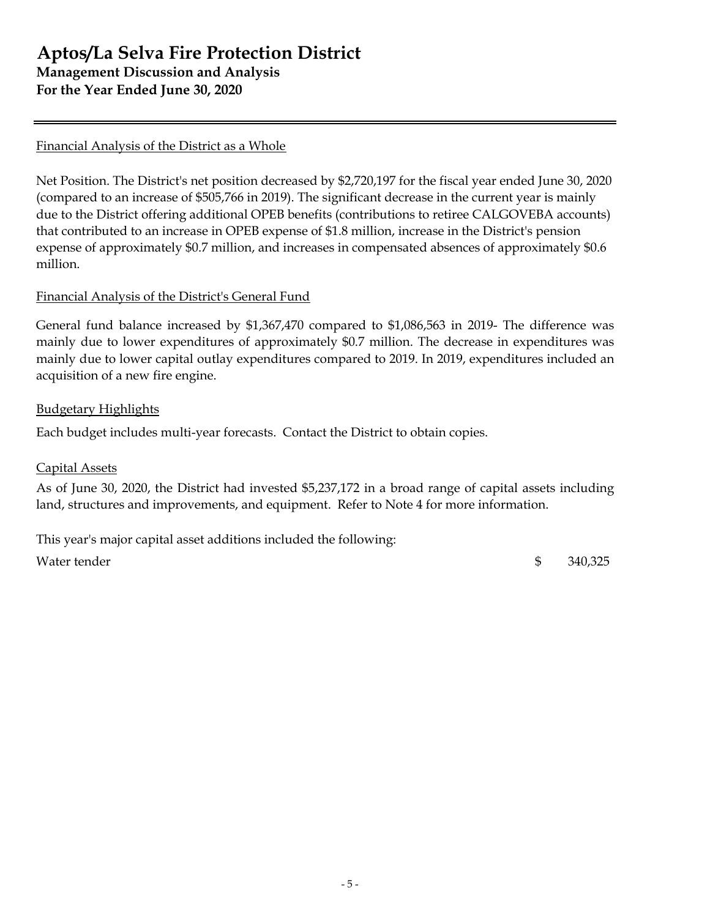# Aptos/La Selva Fire Protection District
**Management Discussion and Analysis**
**For the Year Ended June 30, 2020**

---

Financial Analysis of the District as a Whole

Net Position. The District's net position decreased by $2,720,197 for the fiscal year ended June 30, 2020 (compared to an increase of $505,766 in 2019). The significant decrease in the current year is mainly due to the District offering additional OPEB benefits (contributions to retiree CALGOVEBA accounts) that contributed to an increase in OPEB expense of $1.8 million, increase in the District's pension expense of approximately $0.7 million, and increases in compensated absences of approximately $0.6 million.

Financial Analysis of the District's General Fund

General fund balance increased by $1,367,470 compared to $1,086,563 in 2019- The difference was mainly due to lower expenditures of approximately $0.7 million. The decrease in expenditures was mainly due to lower capital outlay expenditures compared to 2019. In 2019, expenditures included an acquisition of a new fire engine.

Budgetary Highlights

Each budget includes multi-year forecasts. Contact the District to obtain copies.

Capital Assets

As of June 30, 2020, the District had invested $5,237,172 in a broad range of capital assets including land, structures and improvements, and equipment. Refer to Note 4 for more information.

This year's major capital asset additions included the following:

| | | |
|---|---|---|
| Water tender | $ | 340,325 |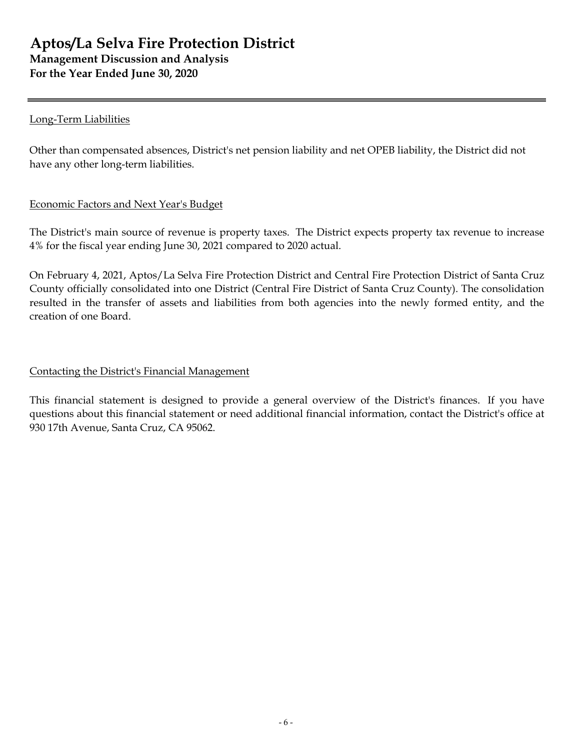#### Long-Term Liabilities

Other than compensated absences, District's net pension liability and net OPEB liability, the District did not have any other long-term liabilities.

#### Economic Factors and Next Year's Budget

The District's main source of revenue is property taxes. The District expects property tax revenue to increase 4% for the fiscal year ending June 30, 2021 compared to 2020 actual.

On February 4, 2021, Aptos/La Selva Fire Protection District and Central Fire Protection District of Santa Cruz County officially consolidated into one District (Central Fire District of Santa Cruz County). The consolidation resulted in the transfer of assets and liabilities from both agencies into the newly formed entity, and the creation of one Board.

#### Contacting the District's Financial Management

This financial statement is designed to provide a general overview of the District's finances. If you have questions about this financial statement or need additional financial information, contact the District's office at 930 17th Avenue, Santa Cruz, CA 95062.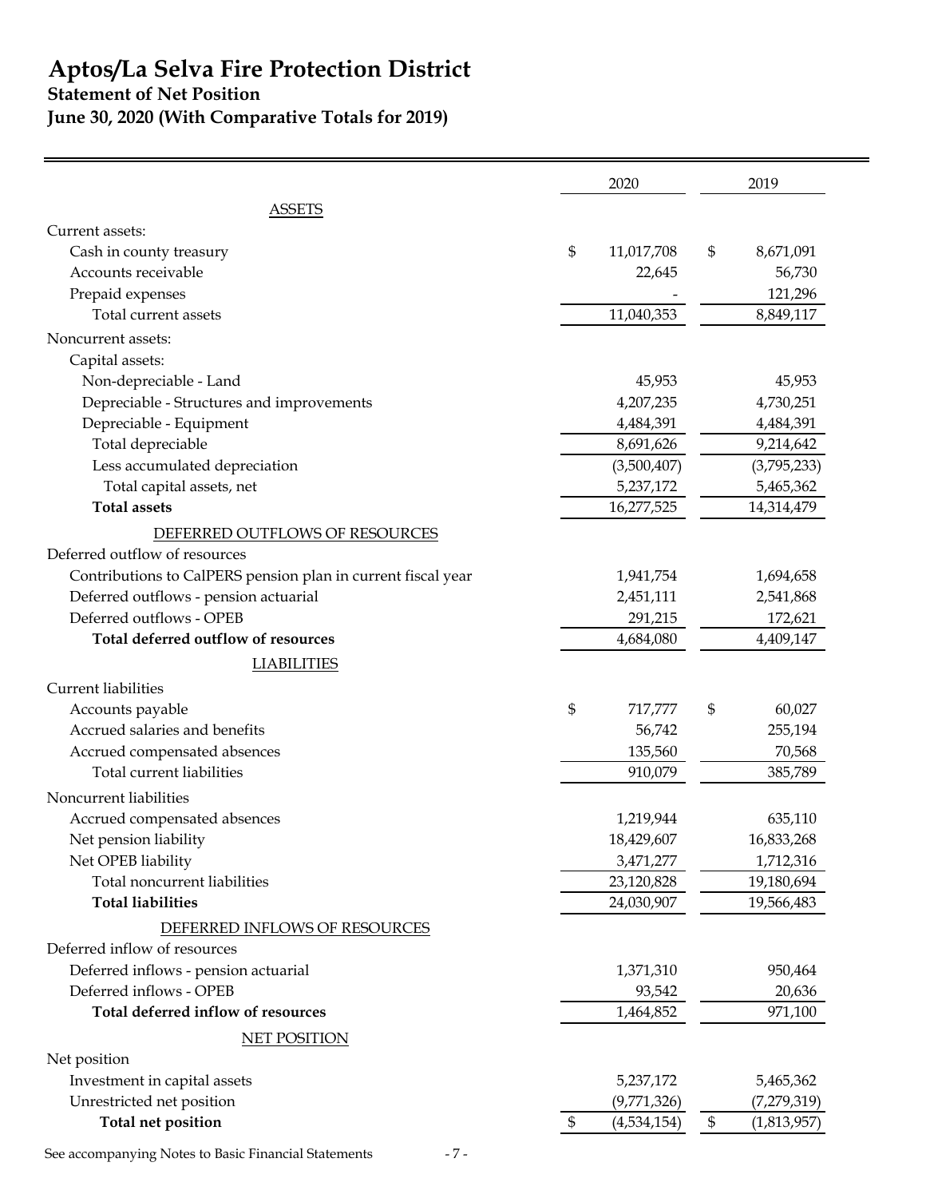# Aptos/La Selva Fire Protection District

## Statement of Net Position

## June 30, 2020 (With Comparative Totals for 2019)

| | 2020 | 2019 |
|---|---|---|
| ASSETS | | |
| Current assets: | | |
| Cash in county treasury | $ 11,017,708 | $ 8,671,091 |
| Accounts receivable | 22,645 | 56,730 |
| Prepaid expenses | - | 121,296 |
| Total current assets | 11,040,353 | 8,849,117 |
| Noncurrent assets: | | |
| Capital assets: | | |
| Non-depreciable - Land | 45,953 | 45,953 |
| Depreciable - Structures and improvements | 4,207,235 | 4,730,251 |
| Depreciable - Equipment | 4,484,391 | 4,484,391 |
| Total depreciable | 8,691,626 | 9,214,642 |
| Less accumulated depreciation | (3,500,407) | (3,795,233) |
| Total capital assets, net | 5,237,172 | 5,465,362 |
| **Total assets** | 16,277,525 | 14,314,479 |
| DEFERRED OUTFLOWS OF RESOURCES | | |
| Deferred outflow of resources | | |
| Contributions to CalPERS pension plan in current fiscal year | 1,941,754 | 1,694,658 |
| Deferred outflows - pension actuarial | 2,451,111 | 2,541,868 |
| Deferred outflows - OPEB | 291,215 | 172,621 |
| **Total deferred outflow of resources** | 4,684,080 | 4,409,147 |
| LIABILITIES | | |
| Current liabilities | | |
| Accounts payable | $ 717,777 | $ 60,027 |
| Accrued salaries and benefits | 56,742 | 255,194 |
| Accrued compensated absences | 135,560 | 70,568 |
| Total current liabilities | 910,079 | 385,789 |
| Noncurrent liabilities | | |
| Accrued compensated absences | 1,219,944 | 635,110 |
| Net pension liability | 18,429,607 | 16,833,268 |
| Net OPEB liability | 3,471,277 | 1,712,316 |
| Total noncurrent liabilities | 23,120,828 | 19,180,694 |
| **Total liabilities** | 24,030,907 | 19,566,483 |
| DEFERRED INFLOWS OF RESOURCES | | |
| Deferred inflow of resources | | |
| Deferred inflows - pension actuarial | 1,371,310 | 950,464 |
| Deferred inflows - OPEB | 93,542 | 20,636 |
| **Total deferred inflow of resources** | 1,464,852 | 971,100 |
| NET POSITION | | |
| Net position | | |
| Investment in capital assets | 5,237,172 | 5,465,362 |
| Unrestricted net position | (9,771,326) | (7,279,319) |
| **Total net position** | $ (4,534,154) | $ (1,813,957) |

See accompanying Notes to Basic Financial Statements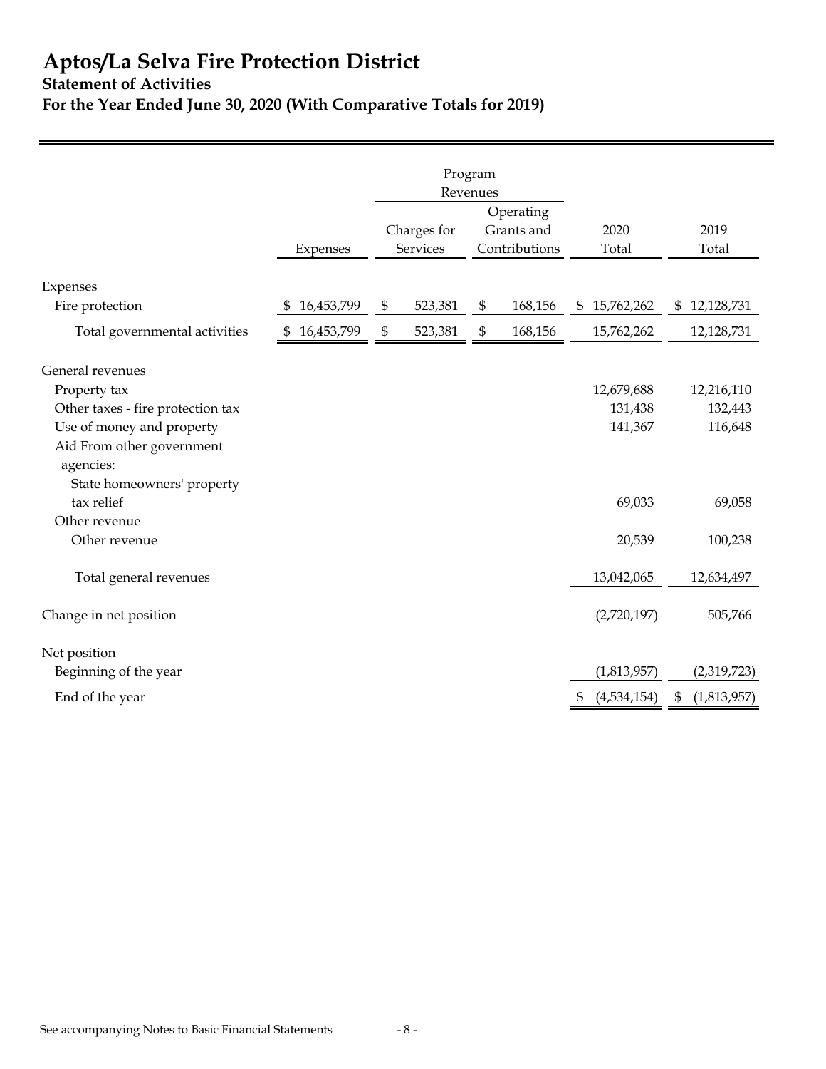# Aptos/La Selva Fire Protection District

## Statement of Activities

### For the Year Ended June 30, 2020 (With Comparative Totals for 2019)

| | Expenses | Program Revenues | | | |
|---|---|---|---|---|---|
| | | Charges for Services | Operating Grants and Contributions | 2020 Total | 2019 Total |
| **Expenses** | | | | | |
| Fire protection | $ 16,453,799 | $ 523,381 | $ 168,156 | $ 15,762,262 | $ 12,128,731 |
| Total governmental activities | $ 16,453,799 | $ 523,381 | $ 168,156 | 15,762,262 | 12,128,731 |
| **General revenues** | | | | | |
| Property tax | | | | 12,679,688 | 12,216,110 |
| Other taxes - fire protection tax | | | | 131,438 | 132,443 |
| Use of money and property | | | | 141,367 | 116,648 |
| Aid From other government agencies: | | | | | |
| State homeowners' property tax relief | | | | 69,033 | 69,058 |
| Other revenue | | | | | |
| Other revenue | | | | 20,539 | 100,238 |
| Total general revenues | | | | 13,042,065 | 12,634,497 |
| Change in net position | | | | (2,720,197) | 505,766 |
| **Net position** | | | | | |
| Beginning of the year | | | | (1,813,957) | (2,319,723) |
| End of the year | | | | $ (4,534,154) | $ (1,813,957) |

See accompanying Notes to Basic Financial Statements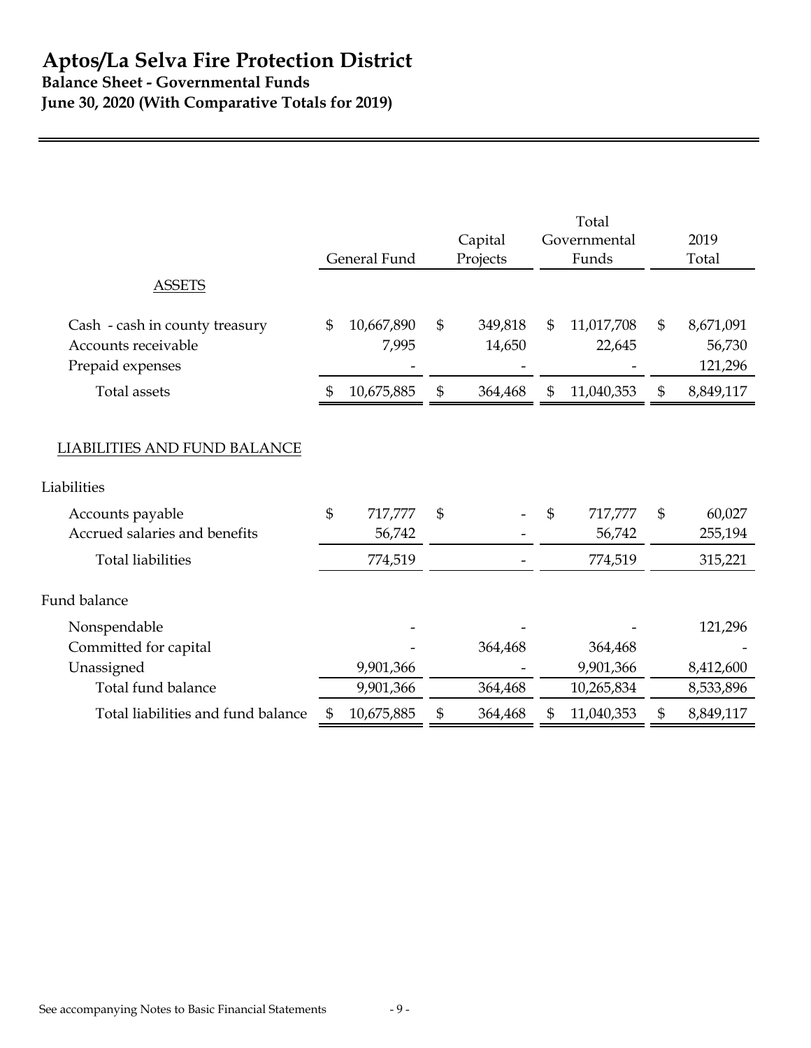# Aptos/La Selva Fire Protection District

**Balance Sheet - Governmental Funds**

**June 30, 2020 (With Comparative Totals for 2019)**

| | General Fund | Capital Projects | Total Governmental Funds | 2019 Total |
|---|---|---|---|---|
| ASSETS | | | | |
| Cash - cash in county treasury | $ 10,667,890 | $ 349,818 | $ 11,017,708 | $ 8,671,091 |
| Accounts receivable | 7,995 | 14,650 | 22,645 | 56,730 |
| Prepaid expenses | - | - | - | 121,296 |
| Total assets | $ 10,675,885 | $ 364,468 | $ 11,040,353 | $ 8,849,117 |
| LIABILITIES AND FUND BALANCE | | | | |
| Liabilities | | | | |
| Accounts payable | $ 717,777 | $ - | $ 717,777 | $ 60,027 |
| Accrued salaries and benefits | 56,742 | - | 56,742 | 255,194 |
| Total liabilities | 774,519 | - | 774,519 | 315,221 |
| Fund balance | | | | |
| Nonspendable | - | - | - | 121,296 |
| Committed for capital | - | 364,468 | 364,468 | - |
| Unassigned | 9,901,366 | - | 9,901,366 | 8,412,600 |
| Total fund balance | 9,901,366 | 364,468 | 10,265,834 | 8,533,896 |
| Total liabilities and fund balance | $ 10,675,885 | $ 364,468 | $ 11,040,353 | $ 8,849,117 |

See accompanying Notes to Basic Financial Statements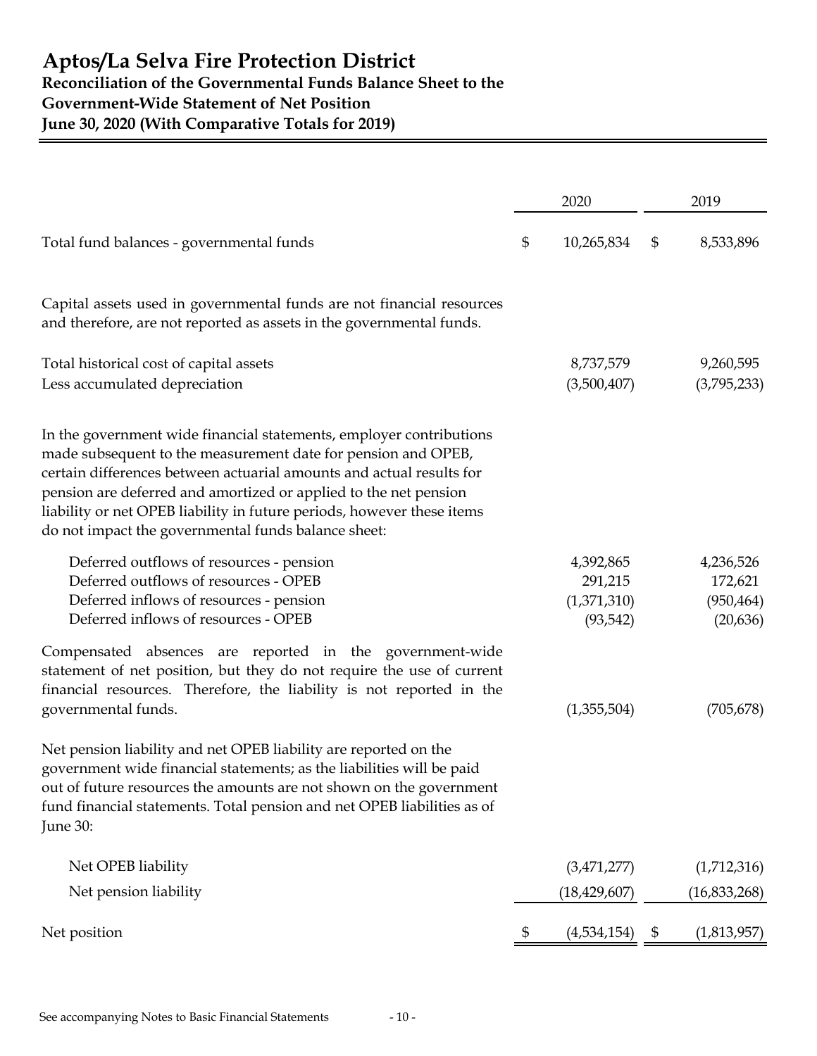# Aptos/La Selva Fire Protection District

## Reconciliation of the Governmental Funds Balance Sheet to the Government-Wide Statement of Net Position

## June 30, 2020 (With Comparative Totals for 2019)

| | 2020 | 2019 |
|---|---|---|
| Total fund balances - governmental funds | $ 10,265,834 | $ 8,533,896 |
| Capital assets used in governmental funds are not financial resources and therefore, are not reported as assets in the governmental funds. | | |
| Total historical cost of capital assets | 8,737,579 | 9,260,595 |
| Less accumulated depreciation | (3,500,407) | (3,795,233) |
| In the government wide financial statements, employer contributions made subsequent to the measurement date for pension and OPEB, certain differences between actuarial amounts and actual results for pension are deferred and amortized or applied to the net pension liability or net OPEB liability in future periods, however these items do not impact the governmental funds balance sheet: | | |
| Deferred outflows of resources - pension | 4,392,865 | 4,236,526 |
| Deferred outflows of resources - OPEB | 291,215 | 172,621 |
| Deferred inflows of resources - pension | (1,371,310) | (950,464) |
| Deferred inflows of resources - OPEB | (93,542) | (20,636) |
| Compensated absences are reported in the government-wide statement of net position, but they do not require the use of current financial resources. Therefore, the liability is not reported in the governmental funds. | (1,355,504) | (705,678) |
| Net pension liability and net OPEB liability are reported on the government wide financial statements; as the liabilities will be paid out of future resources the amounts are not shown on the government fund financial statements. Total pension and net OPEB liabilities as of June 30: | | |
| Net OPEB liability | (3,471,277) | (1,712,316) |
| Net pension liability | (18,429,607) | (16,833,268) |
| Net position | $ (4,534,154) | $ (1,813,957) |

See accompanying Notes to Basic Financial Statements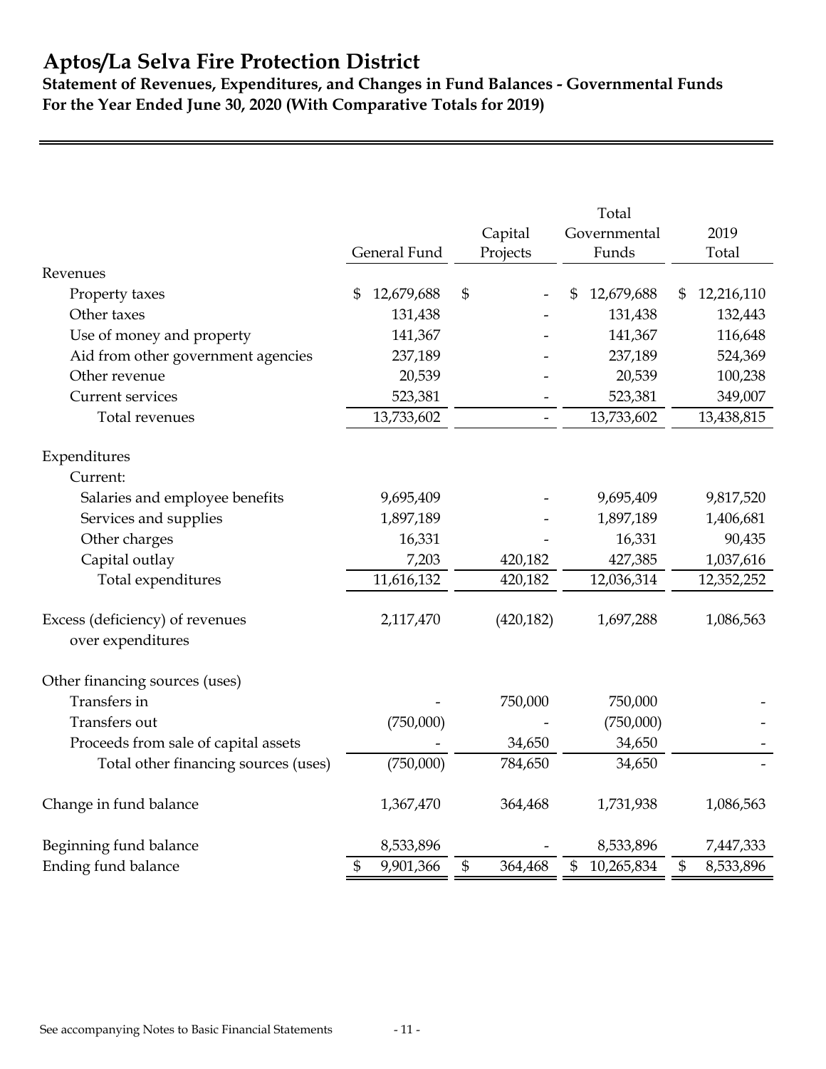# Aptos/La Selva Fire Protection District

**Statement of Revenues, Expenditures, and Changes in Fund Balances - Governmental Funds**
**For the Year Ended June 30, 2020 (With Comparative Totals for 2019)**

| | General Fund | Capital Projects | Total Governmental Funds | 2019 Total |
|---|---|---|---|---|
| Revenues | | | | |
| Property taxes | $ 12,679,688 | $ - | $ 12,679,688 | $ 12,216,110 |
| Other taxes | 131,438 | - | 131,438 | 132,443 |
| Use of money and property | 141,367 | - | 141,367 | 116,648 |
| Aid from other government agencies | 237,189 | - | 237,189 | 524,369 |
| Other revenue | 20,539 | - | 20,539 | 100,238 |
| Current services | 523,381 | - | 523,381 | 349,007 |
| Total revenues | 13,733,602 | - | 13,733,602 | 13,438,815 |
| Expenditures | | | | |
| Current: | | | | |
| Salaries and employee benefits | 9,695,409 | - | 9,695,409 | 9,817,520 |
| Services and supplies | 1,897,189 | - | 1,897,189 | 1,406,681 |
| Other charges | 16,331 | - | 16,331 | 90,435 |
| Capital outlay | 7,203 | 420,182 | 427,385 | 1,037,616 |
| Total expenditures | 11,616,132 | 420,182 | 12,036,314 | 12,352,252 |
| Excess (deficiency) of revenues over expenditures | 2,117,470 | (420,182) | 1,697,288 | 1,086,563 |
| Other financing sources (uses) | | | | |
| Transfers in | - | 750,000 | 750,000 | - |
| Transfers out | (750,000) | - | (750,000) | - |
| Proceeds from sale of capital assets | - | 34,650 | 34,650 | - |
| Total other financing sources (uses) | (750,000) | 784,650 | 34,650 | - |
| Change in fund balance | 1,367,470 | 364,468 | 1,731,938 | 1,086,563 |
| Beginning fund balance | 8,533,896 | - | 8,533,896 | 7,447,333 |
| Ending fund balance | $ 9,901,366 | $ 364,468 | $ 10,265,834 | $ 8,533,896 |

See accompanying Notes to Basic Financial Statements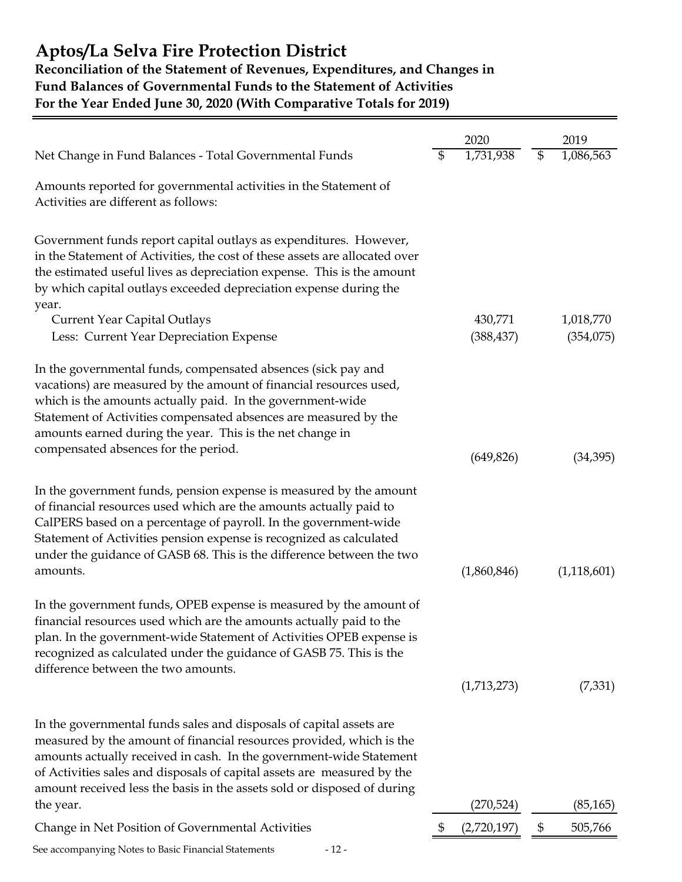# Aptos/La Selva Fire Protection District

## Reconciliation of the Statement of Revenues, Expenditures, and Changes in Fund Balances of Governmental Funds to the Statement of Activities

## For the Year Ended June 30, 2020 (With Comparative Totals for 2019)

| | 2020 | 2019 |
|---|---|---|
| Net Change in Fund Balances - Total Governmental Funds | $ 1,731,938 | $ 1,086,563 |
| Amounts reported for governmental activities in the Statement of Activities are different as follows: | | |
| Government funds report capital outlays as expenditures. However, in the Statement of Activities, the cost of these assets are allocated over the estimated useful lives as depreciation expense. This is the amount by which capital outlays exceeded depreciation expense during the year. | | |
| Current Year Capital Outlays | 430,771 | 1,018,770 |
| Less: Current Year Depreciation Expense | (388,437) | (354,075) |
| In the governmental funds, compensated absences (sick pay and vacations) are measured by the amount of financial resources used, which is the amounts actually paid. In the government-wide Statement of Activities compensated absences are measured by the amounts earned during the year. This is the net change in compensated absences for the period. | (649,826) | (34,395) |
| In the government funds, pension expense is measured by the amount of financial resources used which are the amounts actually paid to CalPERS based on a percentage of payroll. In the government-wide Statement of Activities pension expense is recognized as calculated under the guidance of GASB 68. This is the difference between the two amounts. | (1,860,846) | (1,118,601) |
| In the government funds, OPEB expense is measured by the amount of financial resources used which are the amounts actually paid to the plan. In the government-wide Statement of Activities OPEB expense is recognized as calculated under the guidance of GASB 75. This is the difference between the two amounts. | (1,713,273) | (7,331) |
| In the governmental funds sales and disposals of capital assets are measured by the amount of financial resources provided, which is the amounts actually received in cash. In the government-wide Statement of Activities sales and disposals of capital assets are measured by the amount received less the basis in the assets sold or disposed of during the year. | (270,524) | (85,165) |
| Change in Net Position of Governmental Activities | $ (2,720,197) | $ 505,766 |

See accompanying Notes to Basic Financial Statements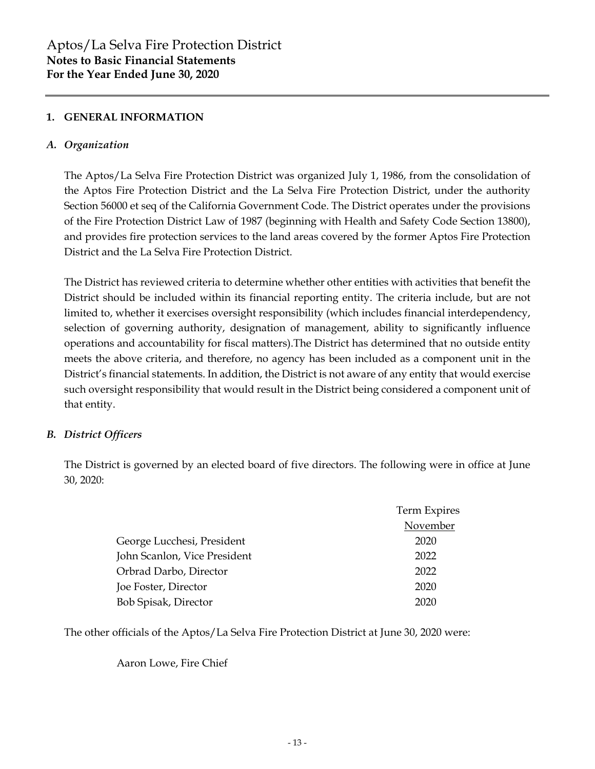# Aptos/La Selva Fire Protection District
## Notes to Basic Financial Statements
## For the Year Ended June 30, 2020

### 1. GENERAL INFORMATION

#### *A. Organization*

The Aptos/La Selva Fire Protection District was organized July 1, 1986, from the consolidation of the Aptos Fire Protection District and the La Selva Fire Protection District, under the authority Section 56000 et seq of the California Government Code. The District operates under the provisions of the Fire Protection District Law of 1987 (beginning with Health and Safety Code Section 13800), and provides fire protection services to the land areas covered by the former Aptos Fire Protection District and the La Selva Fire Protection District.

The District has reviewed criteria to determine whether other entities with activities that benefit the District should be included within its financial reporting entity. The criteria include, but are not limited to, whether it exercises oversight responsibility (which includes financial interdependency, selection of governing authority, designation of management, ability to significantly influence operations and accountability for fiscal matters).The District has determined that no outside entity meets the above criteria, and therefore, no agency has been included as a component unit in the District's financial statements. In addition, the District is not aware of any entity that would exercise such oversight responsibility that would result in the District being considered a component unit of that entity.

#### *B. District Officers*

The District is governed by an elected board of five directors. The following were in office at June 30, 2020:

| | Term Expires November |
|---|---|
| George Lucchesi, President | 2020 |
| John Scanlon, Vice President | 2022 |
| Orbrad Darbo, Director | 2022 |
| Joe Foster, Director | 2020 |
| Bob Spisak, Director | 2020 |

The other officials of the Aptos/La Selva Fire Protection District at June 30, 2020 were:

Aaron Lowe, Fire Chief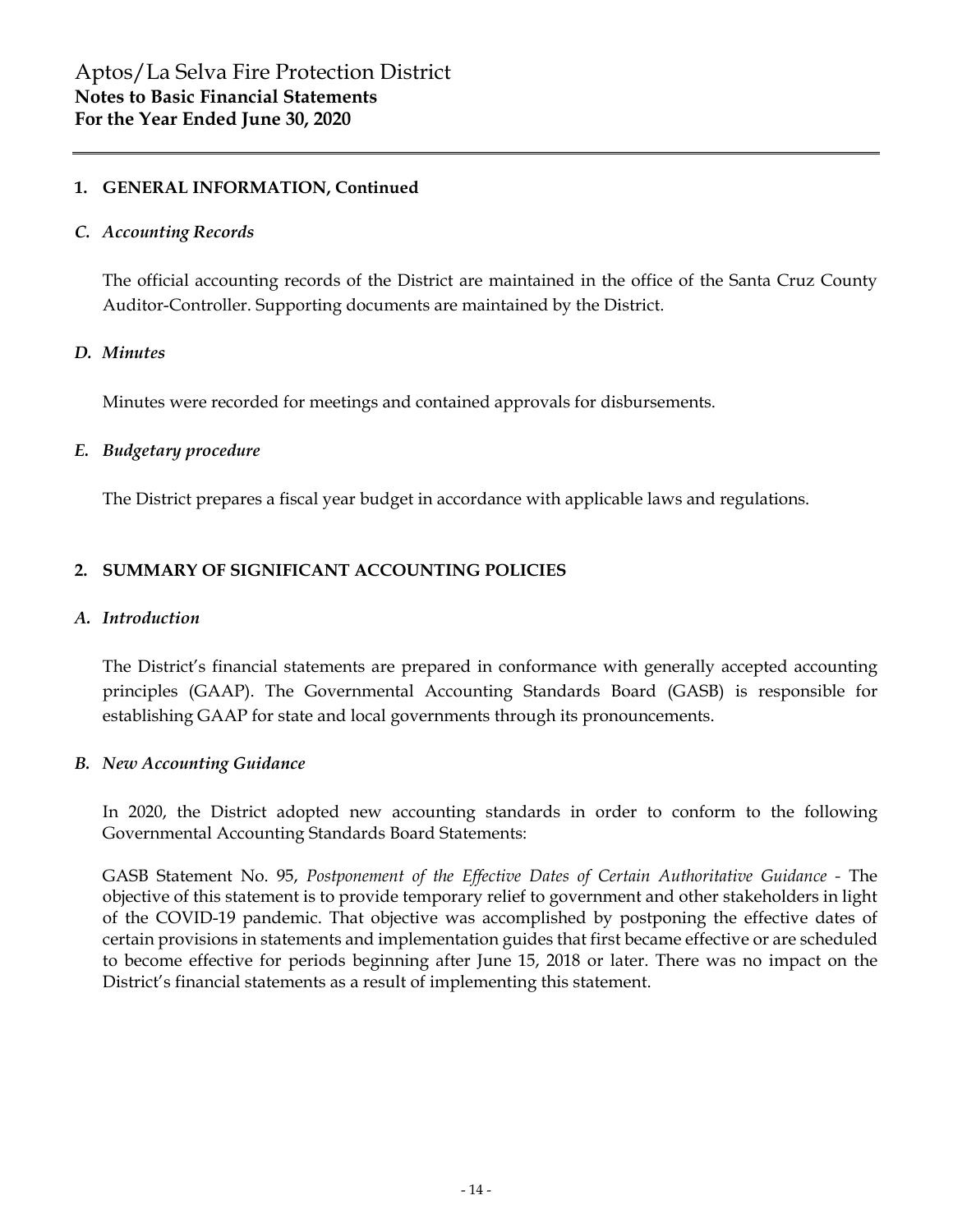## 1. GENERAL INFORMATION, Continued

### *C. Accounting Records*

The official accounting records of the District are maintained in the office of the Santa Cruz County Auditor-Controller. Supporting documents are maintained by the District.

### *D. Minutes*

Minutes were recorded for meetings and contained approvals for disbursements.

### *E. Budgetary procedure*

The District prepares a fiscal year budget in accordance with applicable laws and regulations.

## 2. SUMMARY OF SIGNIFICANT ACCOUNTING POLICIES

### *A. Introduction*

The District's financial statements are prepared in conformance with generally accepted accounting principles (GAAP). The Governmental Accounting Standards Board (GASB) is responsible for establishing GAAP for state and local governments through its pronouncements.

### *B. New Accounting Guidance*

In 2020, the District adopted new accounting standards in order to conform to the following Governmental Accounting Standards Board Statements:

GASB Statement No. 95, *Postponement of the Effective Dates of Certain Authoritative Guidance* - The objective of this statement is to provide temporary relief to government and other stakeholders in light of the COVID-19 pandemic. That objective was accomplished by postponing the effective dates of certain provisions in statements and implementation guides that first became effective or are scheduled to become effective for periods beginning after June 15, 2018 or later. There was no impact on the District's financial statements as a result of implementing this statement.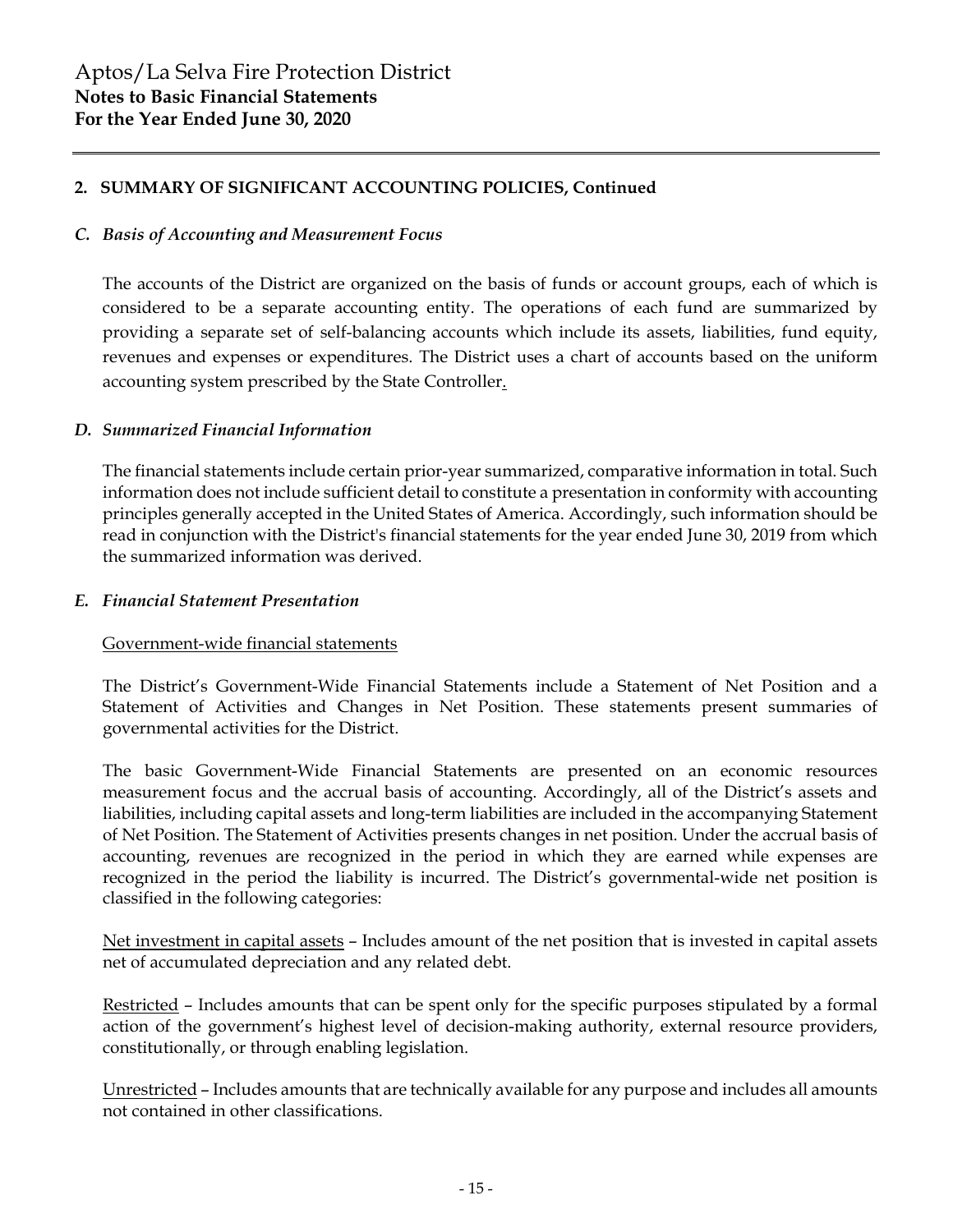## 2. SUMMARY OF SIGNIFICANT ACCOUNTING POLICIES, Continued

### *C. Basis of Accounting and Measurement Focus*

The accounts of the District are organized on the basis of funds or account groups, each of which is considered to be a separate accounting entity. The operations of each fund are summarized by providing a separate set of self-balancing accounts which include its assets, liabilities, fund equity, revenues and expenses or expenditures. The District uses a chart of accounts based on the uniform accounting system prescribed by the State Controller.

### *D. Summarized Financial Information*

The financial statements include certain prior-year summarized, comparative information in total. Such information does not include sufficient detail to constitute a presentation in conformity with accounting principles generally accepted in the United States of America. Accordingly, such information should be read in conjunction with the District's financial statements for the year ended June 30, 2019 from which the summarized information was derived.

### *E. Financial Statement Presentation*

Government-wide financial statements

The District's Government-Wide Financial Statements include a Statement of Net Position and a Statement of Activities and Changes in Net Position. These statements present summaries of governmental activities for the District.

The basic Government-Wide Financial Statements are presented on an economic resources measurement focus and the accrual basis of accounting. Accordingly, all of the District's assets and liabilities, including capital assets and long-term liabilities are included in the accompanying Statement of Net Position. The Statement of Activities presents changes in net position. Under the accrual basis of accounting, revenues are recognized in the period in which they are earned while expenses are recognized in the period the liability is incurred. The District's governmental-wide net position is classified in the following categories:

Net investment in capital assets – Includes amount of the net position that is invested in capital assets net of accumulated depreciation and any related debt.

Restricted – Includes amounts that can be spent only for the specific purposes stipulated by a formal action of the government's highest level of decision-making authority, external resource providers, constitutionally, or through enabling legislation.

Unrestricted – Includes amounts that are technically available for any purpose and includes all amounts not contained in other classifications.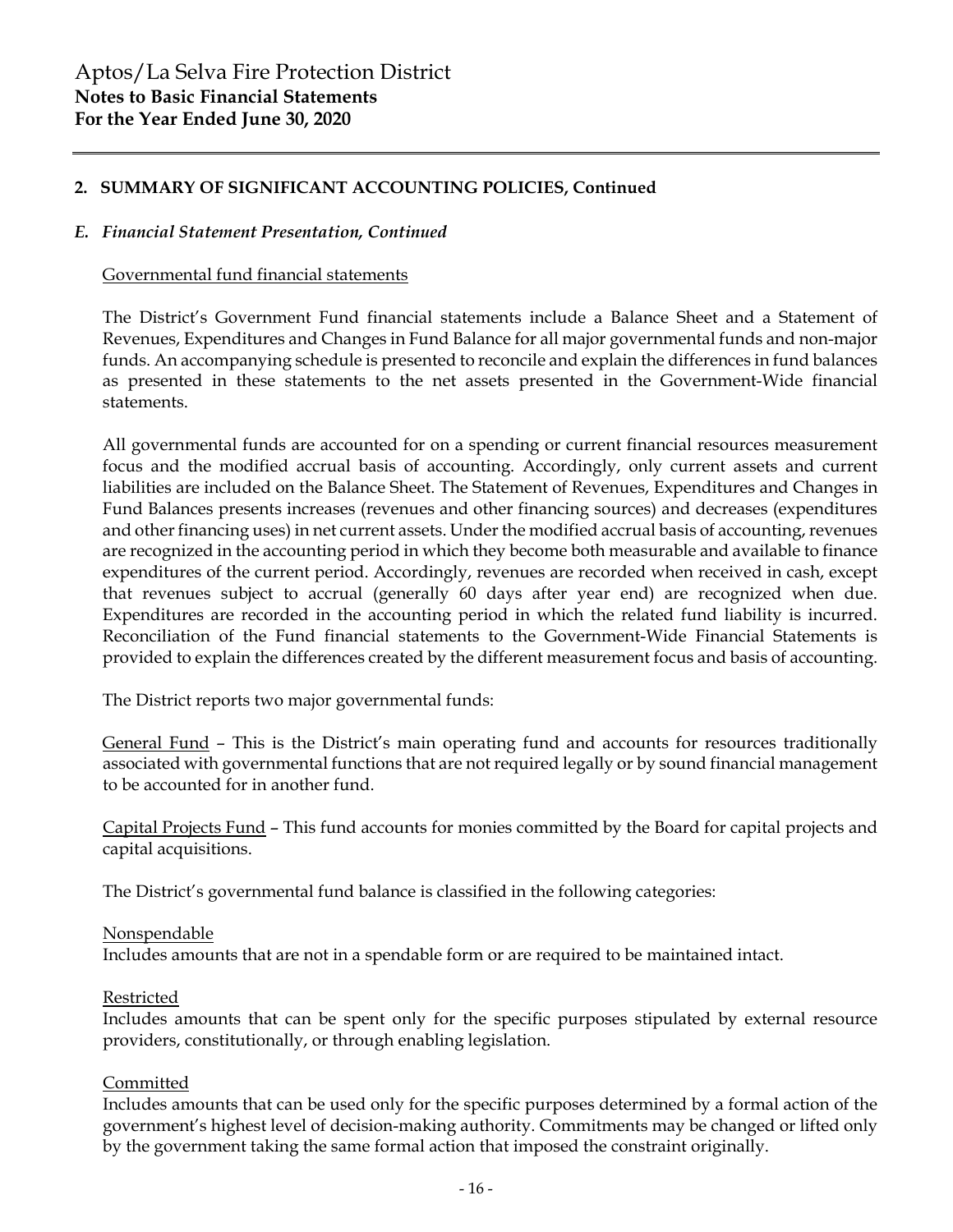## 2. SUMMARY OF SIGNIFICANT ACCOUNTING POLICIES, Continued

### *E. Financial Statement Presentation, Continued*

Governmental fund financial statements

The District's Government Fund financial statements include a Balance Sheet and a Statement of Revenues, Expenditures and Changes in Fund Balance for all major governmental funds and non-major funds. An accompanying schedule is presented to reconcile and explain the differences in fund balances as presented in these statements to the net assets presented in the Government-Wide financial statements.

All governmental funds are accounted for on a spending or current financial resources measurement focus and the modified accrual basis of accounting. Accordingly, only current assets and current liabilities are included on the Balance Sheet. The Statement of Revenues, Expenditures and Changes in Fund Balances presents increases (revenues and other financing sources) and decreases (expenditures and other financing uses) in net current assets. Under the modified accrual basis of accounting, revenues are recognized in the accounting period in which they become both measurable and available to finance expenditures of the current period. Accordingly, revenues are recorded when received in cash, except that revenues subject to accrual (generally 60 days after year end) are recognized when due. Expenditures are recorded in the accounting period in which the related fund liability is incurred. Reconciliation of the Fund financial statements to the Government-Wide Financial Statements is provided to explain the differences created by the different measurement focus and basis of accounting.

The District reports two major governmental funds:

General Fund – This is the District's main operating fund and accounts for resources traditionally associated with governmental functions that are not required legally or by sound financial management to be accounted for in another fund.

Capital Projects Fund – This fund accounts for monies committed by the Board for capital projects and capital acquisitions.

The District's governmental fund balance is classified in the following categories:

Nonspendable
Includes amounts that are not in a spendable form or are required to be maintained intact.

Restricted
Includes amounts that can be spent only for the specific purposes stipulated by external resource providers, constitutionally, or through enabling legislation.

Committed
Includes amounts that can be used only for the specific purposes determined by a formal action of the government's highest level of decision-making authority. Commitments may be changed or lifted only by the government taking the same formal action that imposed the constraint originally.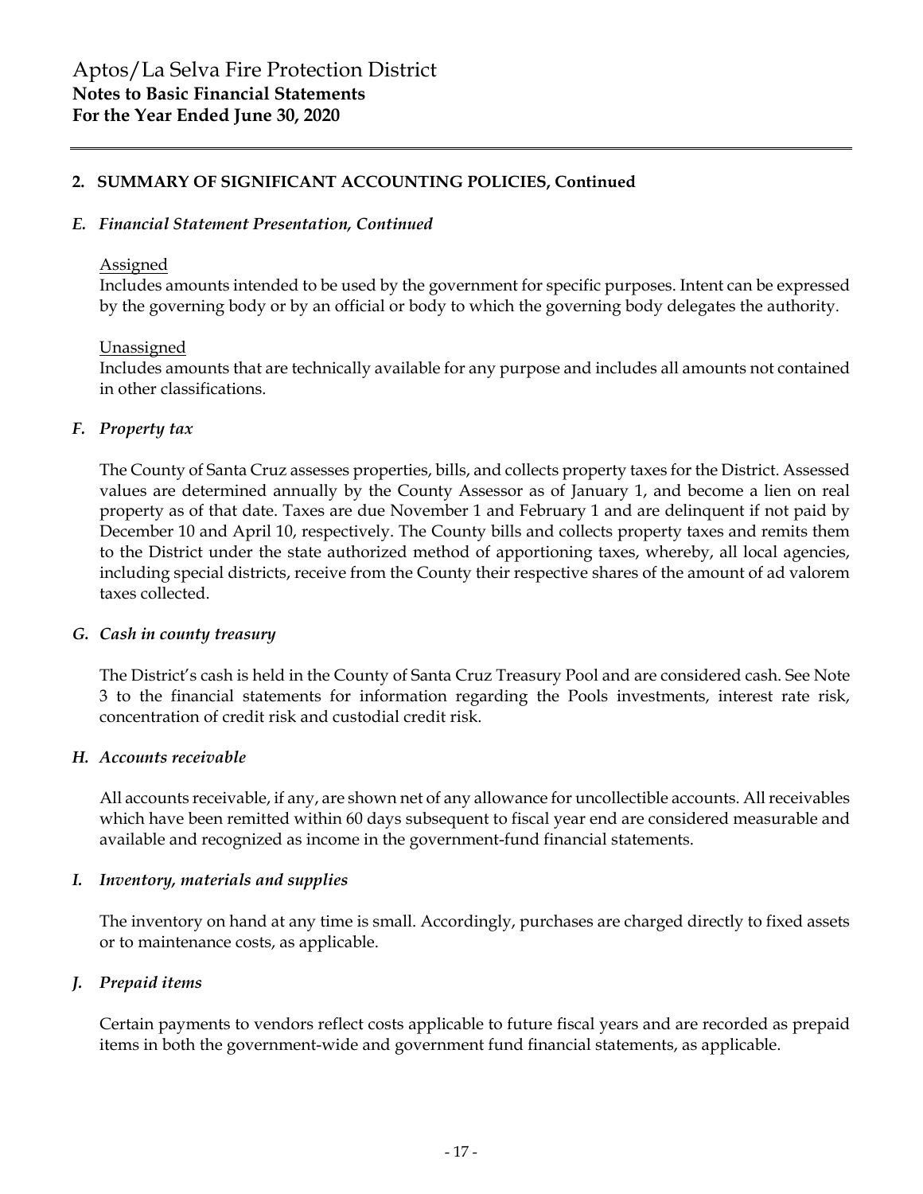## 2. SUMMARY OF SIGNIFICANT ACCOUNTING POLICIES, Continued

### *E. Financial Statement Presentation, Continued*

Assigned

Includes amounts intended to be used by the government for specific purposes. Intent can be expressed by the governing body or by an official or body to which the governing body delegates the authority.

Unassigned

Includes amounts that are technically available for any purpose and includes all amounts not contained in other classifications.

### *F. Property tax*

The County of Santa Cruz assesses properties, bills, and collects property taxes for the District. Assessed values are determined annually by the County Assessor as of January 1, and become a lien on real property as of that date. Taxes are due November 1 and February 1 and are delinquent if not paid by December 10 and April 10, respectively. The County bills and collects property taxes and remits them to the District under the state authorized method of apportioning taxes, whereby, all local agencies, including special districts, receive from the County their respective shares of the amount of ad valorem taxes collected.

### *G. Cash in county treasury*

The District's cash is held in the County of Santa Cruz Treasury Pool and are considered cash. See Note 3 to the financial statements for information regarding the Pools investments, interest rate risk, concentration of credit risk and custodial credit risk.

### *H. Accounts receivable*

All accounts receivable, if any, are shown net of any allowance for uncollectible accounts. All receivables which have been remitted within 60 days subsequent to fiscal year end are considered measurable and available and recognized as income in the government-fund financial statements.

### *I. Inventory, materials and supplies*

The inventory on hand at any time is small. Accordingly, purchases are charged directly to fixed assets or to maintenance costs, as applicable.

### *J. Prepaid items*

Certain payments to vendors reflect costs applicable to future fiscal years and are recorded as prepaid items in both the government-wide and government fund financial statements, as applicable.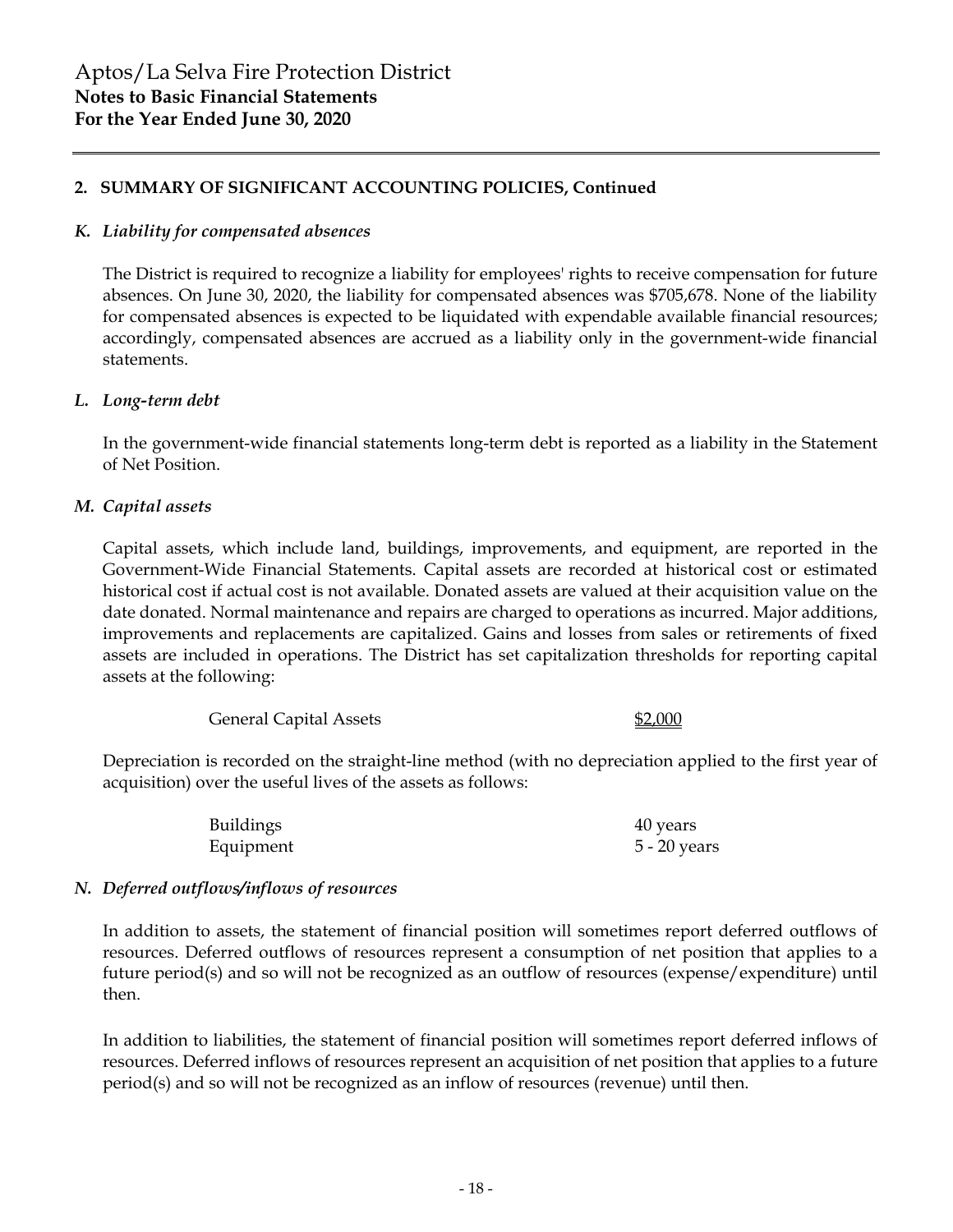## 2. SUMMARY OF SIGNIFICANT ACCOUNTING POLICIES, Continued

### *K. Liability for compensated absences*

The District is required to recognize a liability for employees' rights to receive compensation for future absences. On June 30, 2020, the liability for compensated absences was $705,678. None of the liability for compensated absences is expected to be liquidated with expendable available financial resources; accordingly, compensated absences are accrued as a liability only in the government-wide financial statements.

### *L. Long-term debt*

In the government-wide financial statements long-term debt is reported as a liability in the Statement of Net Position.

### *M. Capital assets*

Capital assets, which include land, buildings, improvements, and equipment, are reported in the Government-Wide Financial Statements. Capital assets are recorded at historical cost or estimated historical cost if actual cost is not available. Donated assets are valued at their acquisition value on the date donated. Normal maintenance and repairs are charged to operations as incurred. Major additions, improvements and replacements are capitalized. Gains and losses from sales or retirements of fixed assets are included in operations. The District has set capitalization thresholds for reporting capital assets at the following:

| | |
|---|---|
| General Capital Assets | $2,000 |

Depreciation is recorded on the straight-line method (with no depreciation applied to the first year of acquisition) over the useful lives of the assets as follows:

| | |
|---|---|
| Buildings | 40 years |
| Equipment | 5 - 20 years |

### *N. Deferred outflows/inflows of resources*

In addition to assets, the statement of financial position will sometimes report deferred outflows of resources. Deferred outflows of resources represent a consumption of net position that applies to a future period(s) and so will not be recognized as an outflow of resources (expense/expenditure) until then.

In addition to liabilities, the statement of financial position will sometimes report deferred inflows of resources. Deferred inflows of resources represent an acquisition of net position that applies to a future period(s) and so will not be recognized as an inflow of resources (revenue) until then.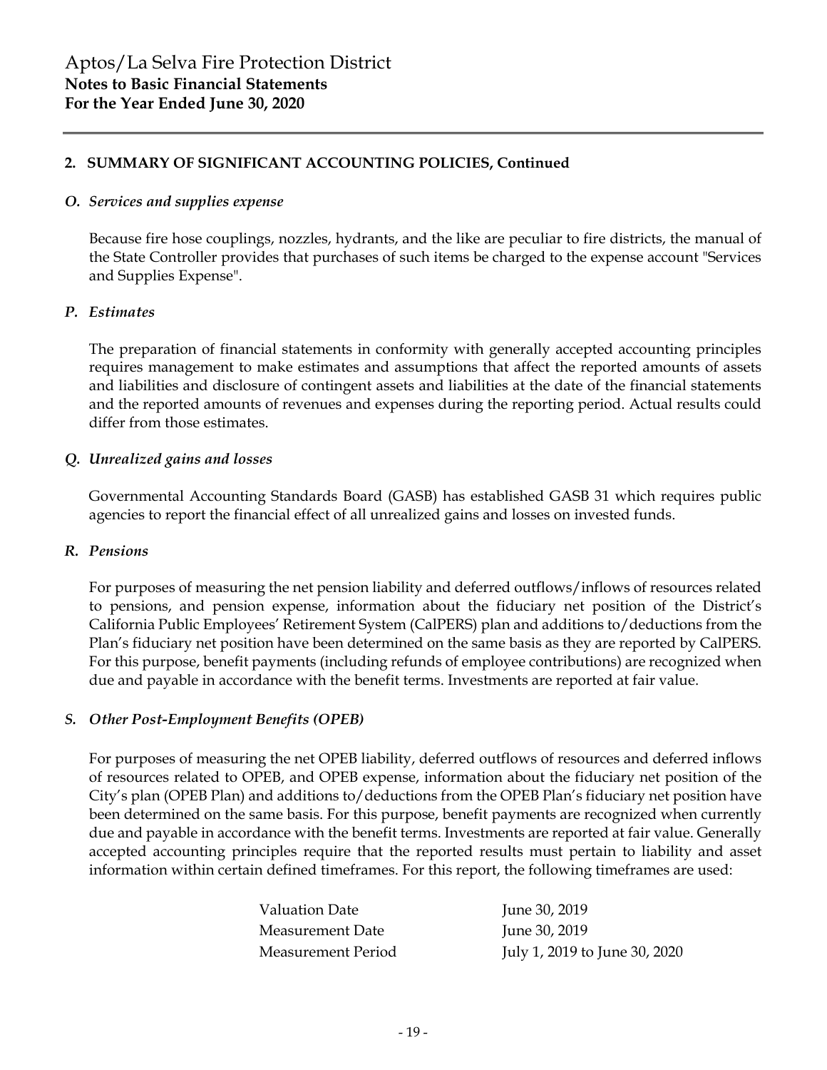## 2. SUMMARY OF SIGNIFICANT ACCOUNTING POLICIES, Continued

### *O. Services and supplies expense*

Because fire hose couplings, nozzles, hydrants, and the like are peculiar to fire districts, the manual of the State Controller provides that purchases of such items be charged to the expense account "Services and Supplies Expense".

### *P. Estimates*

The preparation of financial statements in conformity with generally accepted accounting principles requires management to make estimates and assumptions that affect the reported amounts of assets and liabilities and disclosure of contingent assets and liabilities at the date of the financial statements and the reported amounts of revenues and expenses during the reporting period. Actual results could differ from those estimates.

### *Q. Unrealized gains and losses*

Governmental Accounting Standards Board (GASB) has established GASB 31 which requires public agencies to report the financial effect of all unrealized gains and losses on invested funds.

### *R. Pensions*

For purposes of measuring the net pension liability and deferred outflows/inflows of resources related to pensions, and pension expense, information about the fiduciary net position of the District's California Public Employees' Retirement System (CalPERS) plan and additions to/deductions from the Plan's fiduciary net position have been determined on the same basis as they are reported by CalPERS. For this purpose, benefit payments (including refunds of employee contributions) are recognized when due and payable in accordance with the benefit terms. Investments are reported at fair value.

### *S. Other Post-Employment Benefits (OPEB)*

For purposes of measuring the net OPEB liability, deferred outflows of resources and deferred inflows of resources related to OPEB, and OPEB expense, information about the fiduciary net position of the City's plan (OPEB Plan) and additions to/deductions from the OPEB Plan's fiduciary net position have been determined on the same basis. For this purpose, benefit payments are recognized when currently due and payable in accordance with the benefit terms. Investments are reported at fair value. Generally accepted accounting principles require that the reported results must pertain to liability and asset information within certain defined timeframes. For this report, the following timeframes are used:

| | |
|---|---|
| Valuation Date | June 30, 2019 |
| Measurement Date | June 30, 2019 |
| Measurement Period | July 1, 2019 to June 30, 2020 |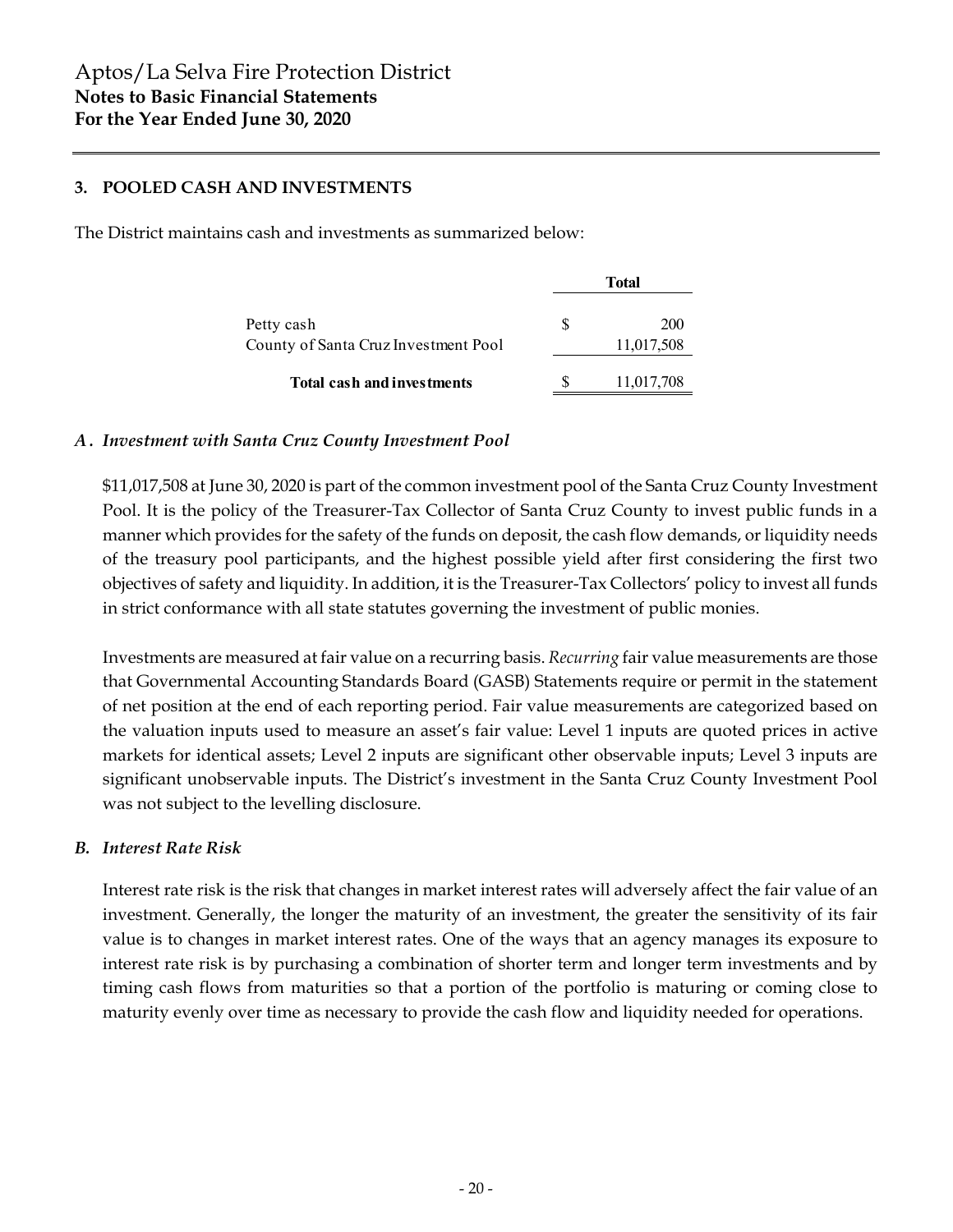## 3. POOLED CASH AND INVESTMENTS

The District maintains cash and investments as summarized below:

| | Total |
|---|---|
| Petty cash | $ 200 |
| County of Santa Cruz Investment Pool | 11,017,508 |
| **Total cash and investments** | $ 11,017,708 |

### *A. Investment with Santa Cruz County Investment Pool*

$11,017,508 at June 30, 2020 is part of the common investment pool of the Santa Cruz County Investment Pool. It is the policy of the Treasurer-Tax Collector of Santa Cruz County to invest public funds in a manner which provides for the safety of the funds on deposit, the cash flow demands, or liquidity needs of the treasury pool participants, and the highest possible yield after first considering the first two objectives of safety and liquidity. In addition, it is the Treasurer-Tax Collectors' policy to invest all funds in strict conformance with all state statutes governing the investment of public monies.

Investments are measured at fair value on a recurring basis. *Recurring* fair value measurements are those that Governmental Accounting Standards Board (GASB) Statements require or permit in the statement of net position at the end of each reporting period. Fair value measurements are categorized based on the valuation inputs used to measure an asset's fair value: Level 1 inputs are quoted prices in active markets for identical assets; Level 2 inputs are significant other observable inputs; Level 3 inputs are significant unobservable inputs. The District's investment in the Santa Cruz County Investment Pool was not subject to the levelling disclosure.

### *B. Interest Rate Risk*

Interest rate risk is the risk that changes in market interest rates will adversely affect the fair value of an investment. Generally, the longer the maturity of an investment, the greater the sensitivity of its fair value is to changes in market interest rates. One of the ways that an agency manages its exposure to interest rate risk is by purchasing a combination of shorter term and longer term investments and by timing cash flows from maturities so that a portion of the portfolio is maturing or coming close to maturity evenly over time as necessary to provide the cash flow and liquidity needed for operations.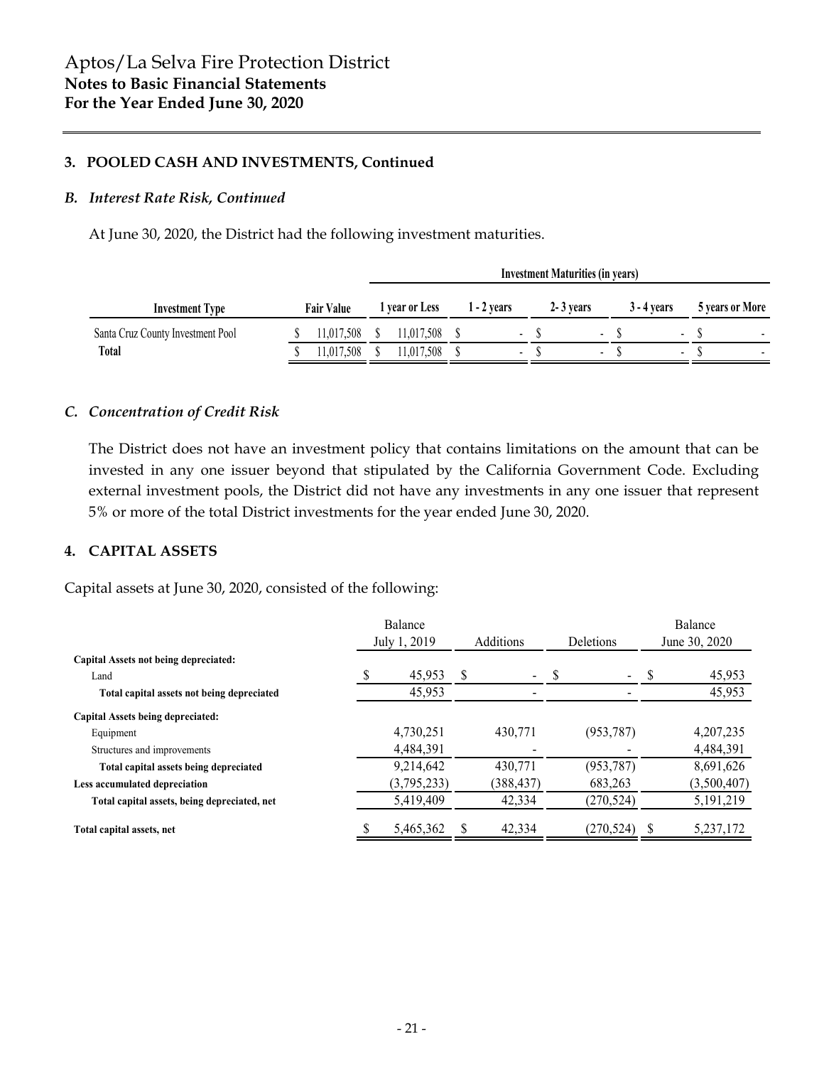### 3. POOLED CASH AND INVESTMENTS, Continued

#### *B. Interest Rate Risk, Continued*

At June 30, 2020, the District had the following investment maturities.

| | | Investment Maturities (in years) | | | | |
|---|---|---|---|---|---|---|
| **Investment Type** | **Fair Value** | **1 year or Less** | **1 - 2 years** | **2- 3 years** | **3 - 4 years** | **5 years or More** |
| Santa Cruz County Investment Pool | $ 11,017,508 | $ 11,017,508 | $ - | $ - | $ - | $ - |
| **Total** | $ 11,017,508 | $ 11,017,508 | $ - | $ - | $ - | $ - |

#### *C. Concentration of Credit Risk*

The District does not have an investment policy that contains limitations on the amount that can be invested in any one issuer beyond that stipulated by the California Government Code. Excluding external investment pools, the District did not have any investments in any one issuer that represent 5% or more of the total District investments for the year ended June 30, 2020.

### 4. CAPITAL ASSETS

Capital assets at June 30, 2020, consisted of the following:

| | Balance July 1, 2019 | Additions | Deletions | Balance June 30, 2020 |
|---|---|---|---|---|
| **Capital Assets not being depreciated:** | | | | |
| Land | $ 45,953 | $ - | $ - | $ 45,953 |
| **Total capital assets not being depreciated** | 45,953 | - | - | 45,953 |
| **Capital Assets being depreciated:** | | | | |
| Equipment | 4,730,251 | 430,771 | (953,787) | 4,207,235 |
| Structures and improvements | 4,484,391 | - | - | 4,484,391 |
| **Total capital assets being depreciated** | 9,214,642 | 430,771 | (953,787) | 8,691,626 |
| **Less accumulated depreciation** | (3,795,233) | (388,437) | 683,263 | (3,500,407) |
| **Total capital assets, being depreciated, net** | 5,419,409 | 42,334 | (270,524) | 5,191,219 |
| **Total capital assets, net** | $ 5,465,362 | $ 42,334 | (270,524) | $ 5,237,172 |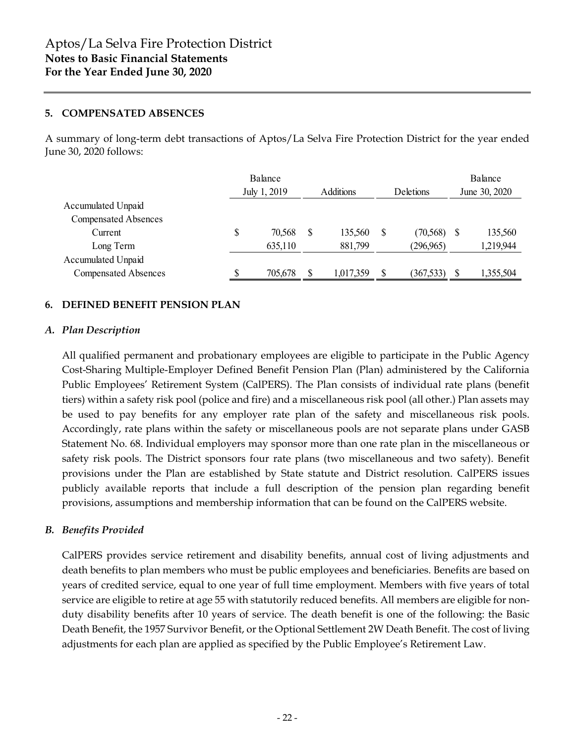Aptos/La Selva Fire Protection District
**Notes to Basic Financial Statements**
**For the Year Ended June 30, 2020**

## 5. COMPENSATED ABSENCES

A summary of long-term debt transactions of Aptos/La Selva Fire Protection District for the year ended June 30, 2020 follows:

| | Balance July 1, 2019 | Additions | Deletions | Balance June 30, 2020 |
|---|---|---|---|---|
| Accumulated Unpaid Compensated Absences | | | | |
| Current | $ 70,568 | $ 135,560 | $ (70,568) | $ 135,560 |
| Long Term | 635,110 | 881,799 | (296,965) | 1,219,944 |
| Accumulated Unpaid Compensated Absences | $ 705,678 | $ 1,017,359 | $ (367,533) | $ 1,355,504 |

## 6. DEFINED BENEFIT PENSION PLAN

### *A. Plan Description*

All qualified permanent and probationary employees are eligible to participate in the Public Agency Cost-Sharing Multiple-Employer Defined Benefit Pension Plan (Plan) administered by the California Public Employees' Retirement System (CalPERS). The Plan consists of individual rate plans (benefit tiers) within a safety risk pool (police and fire) and a miscellaneous risk pool (all other.) Plan assets may be used to pay benefits for any employer rate plan of the safety and miscellaneous risk pools. Accordingly, rate plans within the safety or miscellaneous pools are not separate plans under GASB Statement No. 68. Individual employers may sponsor more than one rate plan in the miscellaneous or safety risk pools. The District sponsors four rate plans (two miscellaneous and two safety). Benefit provisions under the Plan are established by State statute and District resolution. CalPERS issues publicly available reports that include a full description of the pension plan regarding benefit provisions, assumptions and membership information that can be found on the CalPERS website.

### *B. Benefits Provided*

CalPERS provides service retirement and disability benefits, annual cost of living adjustments and death benefits to plan members who must be public employees and beneficiaries. Benefits are based on years of credited service, equal to one year of full time employment. Members with five years of total service are eligible to retire at age 55 with statutorily reduced benefits. All members are eligible for non-duty disability benefits after 10 years of service. The death benefit is one of the following: the Basic Death Benefit, the 1957 Survivor Benefit, or the Optional Settlement 2W Death Benefit. The cost of living adjustments for each plan are applied as specified by the Public Employee's Retirement Law.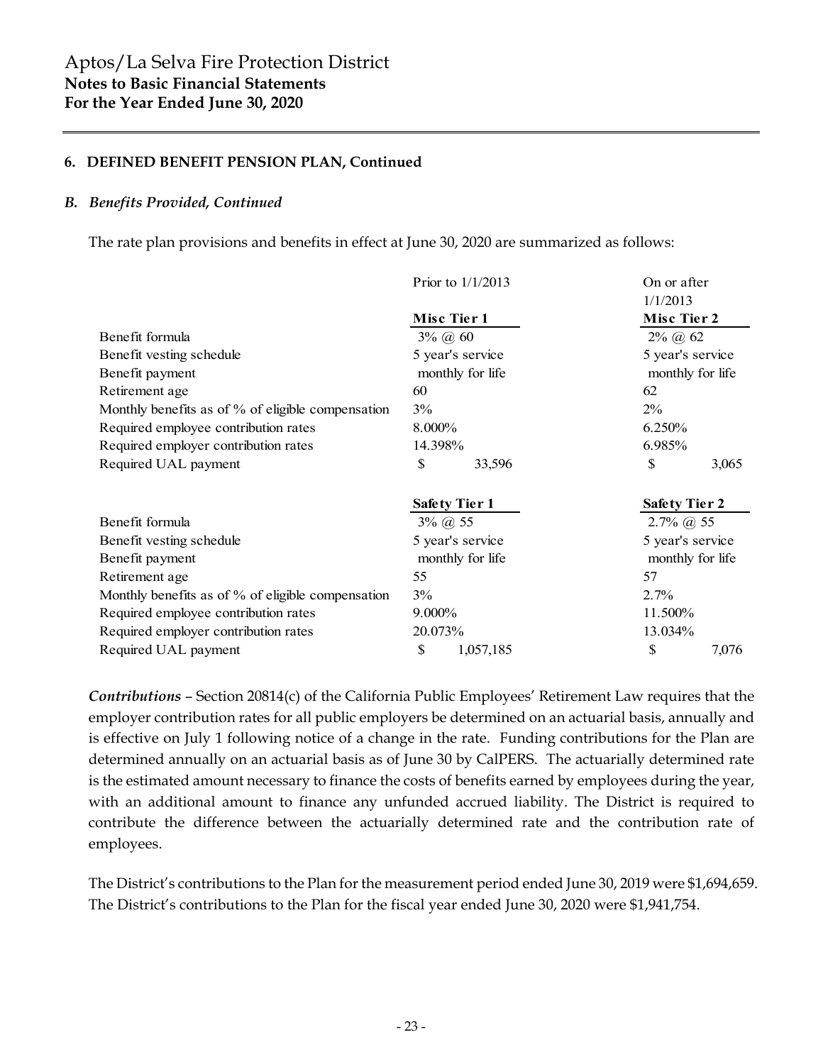## 6. DEFINED BENEFIT PENSION PLAN, Continued

### *B. Benefits Provided, Continued*

The rate plan provisions and benefits in effect at June 30, 2020 are summarized as follows:

| | Prior to 1/1/2013 | On or after 1/1/2013 |
|---|---|---|
| | **Misc Tier 1** | **Misc Tier 2** |
| Benefit formula | 3% @ 60 | 2% @ 62 |
| Benefit vesting schedule | 5 year's service | 5 year's service |
| Benefit payment | monthly for life | monthly for life |
| Retirement age | 60 | 62 |
| Monthly benefits as of % of eligible compensation | 3% | 2% |
| Required employee contribution rates | 8.000% | 6.250% |
| Required employer contribution rates | 14.398% | 6.985% |
| Required UAL payment | $ 33,596 | $ 3,065 |
| | **Safety Tier 1** | **Safety Tier 2** |
| Benefit formula | 3% @ 55 | 2.7% @ 55 |
| Benefit vesting schedule | 5 year's service | 5 year's service |
| Benefit payment | monthly for life | monthly for life |
| Retirement age | 55 | 57 |
| Monthly benefits as of % of eligible compensation | 3% | 2.7% |
| Required employee contribution rates | 9.000% | 11.500% |
| Required employer contribution rates | 20.073% | 13.034% |
| Required UAL payment | $ 1,057,185 | $ 7,076 |

***Contributions*** – Section 20814(c) of the California Public Employees' Retirement Law requires that the employer contribution rates for all public employers be determined on an actuarial basis, annually and is effective on July 1 following notice of a change in the rate. Funding contributions for the Plan are determined annually on an actuarial basis as of June 30 by CalPERS. The actuarially determined rate is the estimated amount necessary to finance the costs of benefits earned by employees during the year, with an additional amount to finance any unfunded accrued liability. The District is required to contribute the difference between the actuarially determined rate and the contribution rate of employees.

The District's contributions to the Plan for the measurement period ended June 30, 2019 were $1,694,659. The District's contributions to the Plan for the fiscal year ended June 30, 2020 were $1,941,754.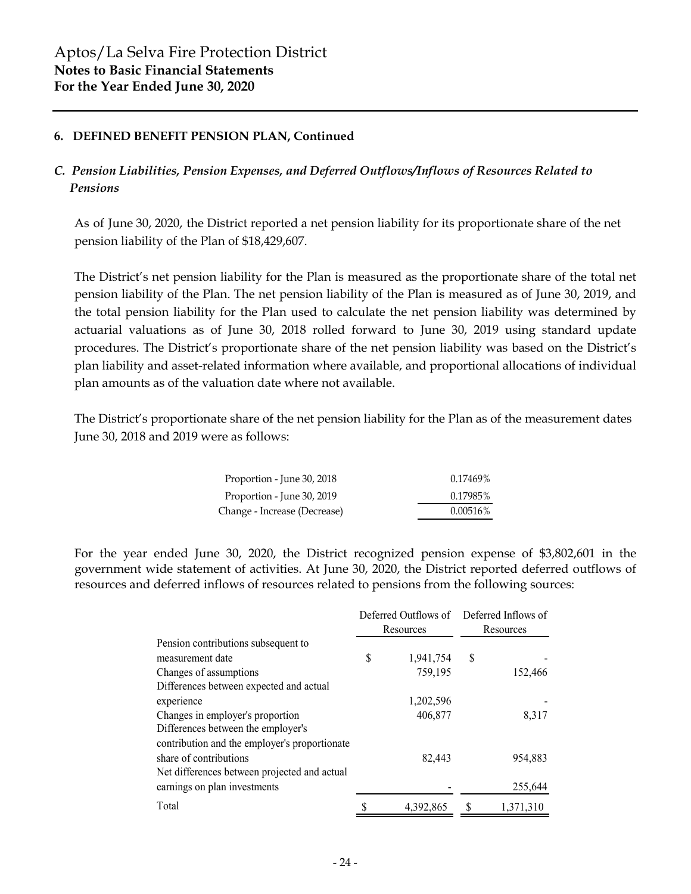Aptos/La Selva Fire Protection District
**Notes to Basic Financial Statements**
**For the Year Ended June 30, 2020**

### 6. DEFINED BENEFIT PENSION PLAN, Continued

#### *C. Pension Liabilities, Pension Expenses, and Deferred Outflows/Inflows of Resources Related to Pensions*

As of June 30, 2020, the District reported a net pension liability for its proportionate share of the net pension liability of the Plan of $18,429,607.

The District's net pension liability for the Plan is measured as the proportionate share of the total net pension liability of the Plan. The net pension liability of the Plan is measured as of June 30, 2019, and the total pension liability for the Plan used to calculate the net pension liability was determined by actuarial valuations as of June 30, 2018 rolled forward to June 30, 2019 using standard update procedures. The District's proportionate share of the net pension liability was based on the District's plan liability and asset-related information where available, and proportional allocations of individual plan amounts as of the valuation date where not available.

The District's proportionate share of the net pension liability for the Plan as of the measurement dates June 30, 2018 and 2019 were as follows:

| | |
|---|---|
| Proportion - June 30, 2018 | 0.17469% |
| Proportion - June 30, 2019 | 0.17985% |
| Change - Increase (Decrease) | 0.00516% |

For the year ended June 30, 2020, the District recognized pension expense of $3,802,601 in the government wide statement of activities. At June 30, 2020, the District reported deferred outflows of resources and deferred inflows of resources related to pensions from the following sources:

| | Deferred Outflows of Resources | Deferred Inflows of Resources |
|---|---|---|
| Pension contributions subsequent to measurement date | $ 1,941,754 | $ - |
| Changes of assumptions | 759,195 | 152,466 |
| Differences between expected and actual experience | 1,202,596 | - |
| Changes in employer's proportion | 406,877 | 8,317 |
| Differences between the employer's contribution and the employer's proportionate share of contributions | 82,443 | 954,883 |
| Net differences between projected and actual earnings on plan investments | - | 255,644 |
| Total | $ 4,392,865 | $ 1,371,310 |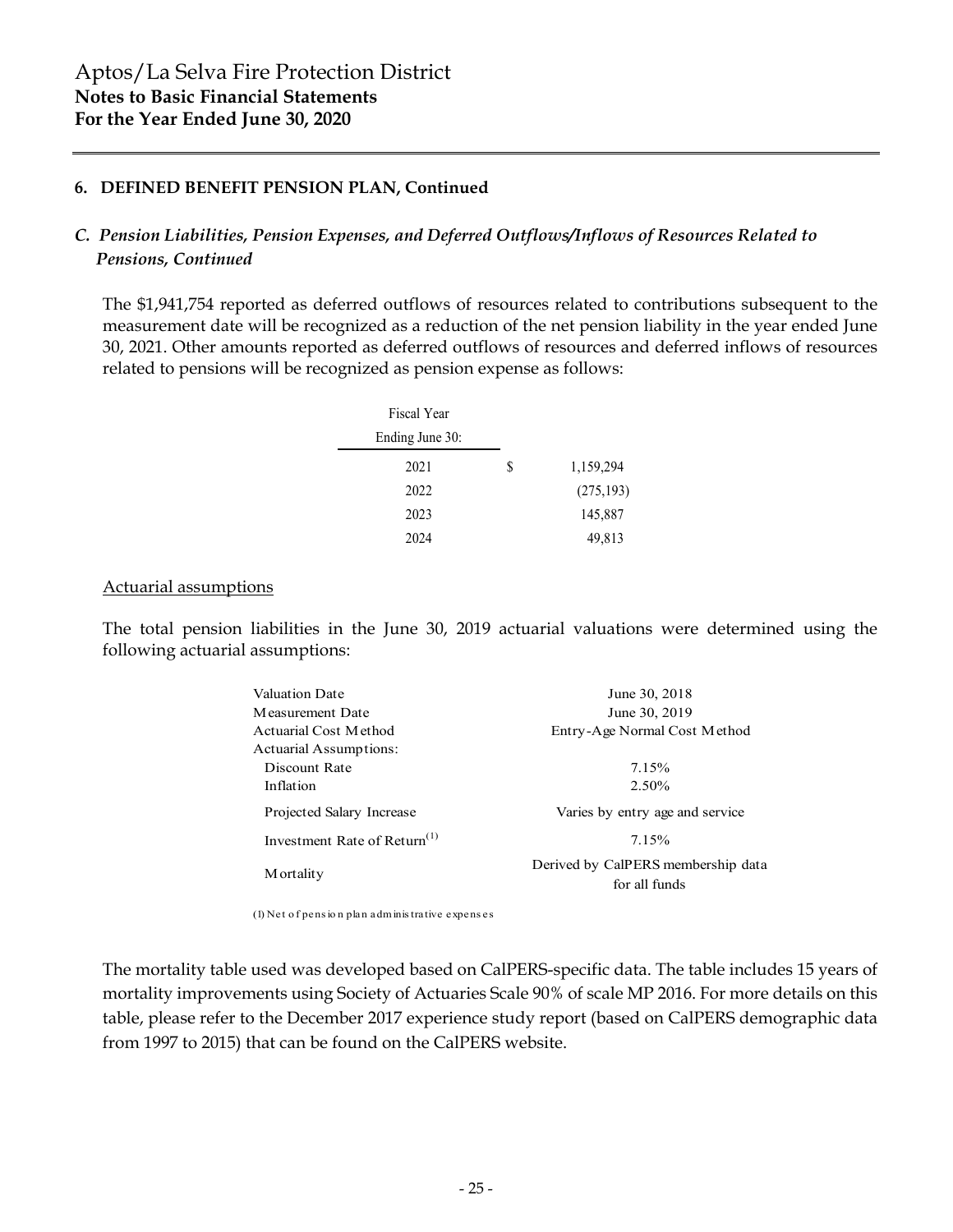## 6. DEFINED BENEFIT PENSION PLAN, Continued

### *C. Pension Liabilities, Pension Expenses, and Deferred Outflows/Inflows of Resources Related to Pensions, Continued*

The $1,941,754 reported as deferred outflows of resources related to contributions subsequent to the measurement date will be recognized as a reduction of the net pension liability in the year ended June 30, 2021. Other amounts reported as deferred outflows of resources and deferred inflows of resources related to pensions will be recognized as pension expense as follows:

| Fiscal Year Ending June 30: | | |
|---|---|---|
| 2021 | $ | 1,159,294 |
| 2022 | | (275,193) |
| 2023 | | 145,887 |
| 2024 | | 49,813 |

Actuarial assumptions

The total pension liabilities in the June 30, 2019 actuarial valuations were determined using the following actuarial assumptions:

| | |
|---|---|
| Valuation Date | June 30, 2018 |
| Measurement Date | June 30, 2019 |
| Actuarial Cost Method | Entry-Age Normal Cost Method |
| Actuarial Assumptions: | |
| Discount Rate | 7.15% |
| Inflation | 2.50% |
| Projected Salary Increase | Varies by entry age and service |
| Investment Rate of Return[(1)] | 7.15% |
| Mortality | Derived by CalPERS membership data for all funds |

(1) Net of pension plan administrative expenses

The mortality table used was developed based on CalPERS-specific data. The table includes 15 years of mortality improvements using Society of Actuaries Scale 90% of scale MP 2016. For more details on this table, please refer to the December 2017 experience study report (based on CalPERS demographic data from 1997 to 2015) that can be found on the CalPERS website.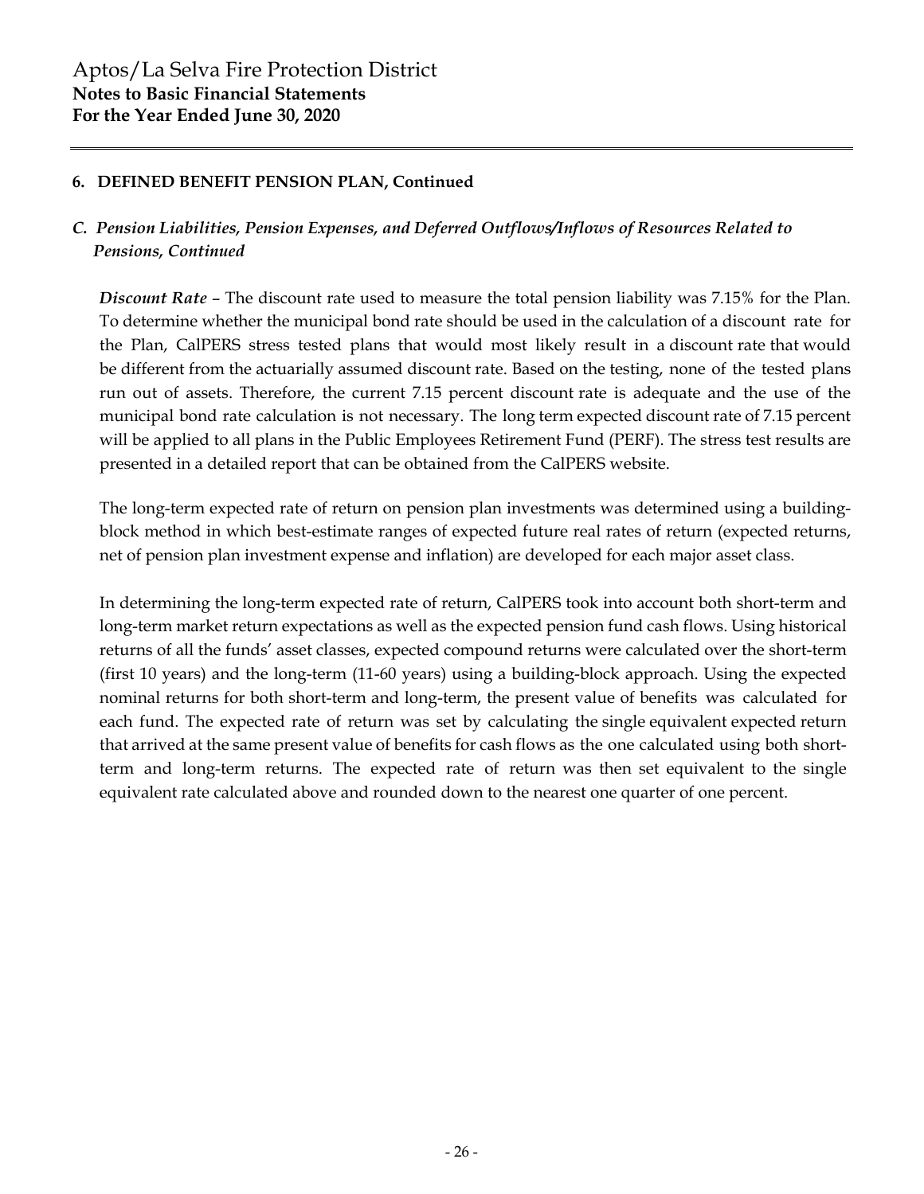## 6. DEFINED BENEFIT PENSION PLAN, Continued

### *C. Pension Liabilities, Pension Expenses, and Deferred Outflows/Inflows of Resources Related to Pensions, Continued*

***Discount Rate*** – The discount rate used to measure the total pension liability was 7.15% for the Plan. To determine whether the municipal bond rate should be used in the calculation of a discount rate for the Plan, CalPERS stress tested plans that would most likely result in a discount rate that would be different from the actuarially assumed discount rate. Based on the testing, none of the tested plans run out of assets. Therefore, the current 7.15 percent discount rate is adequate and the use of the municipal bond rate calculation is not necessary. The long term expected discount rate of 7.15 percent will be applied to all plans in the Public Employees Retirement Fund (PERF). The stress test results are presented in a detailed report that can be obtained from the CalPERS website.

The long-term expected rate of return on pension plan investments was determined using a building-block method in which best-estimate ranges of expected future real rates of return (expected returns, net of pension plan investment expense and inflation) are developed for each major asset class.

In determining the long-term expected rate of return, CalPERS took into account both short-term and long-term market return expectations as well as the expected pension fund cash flows. Using historical returns of all the funds' asset classes, expected compound returns were calculated over the short-term (first 10 years) and the long-term (11-60 years) using a building-block approach. Using the expected nominal returns for both short-term and long-term, the present value of benefits was calculated for each fund. The expected rate of return was set by calculating the single equivalent expected return that arrived at the same present value of benefits for cash flows as the one calculated using both short-term and long-term returns. The expected rate of return was then set equivalent to the single equivalent rate calculated above and rounded down to the nearest one quarter of one percent.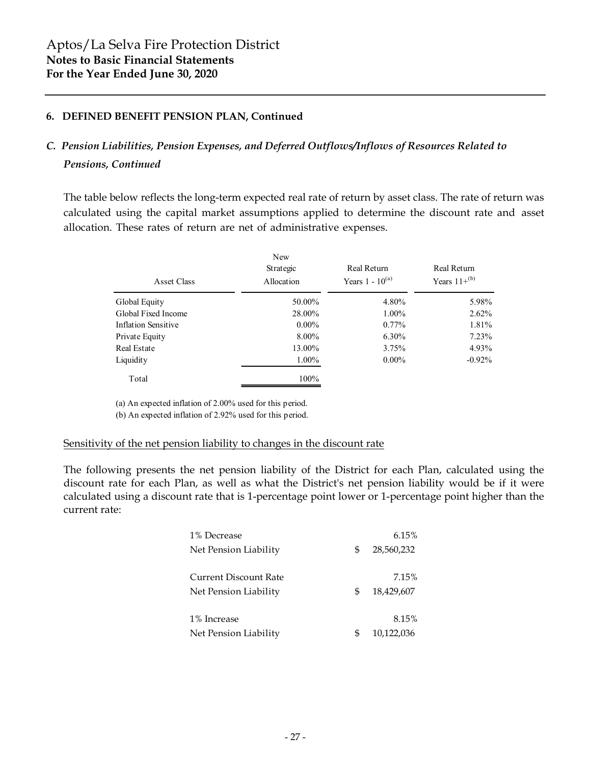Aptos/La Selva Fire Protection District
**Notes to Basic Financial Statements**
**For the Year Ended June 30, 2020**

### 6. DEFINED BENEFIT PENSION PLAN, Continued

#### *C. Pension Liabilities, Pension Expenses, and Deferred Outflows/Inflows of Resources Related to Pensions, Continued*

The table below reflects the long-term expected real rate of return by asset class. The rate of return was calculated using the capital market assumptions applied to determine the discount rate and asset allocation. These rates of return are net of administrative expenses.

| Asset Class | New Strategic Allocation | Real Return Years 1 - 10[(a)] | Real Return Years 11+[(b)] |
|---|---|---|---|
| Global Equity | 50.00% | 4.80% | 5.98% |
| Global Fixed Income | 28.00% | 1.00% | 2.62% |
| Inflation Sensitive | 0.00% | 0.77% | 1.81% |
| Private Equity | 8.00% | 6.30% | 7.23% |
| Real Estate | 13.00% | 3.75% | 4.93% |
| Liquidity | 1.00% | 0.00% | -0.92% |
| Total | 100% | | |

(a) An expected inflation of 2.00% used for this period.
(b) An expected inflation of 2.92% used for this period.

Sensitivity of the net pension liability to changes in the discount rate

The following presents the net pension liability of the District for each Plan, calculated using the discount rate for each Plan, as well as what the District's net pension liability would be if it were calculated using a discount rate that is 1-percentage point lower or 1-percentage point higher than the current rate:

| | |
|---|---|
| 1% Decrease | 6.15% |
| Net Pension Liability | $ 28,560,232 |
| Current Discount Rate | 7.15% |
| Net Pension Liability | $ 18,429,607 |
| 1% Increase | 8.15% |
| Net Pension Liability | $ 10,122,036 |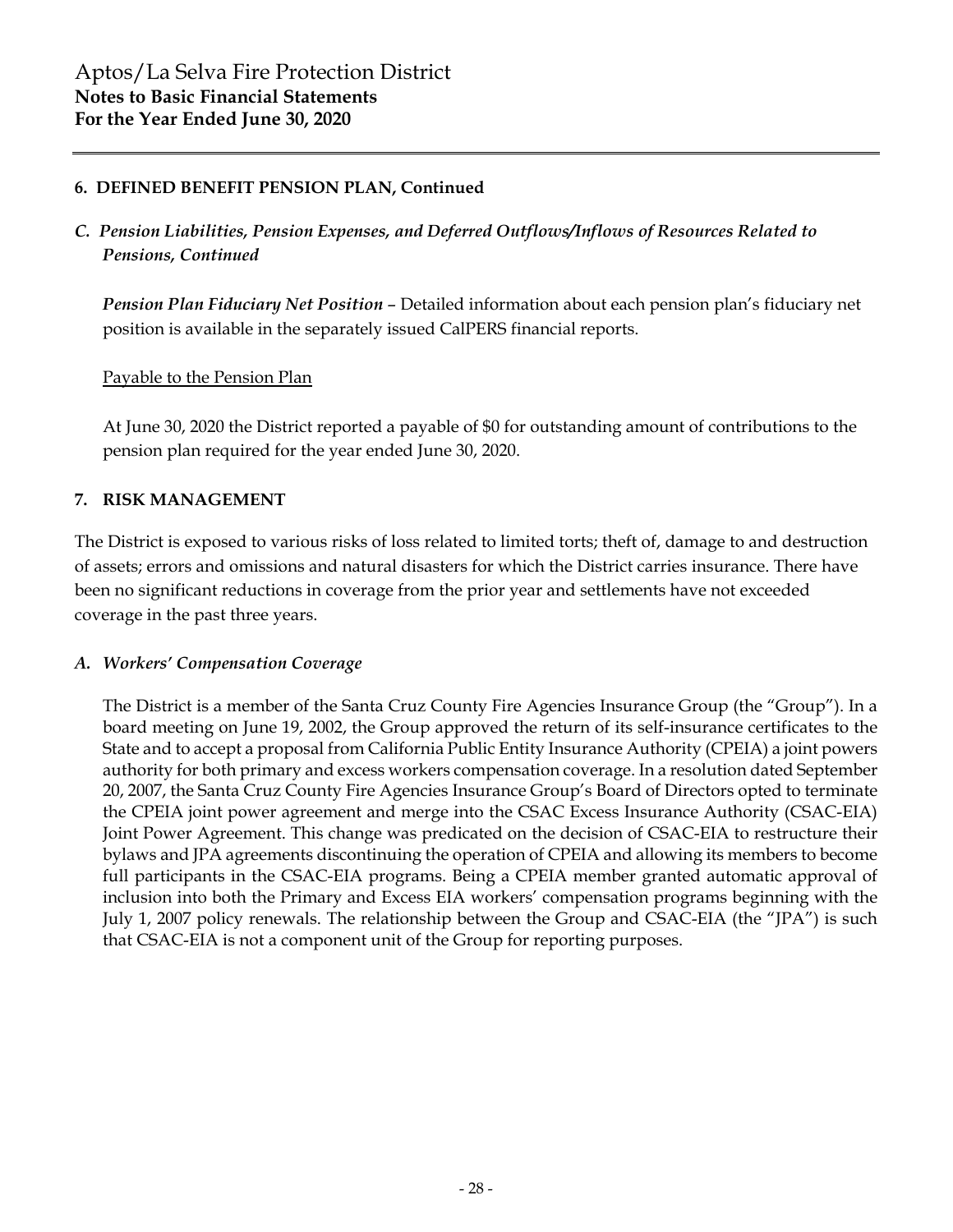## 6. DEFINED BENEFIT PENSION PLAN, Continued

### *C. Pension Liabilities, Pension Expenses, and Deferred Outflows/Inflows of Resources Related to Pensions, Continued*

***Pension Plan Fiduciary Net Position*** – Detailed information about each pension plan's fiduciary net position is available in the separately issued CalPERS financial reports.

Payable to the Pension Plan

At June 30, 2020 the District reported a payable of $0 for outstanding amount of contributions to the pension plan required for the year ended June 30, 2020.

## 7. RISK MANAGEMENT

The District is exposed to various risks of loss related to limited torts; theft of, damage to and destruction of assets; errors and omissions and natural disasters for which the District carries insurance. There have been no significant reductions in coverage from the prior year and settlements have not exceeded coverage in the past three years.

### *A. Workers' Compensation Coverage*

The District is a member of the Santa Cruz County Fire Agencies Insurance Group (the "Group"). In a board meeting on June 19, 2002, the Group approved the return of its self-insurance certificates to the State and to accept a proposal from California Public Entity Insurance Authority (CPEIA) a joint powers authority for both primary and excess workers compensation coverage. In a resolution dated September 20, 2007, the Santa Cruz County Fire Agencies Insurance Group's Board of Directors opted to terminate the CPEIA joint power agreement and merge into the CSAC Excess Insurance Authority (CSAC-EIA) Joint Power Agreement. This change was predicated on the decision of CSAC-EIA to restructure their bylaws and JPA agreements discontinuing the operation of CPEIA and allowing its members to become full participants in the CSAC-EIA programs. Being a CPEIA member granted automatic approval of inclusion into both the Primary and Excess EIA workers' compensation programs beginning with the July 1, 2007 policy renewals. The relationship between the Group and CSAC-EIA (the "JPA") is such that CSAC-EIA is not a component unit of the Group for reporting purposes.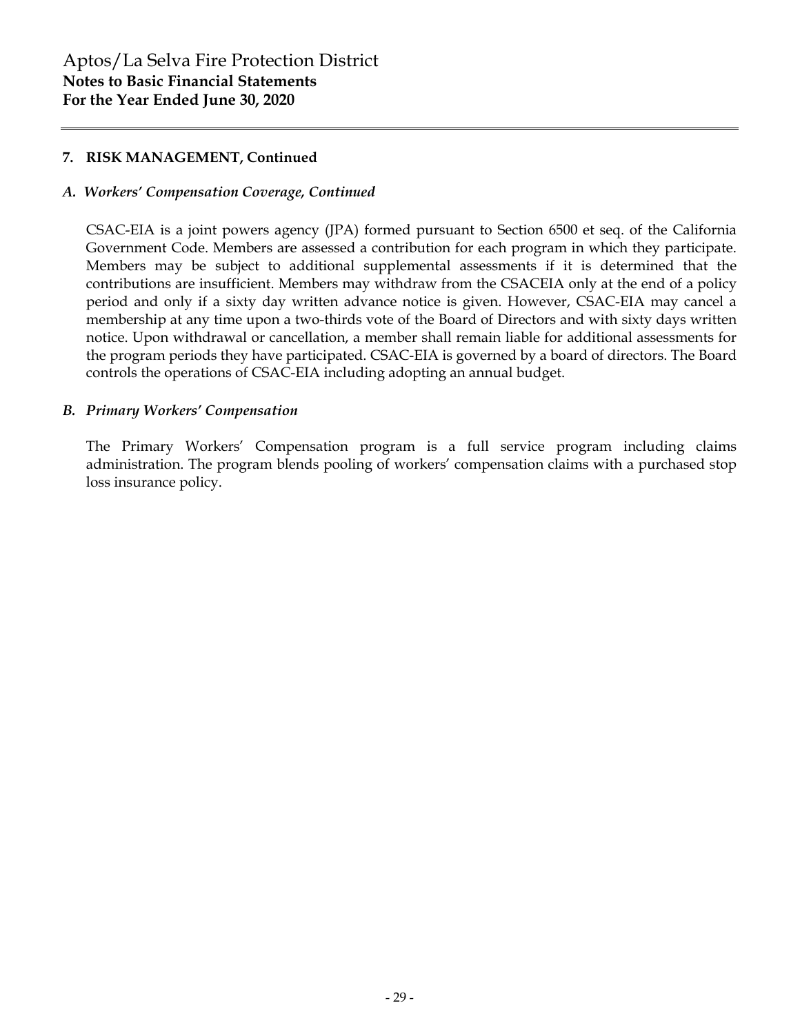## 7. RISK MANAGEMENT, Continued

### *A. Workers' Compensation Coverage, Continued*

CSAC-EIA is a joint powers agency (JPA) formed pursuant to Section 6500 et seq. of the California Government Code. Members are assessed a contribution for each program in which they participate. Members may be subject to additional supplemental assessments if it is determined that the contributions are insufficient. Members may withdraw from the CSACEIA only at the end of a policy period and only if a sixty day written advance notice is given. However, CSAC-EIA may cancel a membership at any time upon a two-thirds vote of the Board of Directors and with sixty days written notice. Upon withdrawal or cancellation, a member shall remain liable for additional assessments for the program periods they have participated. CSAC-EIA is governed by a board of directors. The Board controls the operations of CSAC-EIA including adopting an annual budget.

### *B. Primary Workers' Compensation*

The Primary Workers' Compensation program is a full service program including claims administration. The program blends pooling of workers' compensation claims with a purchased stop loss insurance policy.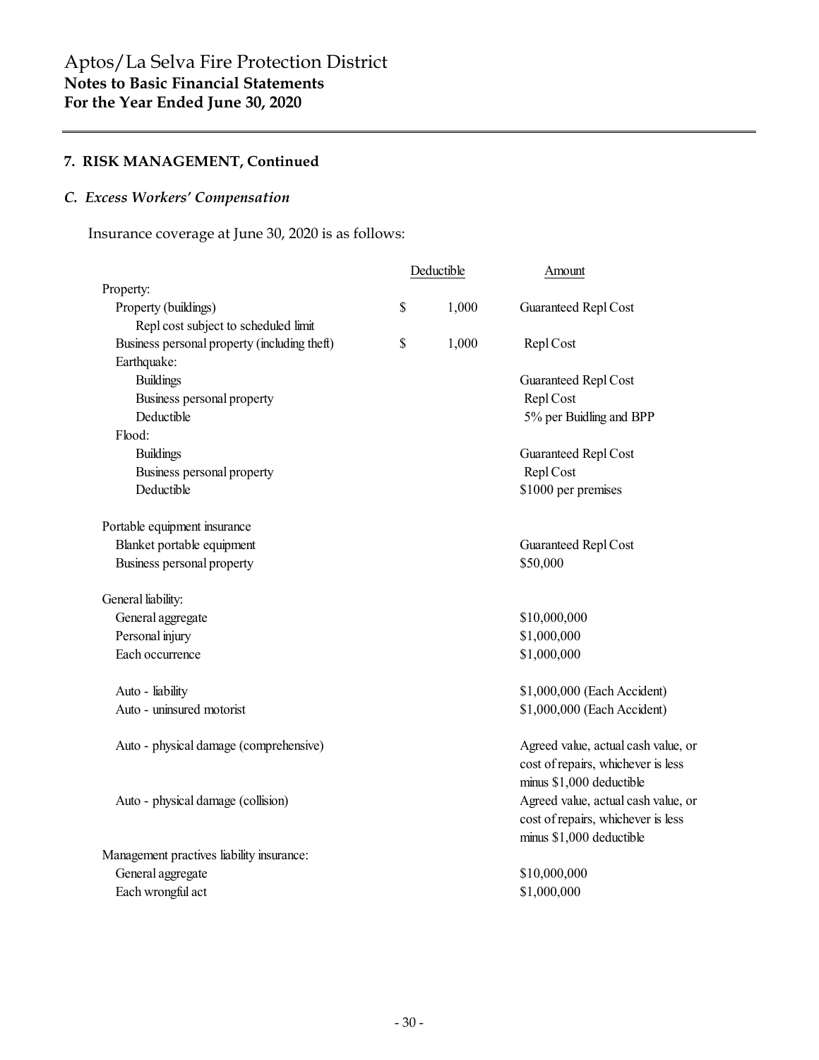## 7. RISK MANAGEMENT, Continued

### *C. Excess Workers' Compensation*

Insurance coverage at June 30, 2020 is as follows:

| | Deductible | Amount |
|---|---|---|
| Property: | | |
| Property (buildings) | $ 1,000 | Guaranteed Repl Cost |
| Repl cost subject to scheduled limit | | |
| Business personal property (including theft) | $ 1,000 | Repl Cost |
| Earthquake: | | |
| Buildings | | Guaranteed Repl Cost |
| Business personal property | | Repl Cost |
| Deductible | | 5% per Buidling and BPP |
| Flood: | | |
| Buildings | | Guaranteed Repl Cost |
| Business personal property | | Repl Cost |
| Deductible | | $1000 per premises |
| Portable equipment insurance | | |
| Blanket portable equipment | | Guaranteed Repl Cost |
| Business personal property | | $50,000 |
| General liability: | | |
| General aggregate | | $10,000,000 |
| Personal injury | | $1,000,000 |
| Each occurrence | | $1,000,000 |
| Auto - liability | | $1,000,000 (Each Accident) |
| Auto - uninsured motorist | | $1,000,000 (Each Accident) |
| Auto - physical damage (comprehensive) | | Agreed value, actual cash value, or cost of repairs, whichever is less minus $1,000 deductible |
| Auto - physical damage (collision) | | Agreed value, actual cash value, or cost of repairs, whichever is less minus $1,000 deductible |
| Management practives liability insurance: | | |
| General aggregate | | $10,000,000 |
| Each wrongful act | | $1,000,000 |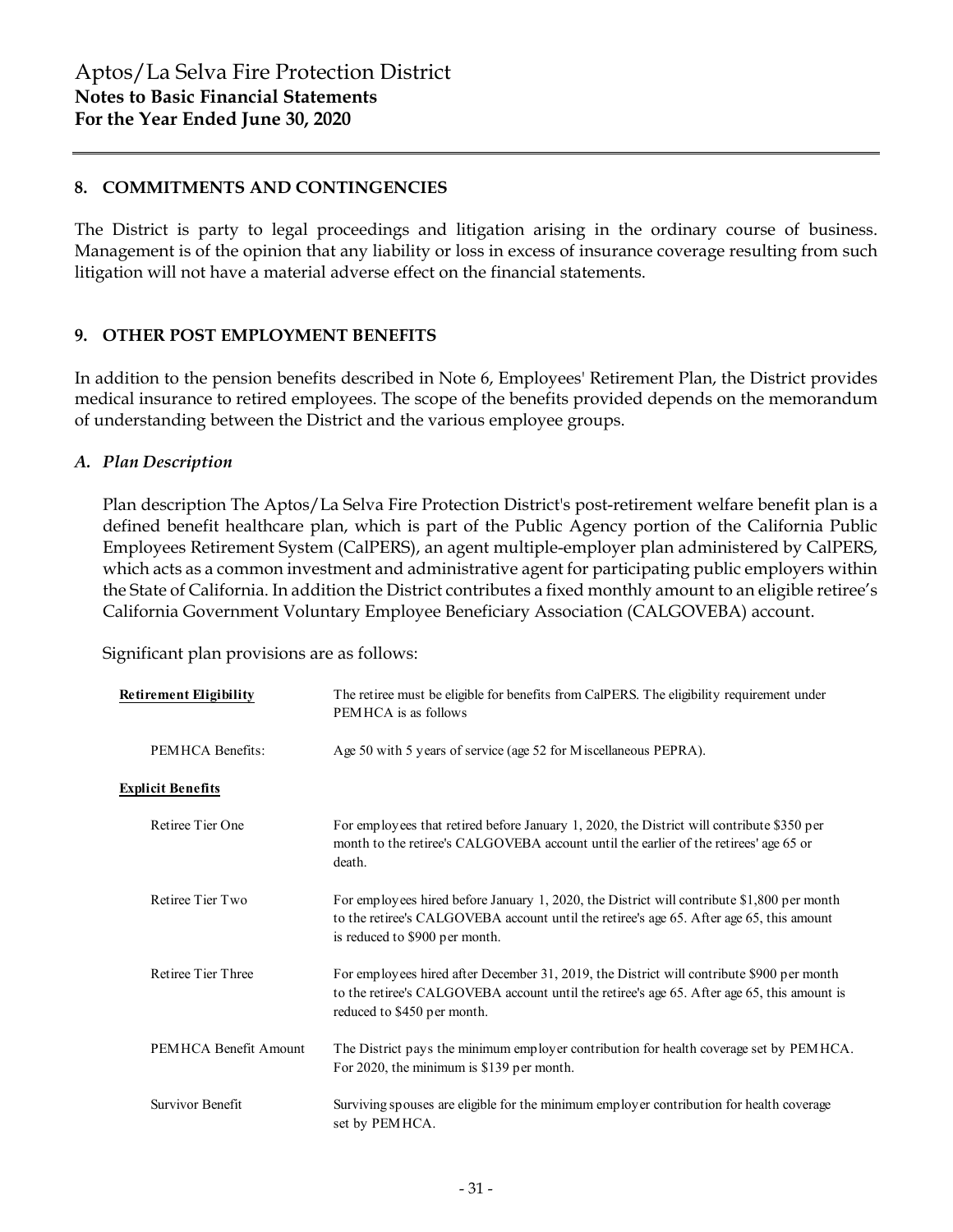## 8. COMMITMENTS AND CONTINGENCIES

The District is party to legal proceedings and litigation arising in the ordinary course of business. Management is of the opinion that any liability or loss in excess of insurance coverage resulting from such litigation will not have a material adverse effect on the financial statements.

## 9. OTHER POST EMPLOYMENT BENEFITS

In addition to the pension benefits described in Note 6, Employees' Retirement Plan, the District provides medical insurance to retired employees. The scope of the benefits provided depends on the memorandum of understanding between the District and the various employee groups.

### *A. Plan Description*

Plan description The Aptos/La Selva Fire Protection District's post-retirement welfare benefit plan is a defined benefit healthcare plan, which is part of the Public Agency portion of the California Public Employees Retirement System (CalPERS), an agent multiple-employer plan administered by CalPERS, which acts as a common investment and administrative agent for participating public employers within the State of California. In addition the District contributes a fixed monthly amount to an eligible retiree's California Government Voluntary Employee Beneficiary Association (CALGOVEBA) account.

Significant plan provisions are as follows:

| | |
|---|---|
| **Retirement Eligibility** | The retiree must be eligible for benefits from CalPERS. The eligibility requirement under PEMHCA is as follows |
| PEMHCA Benefits: | Age 50 with 5 years of service (age 52 for Miscellaneous PEPRA). |
| **Explicit Benefits** | |
| Retiree Tier One | For employees that retired before January 1, 2020, the District will contribute $350 per month to the retiree's CALGOVEBA account until the earlier of the retirees' age 65 or death. |
| Retiree Tier Two | For employees hired before January 1, 2020, the District will contribute $1,800 per month to the retiree's CALGOVEBA account until the retiree's age 65. After age 65, this amount is reduced to $900 per month. |
| Retiree Tier Three | For employees hired after December 31, 2019, the District will contribute $900 per month to the retiree's CALGOVEBA account until the retiree's age 65. After age 65, this amount is reduced to $450 per month. |
| PEMHCA Benefit Amount | The District pays the minimum employer contribution for health coverage set by PEMHCA. For 2020, the minimum is $139 per month. |
| Survivor Benefit | Surviving spouses are eligible for the minimum employer contribution for health coverage set by PEMHCA. |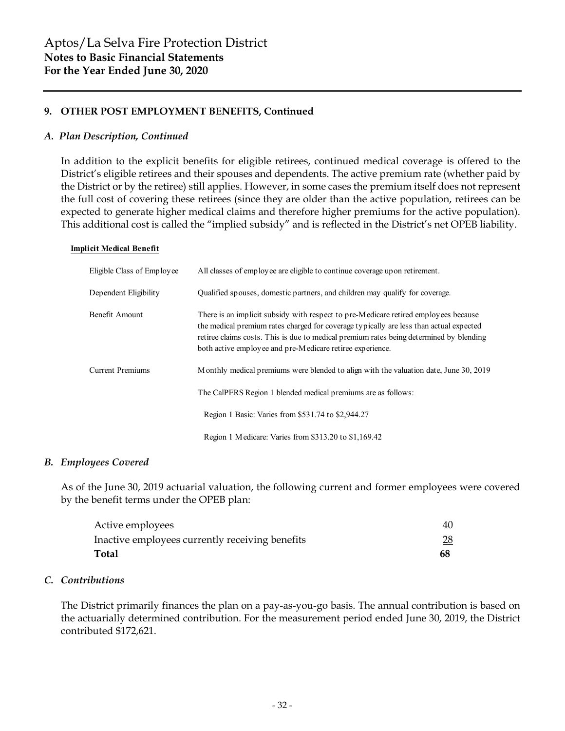## 9. OTHER POST EMPLOYMENT BENEFITS, Continued

### *A. Plan Description, Continued*

In addition to the explicit benefits for eligible retirees, continued medical coverage is offered to the District's eligible retirees and their spouses and dependents. The active premium rate (whether paid by the District or by the retiree) still applies. However, in some cases the premium itself does not represent the full cost of covering these retirees (since they are older than the active population, retirees can be expected to generate higher medical claims and therefore higher premiums for the active population). This additional cost is called the "implied subsidy" and is reflected in the District's net OPEB liability.

**Implicit Medical Benefit**

| | |
|---|---|
| Eligible Class of Employee | All classes of employee are eligible to continue coverage upon retirement. |
| Dependent Eligibility | Qualified spouses, domestic partners, and children may qualify for coverage. |
| Benefit Amount | There is an implicit subsidy with respect to pre-Medicare retired employees because the medical premium rates charged for coverage typically are less than actual expected retiree claims costs. This is due to medical premium rates being determined by blending both active employee and pre-Medicare retiree experience. |
| Current Premiums | Monthly medical premiums were blended to align with the valuation date, June 30, 2019 |
| | The CalPERS Region 1 blended medical premiums are as follows: |
| | Region 1 Basic: Varies from $531.74 to $2,944.27 |
| | Region 1 Medicare: Varies from $313.20 to $1,169.42 |

### *B. Employees Covered*

As of the June 30, 2019 actuarial valuation, the following current and former employees were covered by the benefit terms under the OPEB plan:

| | |
|---|---|
| Active employees | 40 |
| Inactive employees currently receiving benefits | 28 |
| **Total** | **68** |

### *C. Contributions*

The District primarily finances the plan on a pay-as-you-go basis. The annual contribution is based on the actuarially determined contribution. For the measurement period ended June 30, 2019, the District contributed $172,621.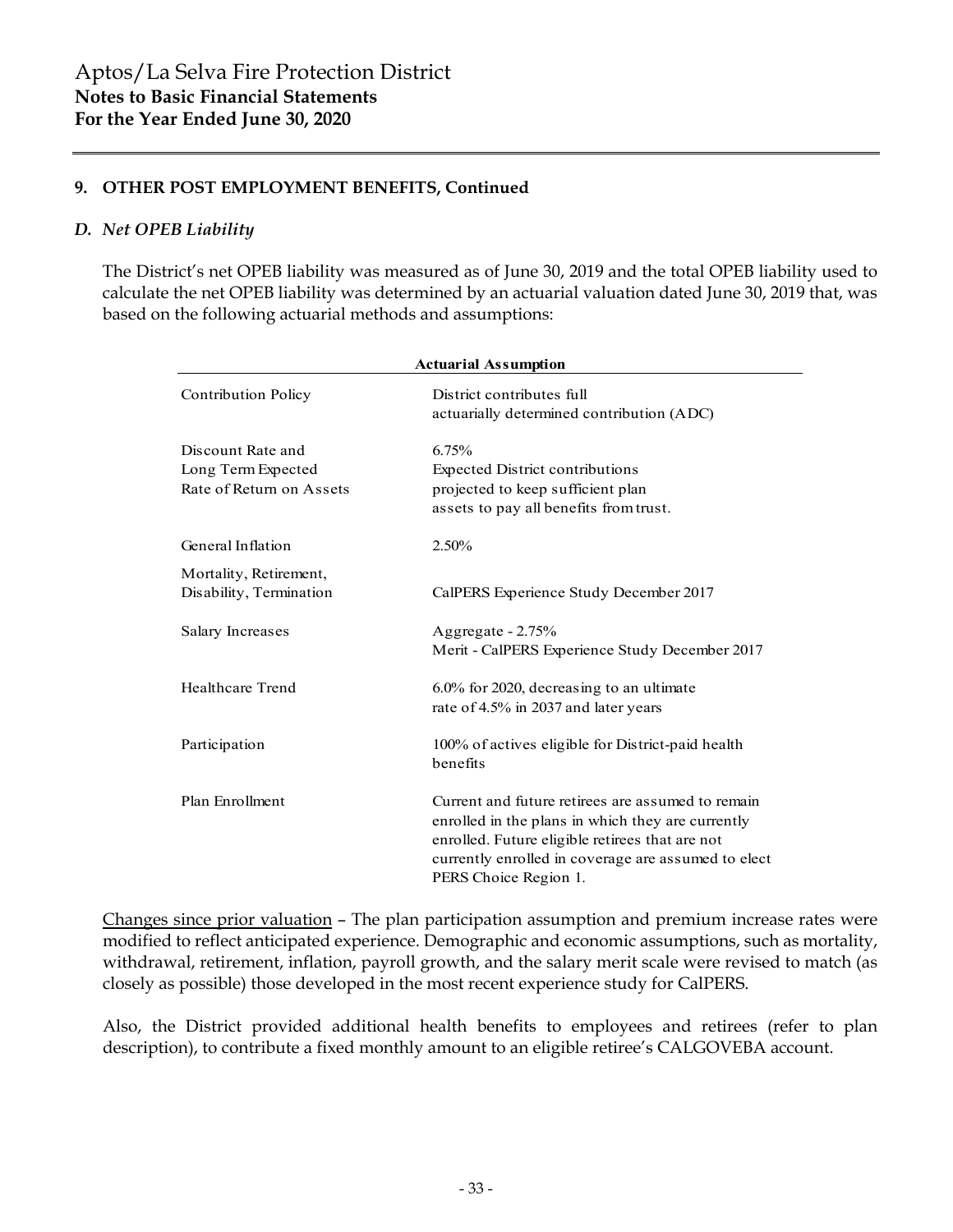Aptos/La Selva Fire Protection District
**Notes to Basic Financial Statements**
**For the Year Ended June 30, 2020**

## 9. OTHER POST EMPLOYMENT BENEFITS, Continued

### *D. Net OPEB Liability*

The District's net OPEB liability was measured as of June 30, 2019 and the total OPEB liability used to calculate the net OPEB liability was determined by an actuarial valuation dated June 30, 2019 that, was based on the following actuarial methods and assumptions:

| **Actuarial Assumption** | |
|---|---|
| Contribution Policy | District contributes full actuarially determined contribution (ADC) |
| Discount Rate and Long Term Expected Rate of Return on Assets | 6.75% Expected District contributions projected to keep sufficient plan assets to pay all benefits from trust. |
| General Inflation | 2.50% |
| Mortality, Retirement, Disability, Termination | CalPERS Experience Study December 2017 |
| Salary Increases | Aggregate - 2.75% Merit - CalPERS Experience Study December 2017 |
| Healthcare Trend | 6.0% for 2020, decreasing to an ultimate rate of 4.5% in 2037 and later years |
| Participation | 100% of actives eligible for District-paid health benefits |
| Plan Enrollment | Current and future retirees are assumed to remain enrolled in the plans in which they are currently enrolled. Future eligible retirees that are not currently enrolled in coverage are assumed to elect PERS Choice Region 1. |

Changes since prior valuation – The plan participation assumption and premium increase rates were modified to reflect anticipated experience. Demographic and economic assumptions, such as mortality, withdrawal, retirement, inflation, payroll growth, and the salary merit scale were revised to match (as closely as possible) those developed in the most recent experience study for CalPERS.

Also, the District provided additional health benefits to employees and retirees (refer to plan description), to contribute a fixed monthly amount to an eligible retiree's CALGOVEBA account.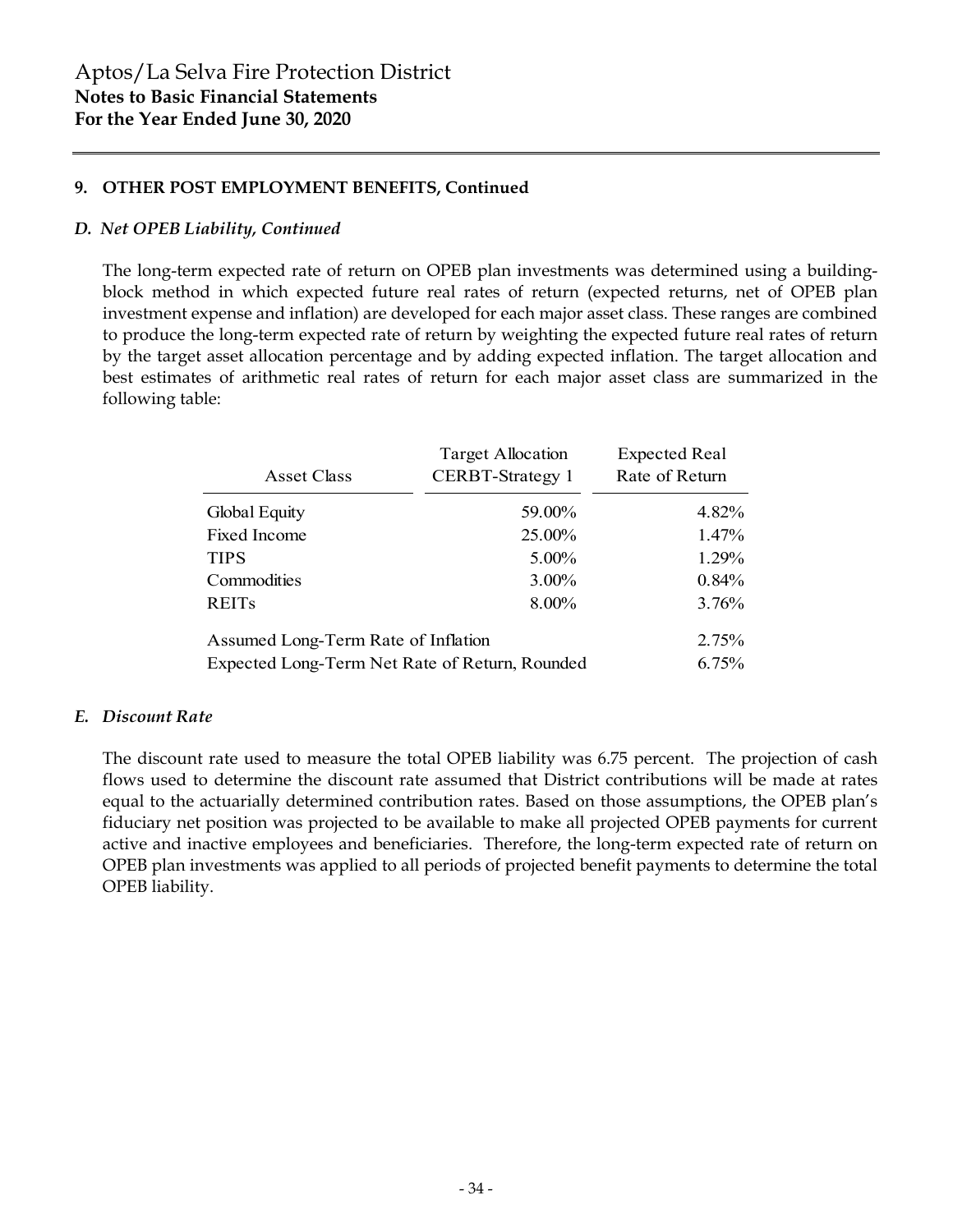Aptos/La Selva Fire Protection District
**Notes to Basic Financial Statements**
**For the Year Ended June 30, 2020**

## 9. OTHER POST EMPLOYMENT BENEFITS, Continued

### *D. Net OPEB Liability, Continued*

The long-term expected rate of return on OPEB plan investments was determined using a building-block method in which expected future real rates of return (expected returns, net of OPEB plan investment expense and inflation) are developed for each major asset class. These ranges are combined to produce the long-term expected rate of return by weighting the expected future real rates of return by the target asset allocation percentage and by adding expected inflation. The target allocation and best estimates of arithmetic real rates of return for each major asset class are summarized in the following table:

| Asset Class | Target Allocation CERBT-Strategy 1 | Expected Real Rate of Return |
|---|---|---|
| Global Equity | 59.00% | 4.82% |
| Fixed Income | 25.00% | 1.47% |
| TIPS | 5.00% | 1.29% |
| Commodities | 3.00% | 0.84% |
| REITs | 8.00% | 3.76% |
| Assumed Long-Term Rate of Inflation | | 2.75% |
| Expected Long-Term Net Rate of Return, Rounded | | 6.75% |

### *E. Discount Rate*

The discount rate used to measure the total OPEB liability was 6.75 percent. The projection of cash flows used to determine the discount rate assumed that District contributions will be made at rates equal to the actuarially determined contribution rates. Based on those assumptions, the OPEB plan's fiduciary net position was projected to be available to make all projected OPEB payments for current active and inactive employees and beneficiaries. Therefore, the long-term expected rate of return on OPEB plan investments was applied to all periods of projected benefit payments to determine the total OPEB liability.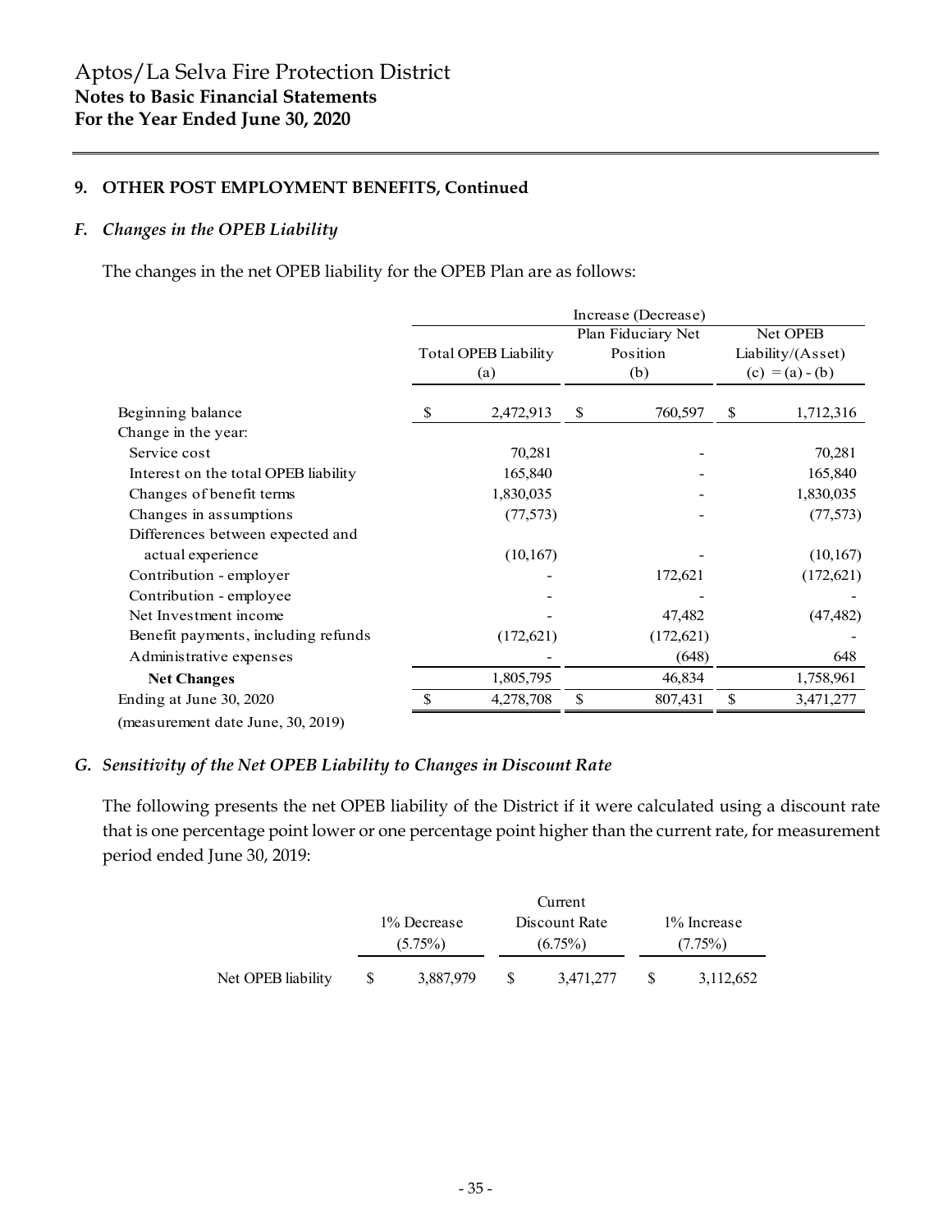Aptos/La Selva Fire Protection District
**Notes to Basic Financial Statements**
**For the Year Ended June 30, 2020**

### 9. OTHER POST EMPLOYMENT BENEFITS, Continued

#### *F. Changes in the OPEB Liability*

The changes in the net OPEB liability for the OPEB Plan are as follows:

| | Increase (Decrease) | | |
|---|---|---|---|
| | Total OPEB Liability (a) | Plan Fiduciary Net Position (b) | Net OPEB Liability/(Asset) (c) = (a) - (b) |
| Beginning balance | $ 2,472,913 | $ 760,597 | $ 1,712,316 |
| Change in the year: | | | |
| Service cost | 70,281 | - | 70,281 |
| Interest on the total OPEB liability | 165,840 | - | 165,840 |
| Changes of benefit terms | 1,830,035 | - | 1,830,035 |
| Changes in assumptions | (77,573) | - | (77,573) |
| Differences between expected and actual experience | (10,167) | - | (10,167) |
| Contribution - employer | - | 172,621 | (172,621) |
| Contribution - employee | - | - | - |
| Net Investment income | - | 47,482 | (47,482) |
| Benefit payments, including refunds | (172,621) | (172,621) | - |
| Administrative expenses | - | (648) | 648 |
| **Net Changes** | 1,805,795 | 46,834 | 1,758,961 |
| Ending at June 30, 2020 | $ 4,278,708 | $ 807,431 | $ 3,471,277 |
| (measurement date June, 30, 2019) | | | |

#### *G. Sensitivity of the Net OPEB Liability to Changes in Discount Rate*

The following presents the net OPEB liability of the District if it were calculated using a discount rate that is one percentage point lower or one percentage point higher than the current rate, for measurement period ended June 30, 2019:

| | 1% Decrease (5.75%) | Current Discount Rate (6.75%) | 1% Increase (7.75%) |
|---|---|---|---|
| Net OPEB liability | $ 3,887,979 | $ 3,471,277 | $ 3,112,652 |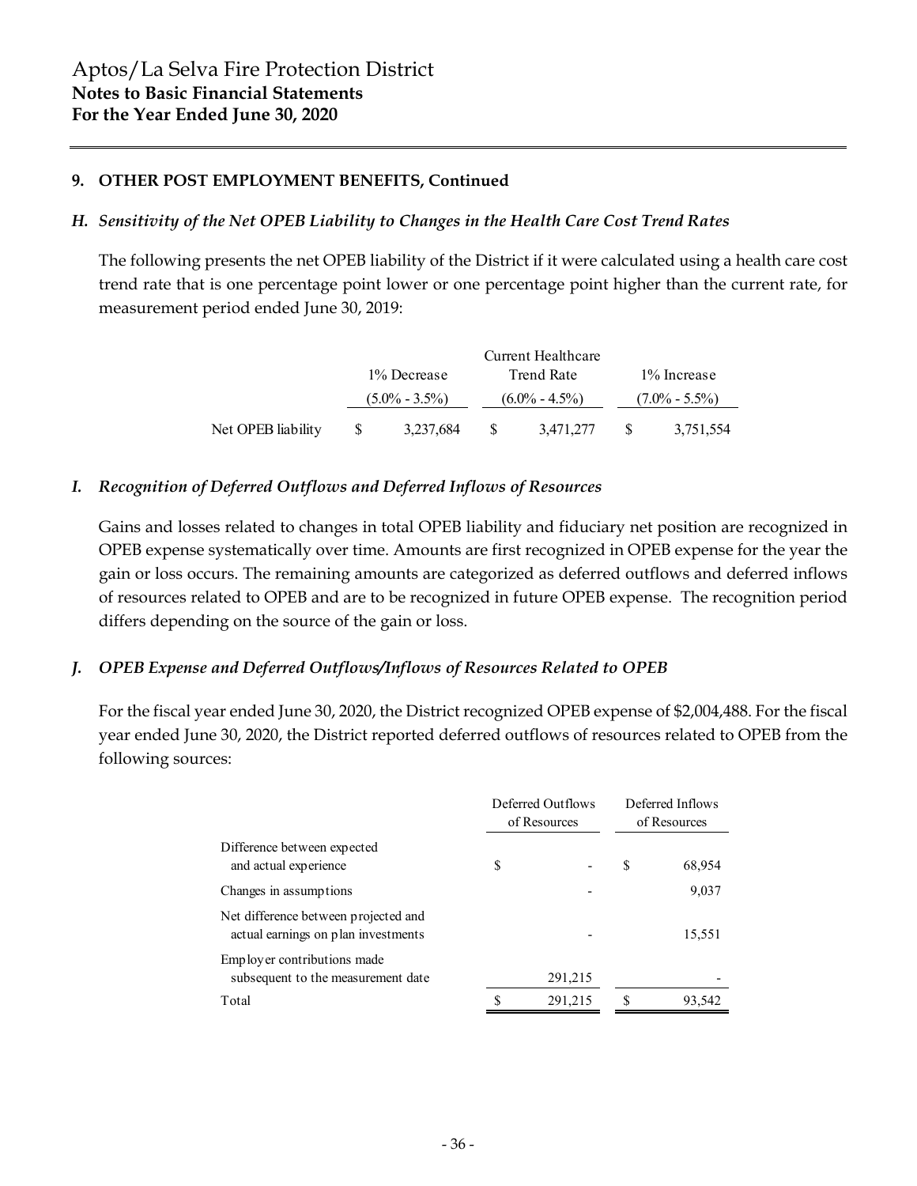## 9. OTHER POST EMPLOYMENT BENEFITS, Continued

### *H. Sensitivity of the Net OPEB Liability to Changes in the Health Care Cost Trend Rates*

The following presents the net OPEB liability of the District if it were calculated using a health care cost trend rate that is one percentage point lower or one percentage point higher than the current rate, for measurement period ended June 30, 2019:

| | 1% Decrease (5.0% - 3.5%) | Current Healthcare Trend Rate (6.0% - 4.5%) | 1% Increase (7.0% - 5.5%) |
|---|---|---|---|
| Net OPEB liability | $ 3,237,684 | $ 3,471,277 | $ 3,751,554 |

### *I. Recognition of Deferred Outflows and Deferred Inflows of Resources*

Gains and losses related to changes in total OPEB liability and fiduciary net position are recognized in OPEB expense systematically over time. Amounts are first recognized in OPEB expense for the year the gain or loss occurs. The remaining amounts are categorized as deferred outflows and deferred inflows of resources related to OPEB and are to be recognized in future OPEB expense. The recognition period differs depending on the source of the gain or loss.

### *J. OPEB Expense and Deferred Outflows/Inflows of Resources Related to OPEB*

For the fiscal year ended June 30, 2020, the District recognized OPEB expense of $2,004,488. For the fiscal year ended June 30, 2020, the District reported deferred outflows of resources related to OPEB from the following sources:

| | Deferred Outflows of Resources | Deferred Inflows of Resources |
|---|---|---|
| Difference between expected and actual experience | $ - | $ 68,954 |
| Changes in assumptions | - | 9,037 |
| Net difference between projected and actual earnings on plan investments | - | 15,551 |
| Employer contributions made subsequent to the measurement date | 291,215 | - |
| Total | $ 291,215 | $ 93,542 |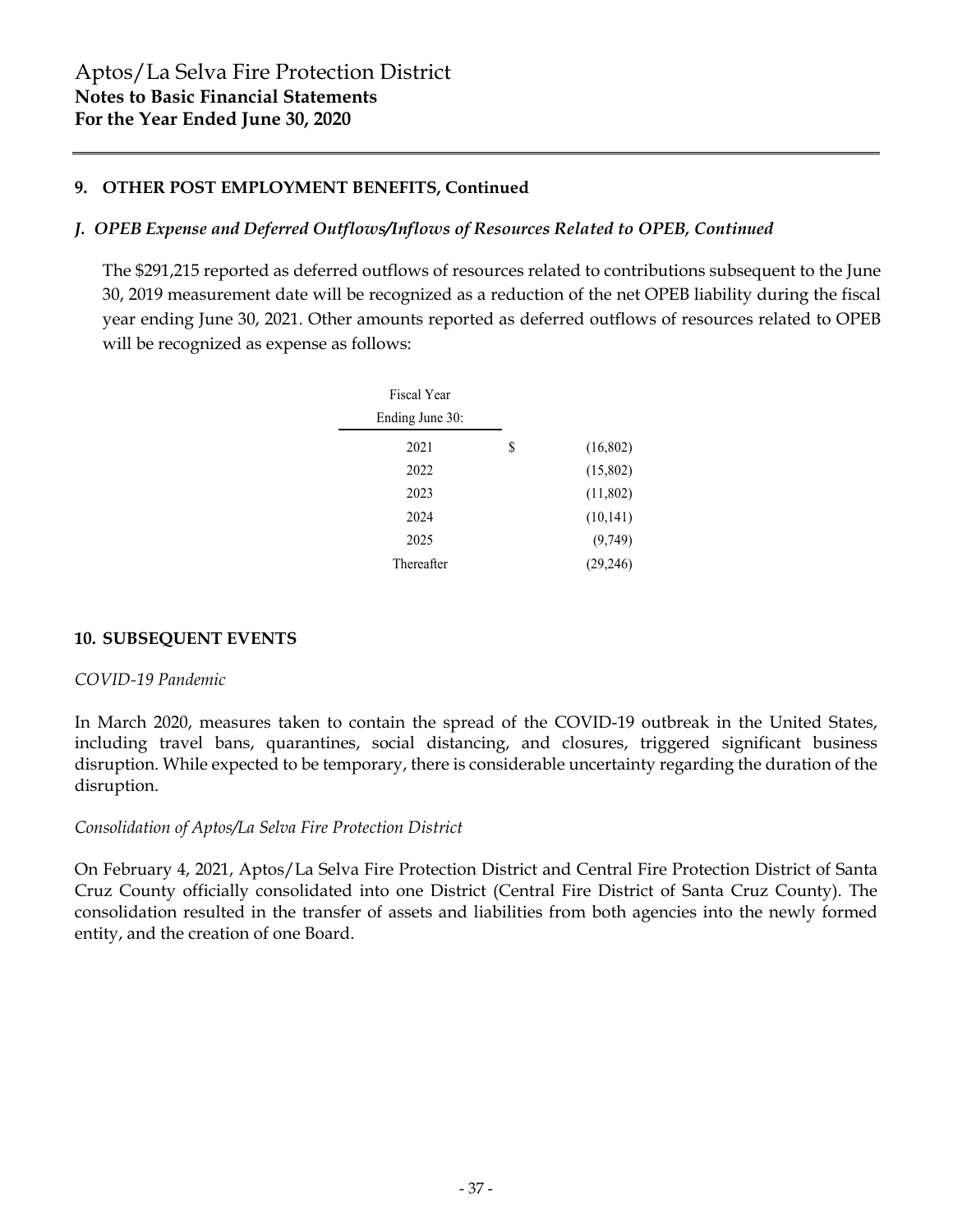## 9. OTHER POST EMPLOYMENT BENEFITS, Continued

### *J. OPEB Expense and Deferred Outflows/Inflows of Resources Related to OPEB, Continued*

The $291,215 reported as deferred outflows of resources related to contributions subsequent to the June 30, 2019 measurement date will be recognized as a reduction of the net OPEB liability during the fiscal year ending June 30, 2021. Other amounts reported as deferred outflows of resources related to OPEB will be recognized as expense as follows:

| Fiscal Year Ending June 30: | | |
|---|---|---|
| 2021 | $ | (16,802) |
| 2022 | | (15,802) |
| 2023 | | (11,802) |
| 2024 | | (10,141) |
| 2025 | | (9,749) |
| Thereafter | | (29,246) |

## 10. SUBSEQUENT EVENTS

*COVID-19 Pandemic*

In March 2020, measures taken to contain the spread of the COVID-19 outbreak in the United States, including travel bans, quarantines, social distancing, and closures, triggered significant business disruption. While expected to be temporary, there is considerable uncertainty regarding the duration of the disruption.

*Consolidation of Aptos/La Selva Fire Protection District*

On February 4, 2021, Aptos/La Selva Fire Protection District and Central Fire Protection District of Santa Cruz County officially consolidated into one District (Central Fire District of Santa Cruz County). The consolidation resulted in the transfer of assets and liabilities from both agencies into the newly formed entity, and the creation of one Board.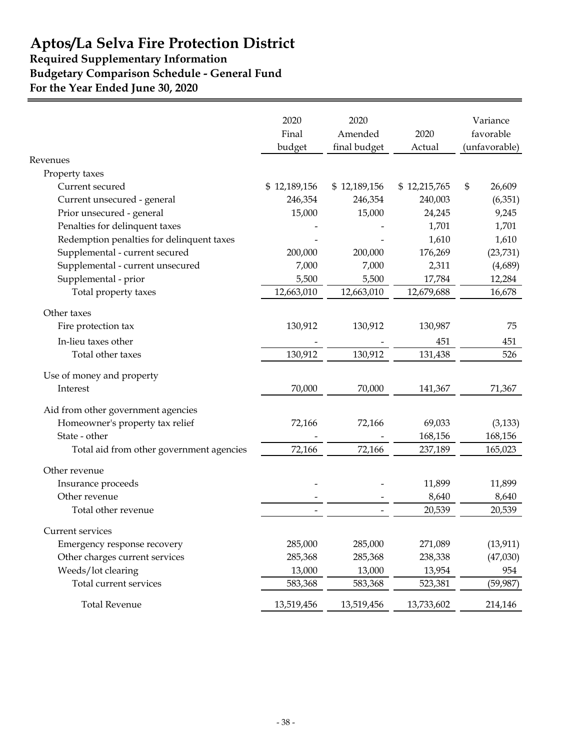# Aptos/La Selva Fire Protection District

## Required Supplementary Information

## Budgetary Comparison Schedule - General Fund

## For the Year Ended June 30, 2020

| | 2020 Final budget | 2020 Amended final budget | 2020 Actual | Variance favorable (unfavorable) |
|---|---|---|---|---|
| Revenues | | | | |
| Property taxes | | | | |
| Current secured | $ 12,189,156 | $ 12,189,156 | $ 12,215,765 | $ 26,609 |
| Current unsecured - general | 246,354 | 246,354 | 240,003 | (6,351) |
| Prior unsecured - general | 15,000 | 15,000 | 24,245 | 9,245 |
| Penalties for delinquent taxes | - | - | 1,701 | 1,701 |
| Redemption penalties for delinquent taxes | - | - | 1,610 | 1,610 |
| Supplemental - current secured | 200,000 | 200,000 | 176,269 | (23,731) |
| Supplemental - current unsecured | 7,000 | 7,000 | 2,311 | (4,689) |
| Supplemental - prior | 5,500 | 5,500 | 17,784 | 12,284 |
| Total property taxes | 12,663,010 | 12,663,010 | 12,679,688 | 16,678 |
| Other taxes | | | | |
| Fire protection tax | 130,912 | 130,912 | 130,987 | 75 |
| In-lieu taxes other | - | - | 451 | 451 |
| Total other taxes | 130,912 | 130,912 | 131,438 | 526 |
| Use of money and property | | | | |
| Interest | 70,000 | 70,000 | 141,367 | 71,367 |
| Aid from other government agencies | | | | |
| Homeowner's property tax relief | 72,166 | 72,166 | 69,033 | (3,133) |
| State - other | - | - | 168,156 | 168,156 |
| Total aid from other government agencies | 72,166 | 72,166 | 237,189 | 165,023 |
| Other revenue | | | | |
| Insurance proceeds | - | - | 11,899 | 11,899 |
| Other revenue | - | - | 8,640 | 8,640 |
| Total other revenue | - | - | 20,539 | 20,539 |
| Current services | | | | |
| Emergency response recovery | 285,000 | 285,000 | 271,089 | (13,911) |
| Other charges current services | 285,368 | 285,368 | 238,338 | (47,030) |
| Weeds/lot clearing | 13,000 | 13,000 | 13,954 | 954 |
| Total current services | 583,368 | 583,368 | 523,381 | (59,987) |
| Total Revenue | 13,519,456 | 13,519,456 | 13,733,602 | 214,146 |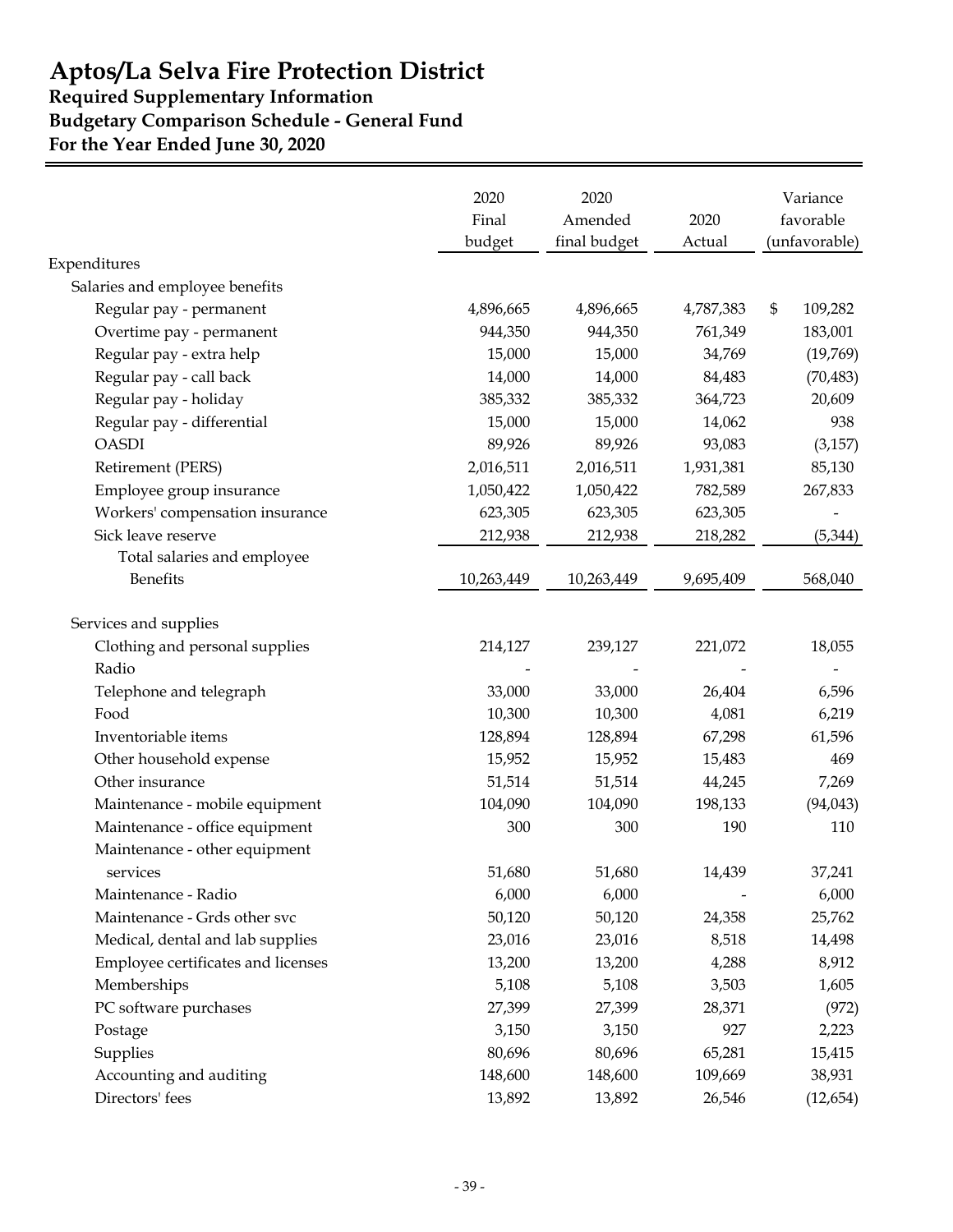# Aptos/La Selva Fire Protection District

## Required Supplementary Information

## Budgetary Comparison Schedule - General Fund

## For the Year Ended June 30, 2020

| | 2020 Final budget | 2020 Amended final budget | 2020 Actual | Variance favorable (unfavorable) |
|---|---|---|---|---|
| Expenditures | | | | |
| Salaries and employee benefits | | | | |
| Regular pay - permanent | 4,896,665 | 4,896,665 | 4,787,383 | $ 109,282 |
| Overtime pay - permanent | 944,350 | 944,350 | 761,349 | 183,001 |
| Regular pay - extra help | 15,000 | 15,000 | 34,769 | (19,769) |
| Regular pay - call back | 14,000 | 14,000 | 84,483 | (70,483) |
| Regular pay - holiday | 385,332 | 385,332 | 364,723 | 20,609 |
| Regular pay - differential | 15,000 | 15,000 | 14,062 | 938 |
| OASDI | 89,926 | 89,926 | 93,083 | (3,157) |
| Retirement (PERS) | 2,016,511 | 2,016,511 | 1,931,381 | 85,130 |
| Employee group insurance | 1,050,422 | 1,050,422 | 782,589 | 267,833 |
| Workers' compensation insurance | 623,305 | 623,305 | 623,305 | - |
| Sick leave reserve | 212,938 | 212,938 | 218,282 | (5,344) |
| Total salaries and employee Benefits | 10,263,449 | 10,263,449 | 9,695,409 | 568,040 |
| Services and supplies | | | | |
| Clothing and personal supplies | 214,127 | 239,127 | 221,072 | 18,055 |
| Radio | - | - | - | - |
| Telephone and telegraph | 33,000 | 33,000 | 26,404 | 6,596 |
| Food | 10,300 | 10,300 | 4,081 | 6,219 |
| Inventoriable items | 128,894 | 128,894 | 67,298 | 61,596 |
| Other household expense | 15,952 | 15,952 | 15,483 | 469 |
| Other insurance | 51,514 | 51,514 | 44,245 | 7,269 |
| Maintenance - mobile equipment | 104,090 | 104,090 | 198,133 | (94,043) |
| Maintenance - office equipment | 300 | 300 | 190 | 110 |
| Maintenance - other equipment services | 51,680 | 51,680 | 14,439 | 37,241 |
| Maintenance - Radio | 6,000 | 6,000 | - | 6,000 |
| Maintenance - Grds other svc | 50,120 | 50,120 | 24,358 | 25,762 |
| Medical, dental and lab supplies | 23,016 | 23,016 | 8,518 | 14,498 |
| Employee certificates and licenses | 13,200 | 13,200 | 4,288 | 8,912 |
| Memberships | 5,108 | 5,108 | 3,503 | 1,605 |
| PC software purchases | 27,399 | 27,399 | 28,371 | (972) |
| Postage | 3,150 | 3,150 | 927 | 2,223 |
| Supplies | 80,696 | 80,696 | 65,281 | 15,415 |
| Accounting and auditing | 148,600 | 148,600 | 109,669 | 38,931 |
| Directors' fees | 13,892 | 13,892 | 26,546 | (12,654) |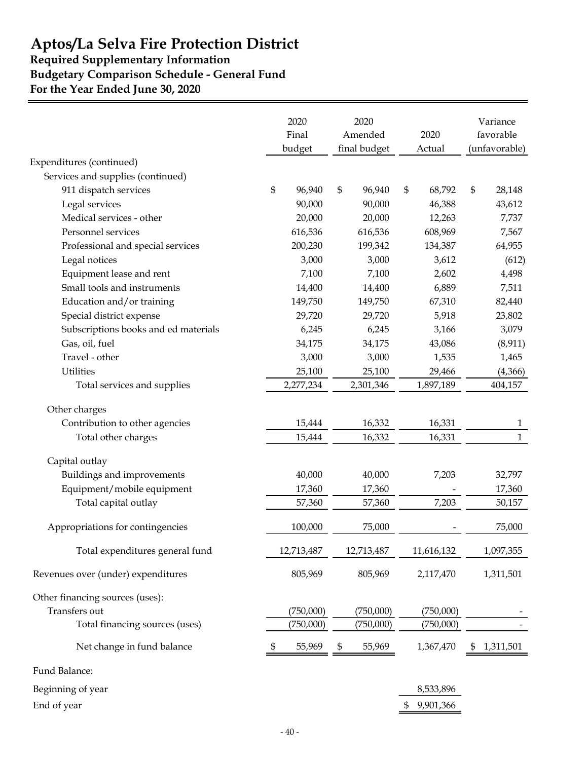# Aptos/La Selva Fire Protection District

## Required Supplementary Information

## Budgetary Comparison Schedule - General Fund

## For the Year Ended June 30, 2020

| | 2020 Final budget | 2020 Amended final budget | 2020 Actual | Variance favorable (unfavorable) |
|---|---|---|---|---|
| Expenditures (continued) | | | | |
| Services and supplies (continued) | | | | |
| 911 dispatch services | $ 96,940 | $ 96,940 | $ 68,792 | $ 28,148 |
| Legal services | 90,000 | 90,000 | 46,388 | 43,612 |
| Medical services - other | 20,000 | 20,000 | 12,263 | 7,737 |
| Personnel services | 616,536 | 616,536 | 608,969 | 7,567 |
| Professional and special services | 200,230 | 199,342 | 134,387 | 64,955 |
| Legal notices | 3,000 | 3,000 | 3,612 | (612) |
| Equipment lease and rent | 7,100 | 7,100 | 2,602 | 4,498 |
| Small tools and instruments | 14,400 | 14,400 | 6,889 | 7,511 |
| Education and/or training | 149,750 | 149,750 | 67,310 | 82,440 |
| Special district expense | 29,720 | 29,720 | 5,918 | 23,802 |
| Subscriptions books and ed materials | 6,245 | 6,245 | 3,166 | 3,079 |
| Gas, oil, fuel | 34,175 | 34,175 | 43,086 | (8,911) |
| Travel - other | 3,000 | 3,000 | 1,535 | 1,465 |
| Utilities | 25,100 | 25,100 | 29,466 | (4,366) |
| Total services and supplies | 2,277,234 | 2,301,346 | 1,897,189 | 404,157 |
| Other charges | | | | |
| Contribution to other agencies | 15,444 | 16,332 | 16,331 | 1 |
| Total other charges | 15,444 | 16,332 | 16,331 | 1 |
| Capital outlay | | | | |
| Buildings and improvements | 40,000 | 40,000 | 7,203 | 32,797 |
| Equipment/mobile equipment | 17,360 | 17,360 | - | 17,360 |
| Total capital outlay | 57,360 | 57,360 | 7,203 | 50,157 |
| Appropriations for contingencies | 100,000 | 75,000 | - | 75,000 |
| Total expenditures general fund | 12,713,487 | 12,713,487 | 11,616,132 | 1,097,355 |
| Revenues over (under) expenditures | 805,969 | 805,969 | 2,117,470 | 1,311,501 |
| Other financing sources (uses): | | | | |
| Transfers out | (750,000) | (750,000) | (750,000) | - |
| Total financing sources (uses) | (750,000) | (750,000) | (750,000) | - |
| Net change in fund balance | $ 55,969 | $ 55,969 | 1,367,470 | $ 1,311,501 |
| Fund Balance: | | | | |
| Beginning of year | | | 8,533,896 | |
| End of year | | | $ 9,901,366 | |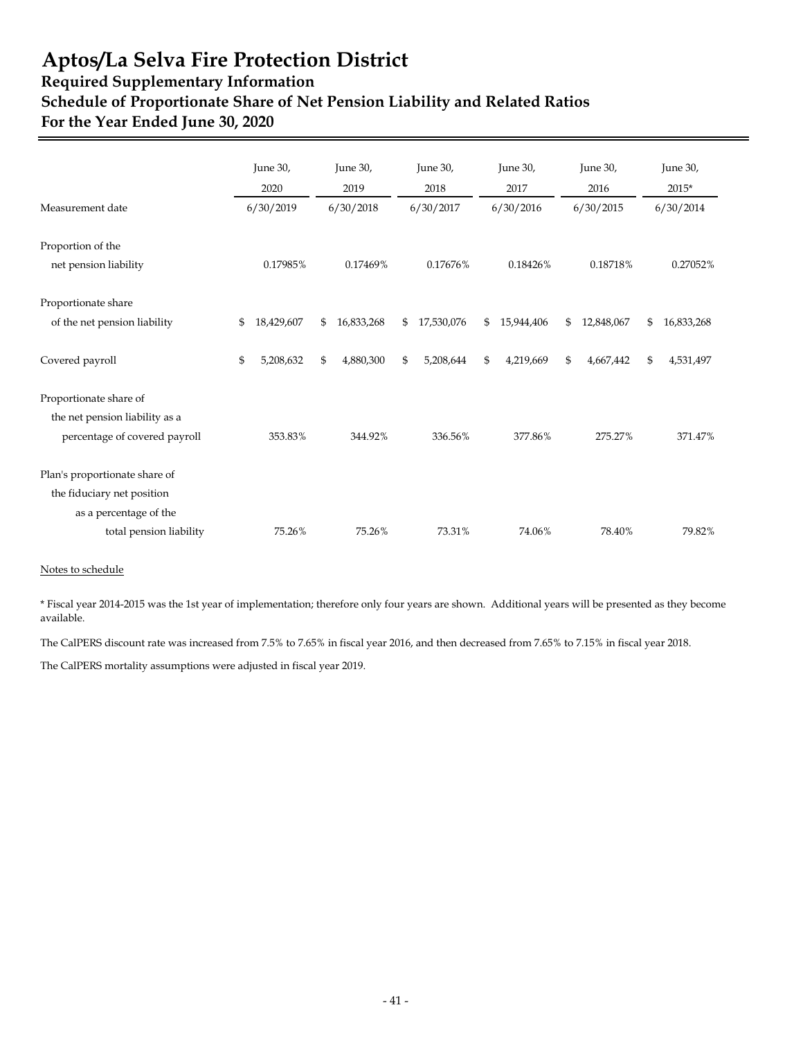# Aptos/La Selva Fire Protection District

## Required Supplementary Information

## Schedule of Proportionate Share of Net Pension Liability and Related Ratios

## For the Year Ended June 30, 2020

| | June 30, 2020 | June 30, 2019 | June 30, 2018 | June 30, 2017 | June 30, 2016 | June 30, 2015* |
|---|---|---|---|---|---|---|
| Measurement date | 6/30/2019 | 6/30/2018 | 6/30/2017 | 6/30/2016 | 6/30/2015 | 6/30/2014 |
| Proportion of the net pension liability | 0.17985% | 0.17469% | 0.17676% | 0.18426% | 0.18718% | 0.27052% |
| Proportionate share of the net pension liability | $ 18,429,607 | $ 16,833,268 | $ 17,530,076 | $ 15,944,406 | $ 12,848,067 | $ 16,833,268 |
| Covered payroll | $ 5,208,632 | $ 4,880,300 | $ 5,208,644 | $ 4,219,669 | $ 4,667,442 | $ 4,531,497 |
| Proportionate share of the net pension liability as a percentage of covered payroll | 353.83% | 344.92% | 336.56% | 377.86% | 275.27% | 371.47% |
| Plan's proportionate share of the fiduciary net position as a percentage of the total pension liability | 75.26% | 75.26% | 73.31% | 74.06% | 78.40% | 79.82% |

Notes to schedule

* Fiscal year 2014-2015 was the 1st year of implementation; therefore only four years are shown. Additional years will be presented as they become available.

The CalPERS discount rate was increased from 7.5% to 7.65% in fiscal year 2016, and then decreased from 7.65% to 7.15% in fiscal year 2018.

The CalPERS mortality assumptions were adjusted in fiscal year 2019.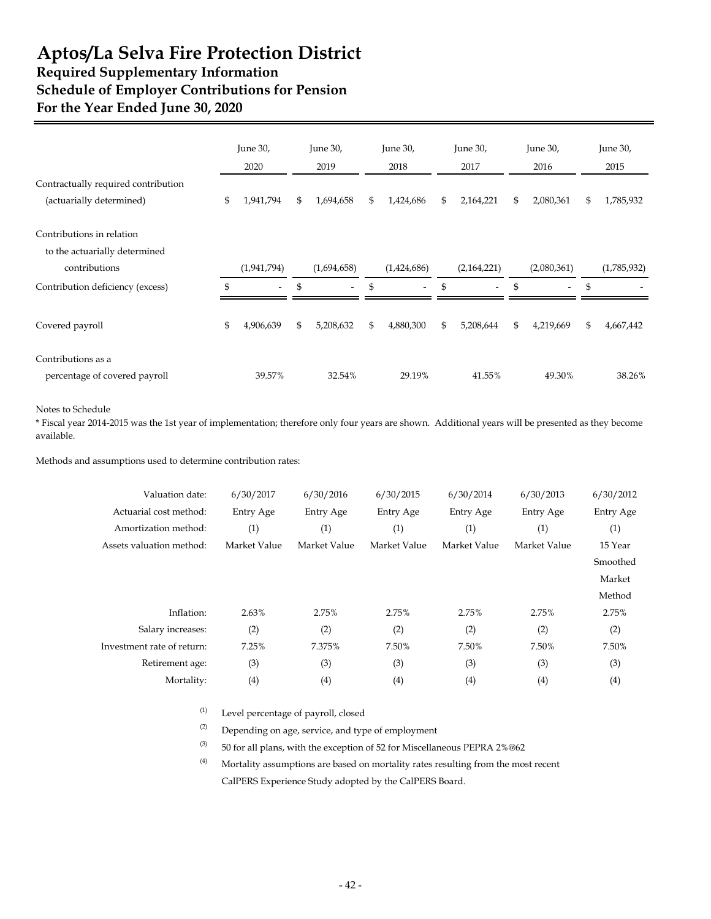# Aptos/La Selva Fire Protection District

## Required Supplementary Information

## Schedule of Employer Contributions for Pension

## For the Year Ended June 30, 2020

| | June 30, 2020 | June 30, 2019 | June 30, 2018 | June 30, 2017 | June 30, 2016 | June 30, 2015 |
|---|---|---|---|---|---|---|
| Contractually required contribution (actuarially determined) | $ 1,941,794 | $ 1,694,658 | $ 1,424,686 | $ 2,164,221 | $ 2,080,361 | $ 1,785,932 |
| Contributions in relation to the actuarially determined contributions | (1,941,794) | (1,694,658) | (1,424,686) | (2,164,221) | (2,080,361) | (1,785,932) |
| Contribution deficiency (excess) | $ - | $ - | $ - | $ - | $ - | $ - |
| Covered payroll | $ 4,906,639 | $ 5,208,632 | $ 4,880,300 | $ 5,208,644 | $ 4,219,669 | $ 4,667,442 |
| Contributions as a percentage of covered payroll | 39.57% | 32.54% | 29.19% | 41.55% | 49.30% | 38.26% |

Notes to Schedule

* Fiscal year 2014-2015 was the 1st year of implementation; therefore only four years are shown. Additional years will be presented as they become available.

Methods and assumptions used to determine contribution rates:

| | | | | | | |
|---|---|---|---|---|---|---|
| Valuation date: | 6/30/2017 | 6/30/2016 | 6/30/2015 | 6/30/2014 | 6/30/2013 | 6/30/2012 |
| Actuarial cost method: | Entry Age | Entry Age | Entry Age | Entry Age | Entry Age | Entry Age |
| Amortization method: | (1) | (1) | (1) | (1) | (1) | (1) |
| Assets valuation method: | Market Value | Market Value | Market Value | Market Value | Market Value | 15 Year Smoothed Market Method |
| Inflation: | 2.63% | 2.75% | 2.75% | 2.75% | 2.75% | 2.75% |
| Salary increases: | (2) | (2) | (2) | (2) | (2) | (2) |
| Investment rate of return: | 7.25% | 7.375% | 7.50% | 7.50% | 7.50% | 7.50% |
| Retirement age: | (3) | (3) | (3) | (3) | (3) | (3) |
| Mortality: | (4) | (4) | (4) | (4) | (4) | (4) |

(1) Level percentage of payroll, closed

(2) Depending on age, service, and type of employment

(3) 50 for all plans, with the exception of 52 for Miscellaneous PEPRA 2%@62

(4) Mortality assumptions are based on mortality rates resulting from the most recent CalPERS Experience Study adopted by the CalPERS Board.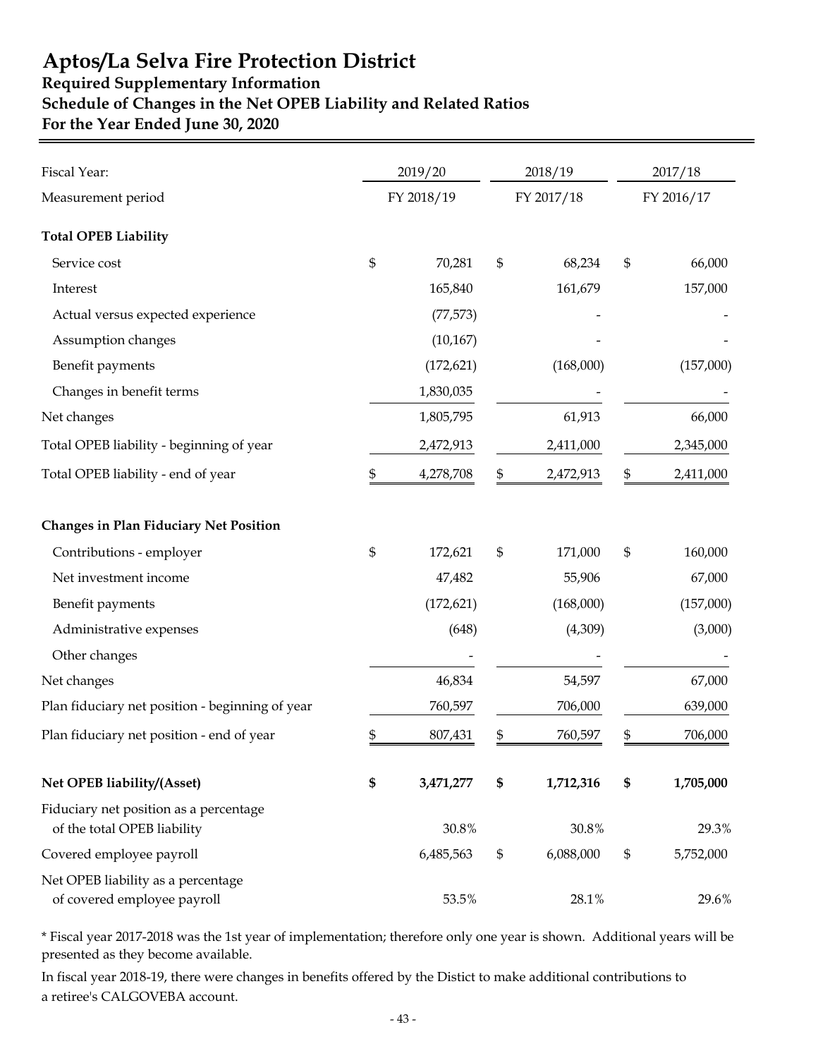# Aptos/La Selva Fire Protection District

## Required Supplementary Information

## Schedule of Changes in the Net OPEB Liability and Related Ratios

## For the Year Ended June 30, 2020

| Fiscal Year: | 2019/20 | 2018/19 | 2017/18 |
|---|---|---|---|
| Measurement period | FY 2018/19 | FY 2017/18 | FY 2016/17 |
| **Total OPEB Liability** | | | |
| Service cost | $ 70,281 | $ 68,234 | $ 66,000 |
| Interest | 165,840 | 161,679 | 157,000 |
| Actual versus expected experience | (77,573) | - | - |
| Assumption changes | (10,167) | - | - |
| Benefit payments | (172,621) | (168,000) | (157,000) |
| Changes in benefit terms | 1,830,035 | - | - |
| Net changes | 1,805,795 | 61,913 | 66,000 |
| Total OPEB liability - beginning of year | 2,472,913 | 2,411,000 | 2,345,000 |
| Total OPEB liability - end of year | $ 4,278,708 | $ 2,472,913 | $ 2,411,000 |
| **Changes in Plan Fiduciary Net Position** | | | |
| Contributions - employer | $ 172,621 | $ 171,000 | $ 160,000 |
| Net investment income | 47,482 | 55,906 | 67,000 |
| Benefit payments | (172,621) | (168,000) | (157,000) |
| Administrative expenses | (648) | (4,309) | (3,000) |
| Other changes | - | - | - |
| Net changes | 46,834 | 54,597 | 67,000 |
| Plan fiduciary net position - beginning of year | 760,597 | 706,000 | 639,000 |
| Plan fiduciary net position - end of year | $ 807,431 | $ 760,597 | $ 706,000 |
| **Net OPEB liability/(Asset)** | **$ 3,471,277** | **$ 1,712,316** | **$ 1,705,000** |
| Fiduciary net position as a percentage of the total OPEB liability | 30.8% | 30.8% | 29.3% |
| Covered employee payroll | 6,485,563 | $ 6,088,000 | $ 5,752,000 |
| Net OPEB liability as a percentage of covered employee payroll | 53.5% | 28.1% | 29.6% |

* Fiscal year 2017-2018 was the 1st year of implementation; therefore only one year is shown. Additional years will be presented as they become available.

In fiscal year 2018-19, there were changes in benefits offered by the Distict to make additional contributions to a retiree's CALGOVEBA account.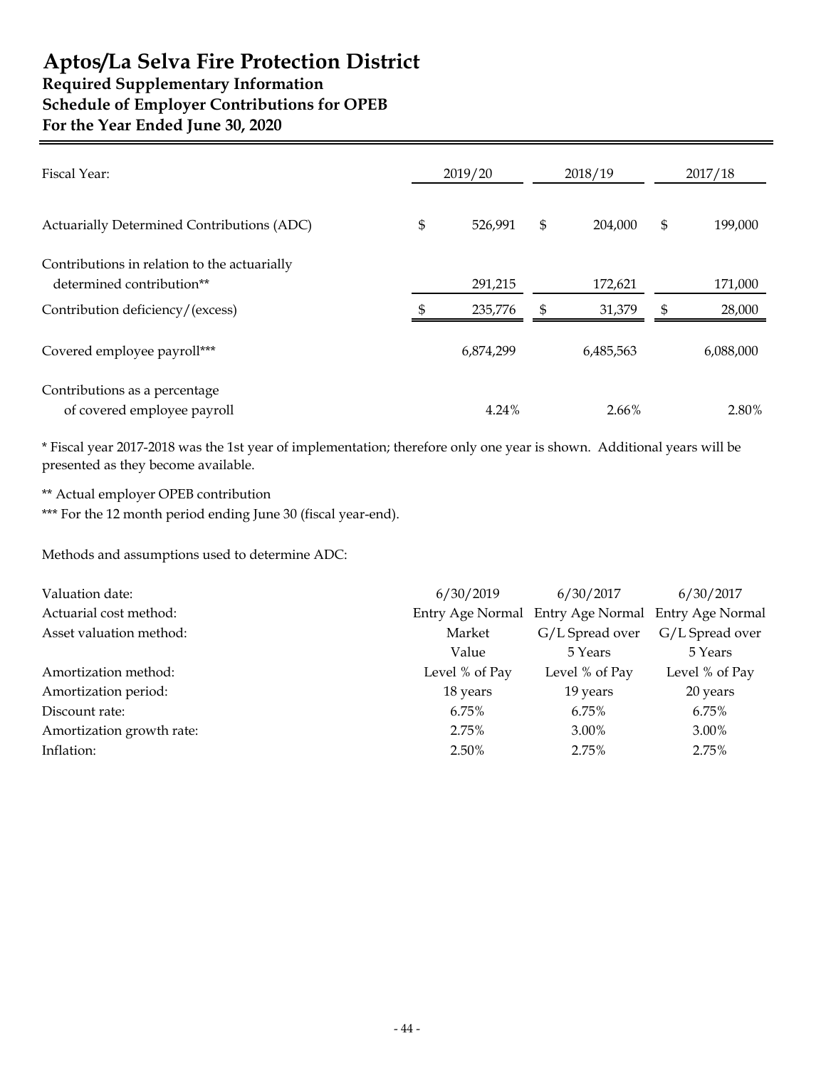# Aptos/La Selva Fire Protection District

## Required Supplementary Information

## Schedule of Employer Contributions for OPEB

## For the Year Ended June 30, 2020

| Fiscal Year: | 2019/20 | 2018/19 | 2017/18 |
|---|---|---|---|
| Actuarially Determined Contributions (ADC) | $ 526,991 | $ 204,000 | $ 199,000 |
| Contributions in relation to the actuarially determined contribution** | 291,215 | 172,621 | 171,000 |
| Contribution deficiency/(excess) | $ 235,776 | $ 31,379 | $ 28,000 |
| Covered employee payroll*** | 6,874,299 | 6,485,563 | 6,088,000 |
| Contributions as a percentage of covered employee payroll | 4.24% | 2.66% | 2.80% |

* Fiscal year 2017-2018 was the 1st year of implementation; therefore only one year is shown. Additional years will be presented as they become available.

** Actual employer OPEB contribution

*** For the 12 month period ending June 30 (fiscal year-end).

Methods and assumptions used to determine ADC:

| | | | |
|---|---|---|---|
| Valuation date: | 6/30/2019 | 6/30/2017 | 6/30/2017 |
| Actuarial cost method: | Entry Age Normal | Entry Age Normal | Entry Age Normal |
| Asset valuation method: | Market Value | G/L Spread over 5 Years | G/L Spread over 5 Years |
| Amortization method: | Level % of Pay | Level % of Pay | Level % of Pay |
| Amortization period: | 18 years | 19 years | 20 years |
| Discount rate: | 6.75% | 6.75% | 6.75% |
| Amortization growth rate: | 2.75% | 3.00% | 3.00% |
| Inflation: | 2.50% | 2.75% | 2.75% |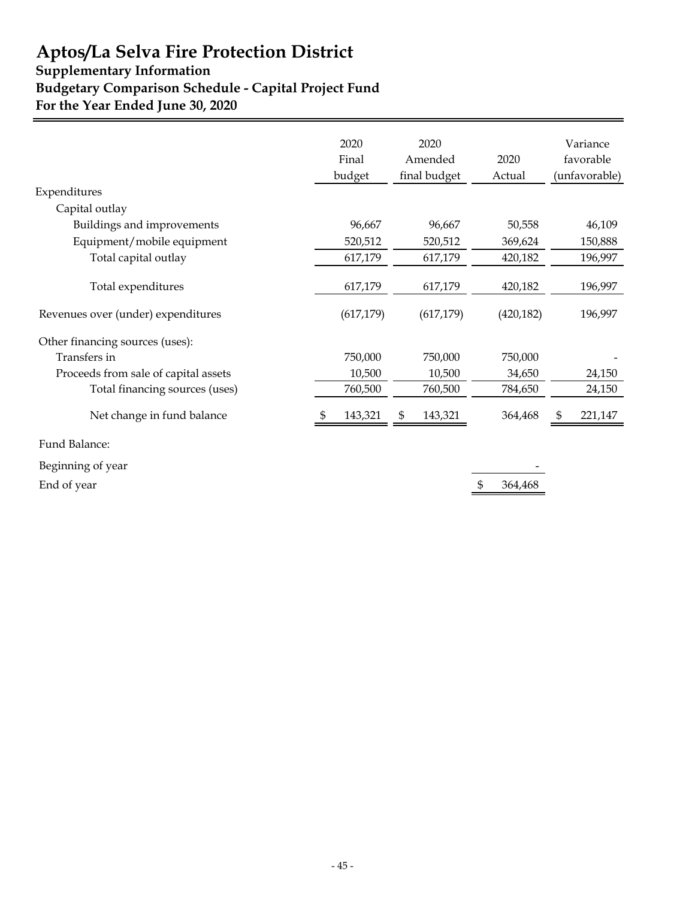# Aptos/La Selva Fire Protection District

## Supplementary Information

## Budgetary Comparison Schedule - Capital Project Fund

## For the Year Ended June 30, 2020

| | 2020 Final budget | 2020 Amended final budget | 2020 Actual | Variance favorable (unfavorable) |
|---|---|---|---|---|
| Expenditures | | | | |
| Capital outlay | | | | |
| Buildings and improvements | 96,667 | 96,667 | 50,558 | 46,109 |
| Equipment/mobile equipment | 520,512 | 520,512 | 369,624 | 150,888 |
| Total capital outlay | 617,179 | 617,179 | 420,182 | 196,997 |
| Total expenditures | 617,179 | 617,179 | 420,182 | 196,997 |
| Revenues over (under) expenditures | (617,179) | (617,179) | (420,182) | 196,997 |
| Other financing sources (uses): | | | | |
| Transfers in | 750,000 | 750,000 | 750,000 | - |
| Proceeds from sale of capital assets | 10,500 | 10,500 | 34,650 | 24,150 |
| Total financing sources (uses) | 760,500 | 760,500 | 784,650 | 24,150 |
| Net change in fund balance | $ 143,321 | $ 143,321 | 364,468 | $ 221,147 |
| Fund Balance: | | | | |
| Beginning of year | | | - | |
| End of year | | | $ 364,468 | |